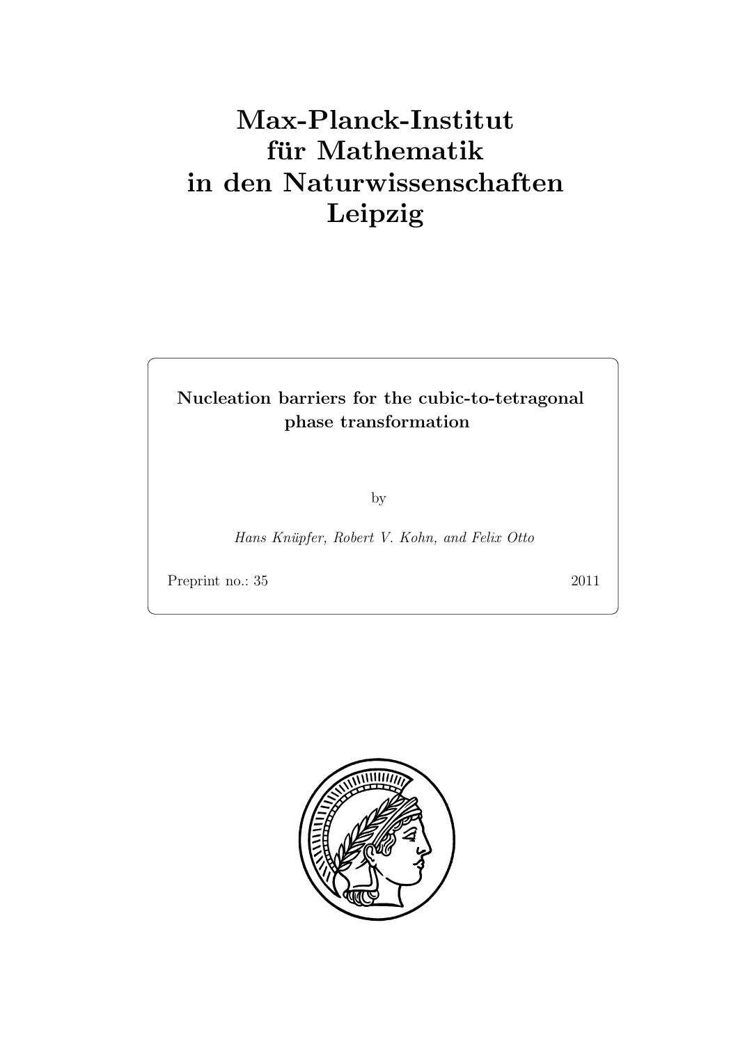# Max-Planck-Institut für Mathematik in den Naturwissenschaften Leipzig

**Nucleation barriers for the cubic-to-tetragonal phase transformation**

by

*Hans Knüpfer, Robert V. Kohn, and Felix Otto*

Preprint no.: 35 2011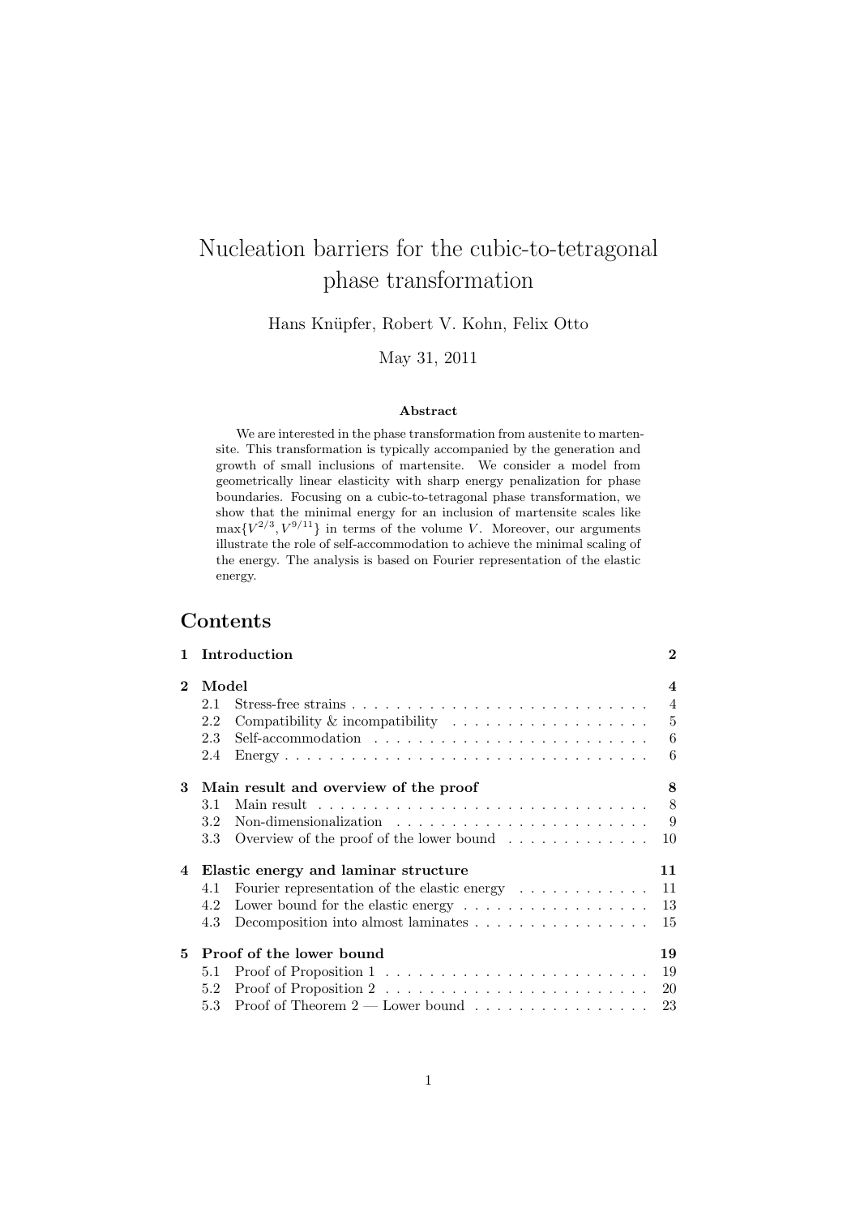# Nucleation barriers for the cubic-to-tetragonal phase transformation

Hans Knüpfer, Robert V. Kohn, Felix Otto

May 31, 2011

### Abstract

We are interested in the phase transformation from austenite to martensite. This transformation is typically accompanied by the generation and growth of small inclusions of martensite. We consider a model from geometrically linear elasticity with sharp energy penalization for phase boundaries. Focusing on a cubic-to-tetragonal phase transformation, we show that the minimal energy for an inclusion of martensite scales like $\max\{V^{2/3}, V^{9/11}\}$ in terms of the volume $V$. Moreover, our arguments illustrate the role of self-accommodation to achieve the minimal scaling of the energy. The analysis is based on Fourier representation of the elastic energy.

## Contents

**1 Introduction** — **2**

**2 Model** — **4**
- 2.1 Stress-free strains — 4
- 2.2 Compatibility & incompatibility — 5
- 2.3 Self-accommodation — 6
- 2.4 Energy — 6

**3 Main result and overview of the proof** — **8**
- 3.1 Main result — 8
- 3.2 Non-dimensionalization — 9
- 3.3 Overview of the proof of the lower bound — 10

**4 Elastic energy and laminar structure** — **11**
- 4.1 Fourier representation of the elastic energy — 11
- 4.2 Lower bound for the elastic energy — 13
- 4.3 Decomposition into almost laminates — 15

**5 Proof of the lower bound** — **19**
- 5.1 Proof of Proposition 1 — 19
- 5.2 Proof of Proposition 2 — 20
- 5.3 Proof of Theorem 2 — Lower bound — 23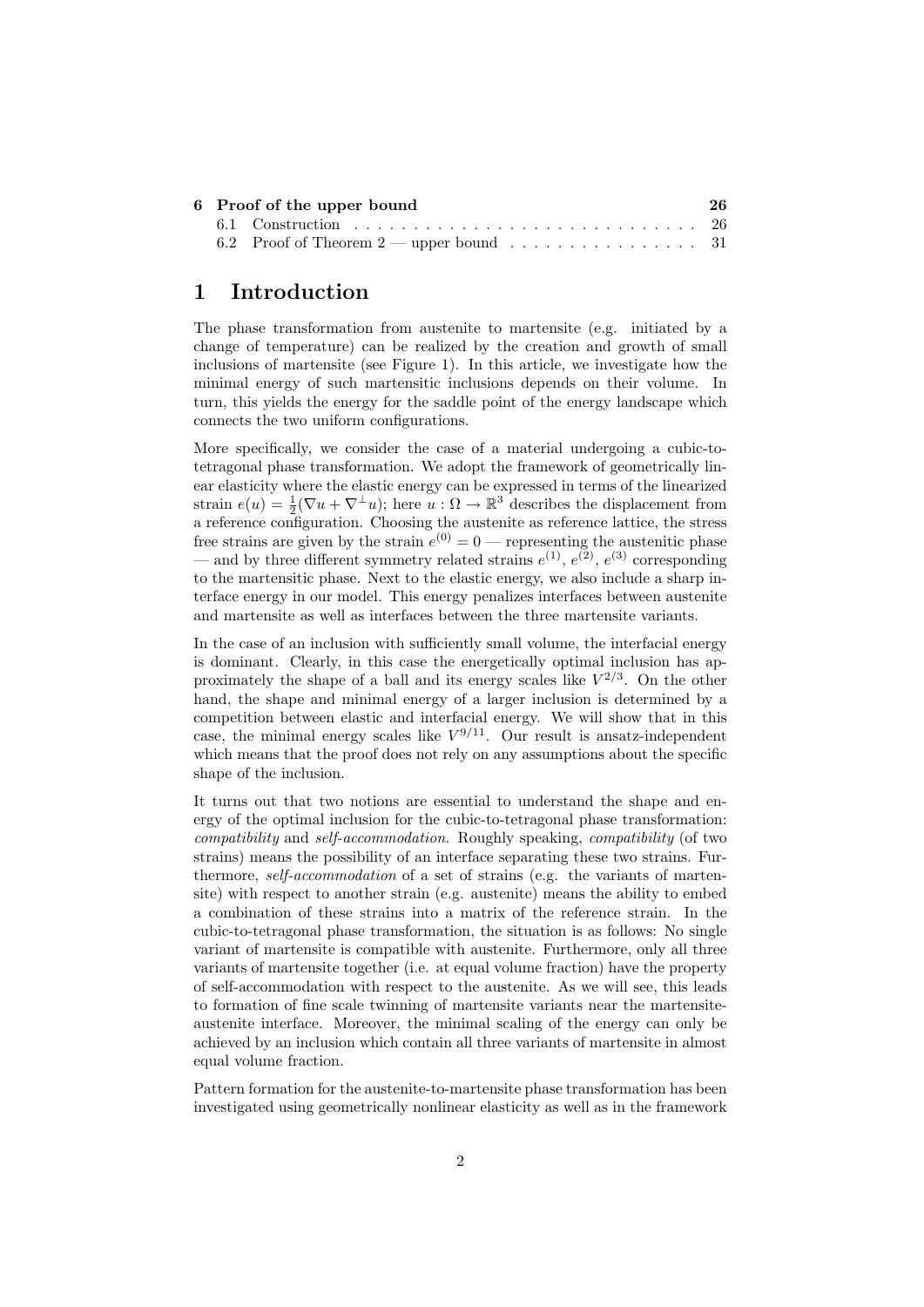| 6 Proof of the upper bound | 26 |
| --- | --- |
| 6.1 Construction | 26 |
| 6.2 Proof of Theorem 2 — upper bound | 31 |

# 1 Introduction

The phase transformation from austenite to martensite (e.g. initiated by a change of temperature) can be realized by the creation and growth of small inclusions of martensite (see Figure 1). In this article, we investigate how the minimal energy of such martensitic inclusions depends on their volume. In turn, this yields the energy for the saddle point of the energy landscape which connects the two uniform configurations.

More specifically, we consider the case of a material undergoing a cubic-to-tetragonal phase transformation. We adopt the framework of geometrically linear elasticity where the elastic energy can be expressed in terms of the linearized strain $e(u) = \frac{1}{2}(\nabla u + \nabla^{\perp} u)$; here $u : \Omega \to \mathbb{R}^3$ describes the displacement from a reference configuration. Choosing the austenite as reference lattice, the stress free strains are given by the strain $e^{(0)} = 0$ — representing the austenitic phase — and by three different symmetry related strains $e^{(1)}$, $e^{(2)}$, $e^{(3)}$ corresponding to the martensitic phase. Next to the elastic energy, we also include a sharp interface energy in our model. This energy penalizes interfaces between austenite and martensite as well as interfaces between the three martensite variants.

In the case of an inclusion with sufficiently small volume, the interfacial energy is dominant. Clearly, in this case the energetically optimal inclusion has approximately the shape of a ball and its energy scales like $V^{2/3}$. On the other hand, the shape and minimal energy of a larger inclusion is determined by a competition between elastic and interfacial energy. We will show that in this case, the minimal energy scales like $V^{9/11}$. Our result is ansatz-independent which means that the proof does not rely on any assumptions about the specific shape of the inclusion.

It turns out that two notions are essential to understand the shape and energy of the optimal inclusion for the cubic-to-tetragonal phase transformation: *compatibility* and *self-accommodation*. Roughly speaking, *compatibility* (of two strains) means the possibility of an interface separating these two strains. Furthermore, *self-accommodation* of a set of strains (e.g. the variants of martensite) with respect to another strain (e.g. austenite) means the ability to embed a combination of these strains into a matrix of the reference strain. In the cubic-to-tetragonal phase transformation, the situation is as follows: No single variant of martensite is compatible with austenite. Furthermore, only all three variants of martensite together (i.e. at equal volume fraction) have the property of self-accommodation with respect to the austenite. As we will see, this leads to formation of fine scale twinning of martensite variants near the martensite-austenite interface. Moreover, the minimal scaling of the energy can only be achieved by an inclusion which contain all three variants of martensite in almost equal volume fraction.

Pattern formation for the austenite-to-martensite phase transformation has been investigated using geometrically nonlinear elasticity as well as in the framework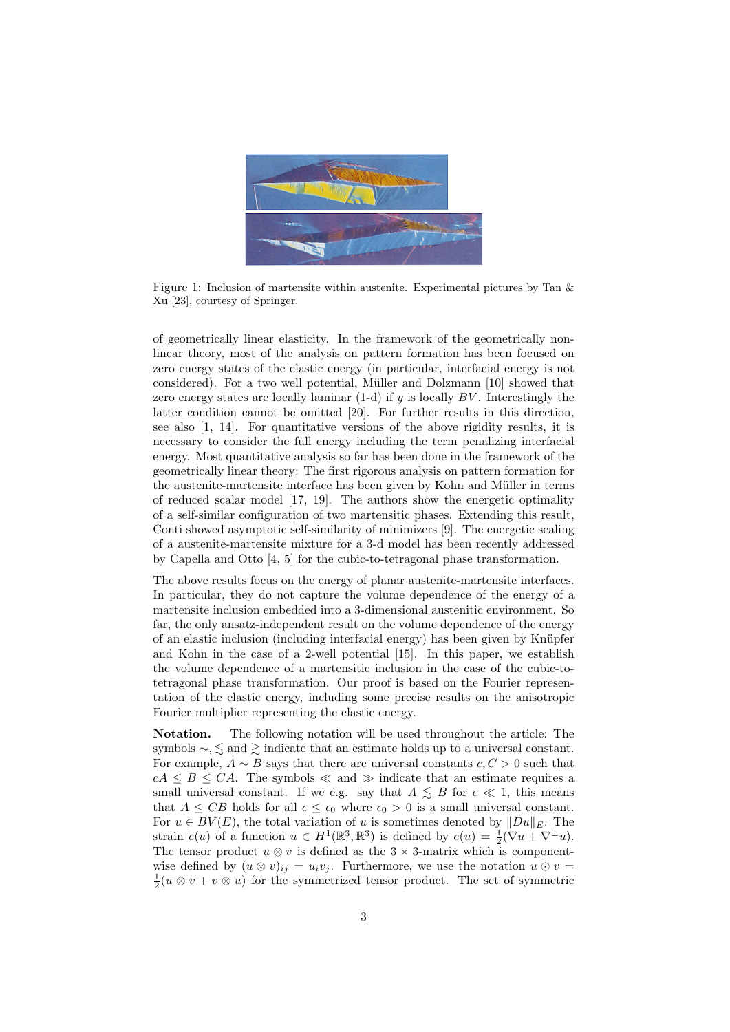Figure 1: Inclusion of martensite within austenite. Experimental pictures by Tan & Xu [23], courtesy of Springer.

of geometrically linear elasticity. In the framework of the geometrically nonlinear theory, most of the analysis on pattern formation has been focused on zero energy states of the elastic energy (in particular, interfacial energy is not considered). For a two well potential, Müller and Dolzmann [10] showed that zero energy states are locally laminar (1-d) if $y$ is locally $BV$. Interestingly the latter condition cannot be omitted [20]. For further results in this direction, see also [1, 14]. For quantitative versions of the above rigidity results, it is necessary to consider the full energy including the term penalizing interfacial energy. Most quantitative analysis so far has been done in the framework of the geometrically linear theory: The first rigorous analysis on pattern formation for the austenite-martensite interface has been given by Kohn and Müller in terms of reduced scalar model [17, 19]. The authors show the energetic optimality of a self-similar configuration of two martensitic phases. Extending this result, Conti showed asymptotic self-similarity of minimizers [9]. The energetic scaling of a austenite-martensite mixture for a 3-d model has been recently addressed by Capella and Otto [4, 5] for the cubic-to-tetragonal phase transformation.

The above results focus on the energy of planar austenite-martensite interfaces. In particular, they do not capture the volume dependence of the energy of a martensite inclusion embedded into a 3-dimensional austenitic environment. So far, the only ansatz-independent result on the volume dependence of the energy of an elastic inclusion (including interfacial energy) has been given by Knüpfer and Kohn in the case of a 2-well potential [15]. In this paper, we establish the volume dependence of a martensitic inclusion in the case of the cubic-to-tetragonal phase transformation. Our proof is based on the Fourier representation of the elastic energy, including some precise results on the anisotropic Fourier multiplier representing the elastic energy.

**Notation.** The following notation will be used throughout the article: The symbols $\sim, \lesssim$ and $\gtrsim$ indicate that an estimate holds up to a universal constant. For example, $A \sim B$ says that there are universal constants $c, C > 0$ such that $cA \leq B \leq CA$. The symbols $\ll$ and $\gg$ indicate that an estimate requires a small universal constant. If we e.g. say that $A \lesssim B$ for $\epsilon \ll 1$, this means that $A \leq CB$ holds for all $\epsilon \leq \epsilon_0$ where $\epsilon_0 > 0$ is a small universal constant. For $u \in BV(E)$, the total variation of $u$ is sometimes denoted by $\|Du\|_E$. The strain $e(u)$ of a function $u \in H^1(\mathbb{R}^3, \mathbb{R}^3)$ is defined by $e(u) = \frac{1}{2}(\nabla u + \nabla^{\perp} u)$. The tensor product $u \otimes v$ is defined as the $3 \times 3$-matrix which is componentwise defined by $(u \otimes v)_{ij} = u_i v_j$. Furthermore, we use the notation $u \odot v = \frac{1}{2}(u \otimes v + v \otimes u)$ for the symmetrized tensor product. The set of symmetric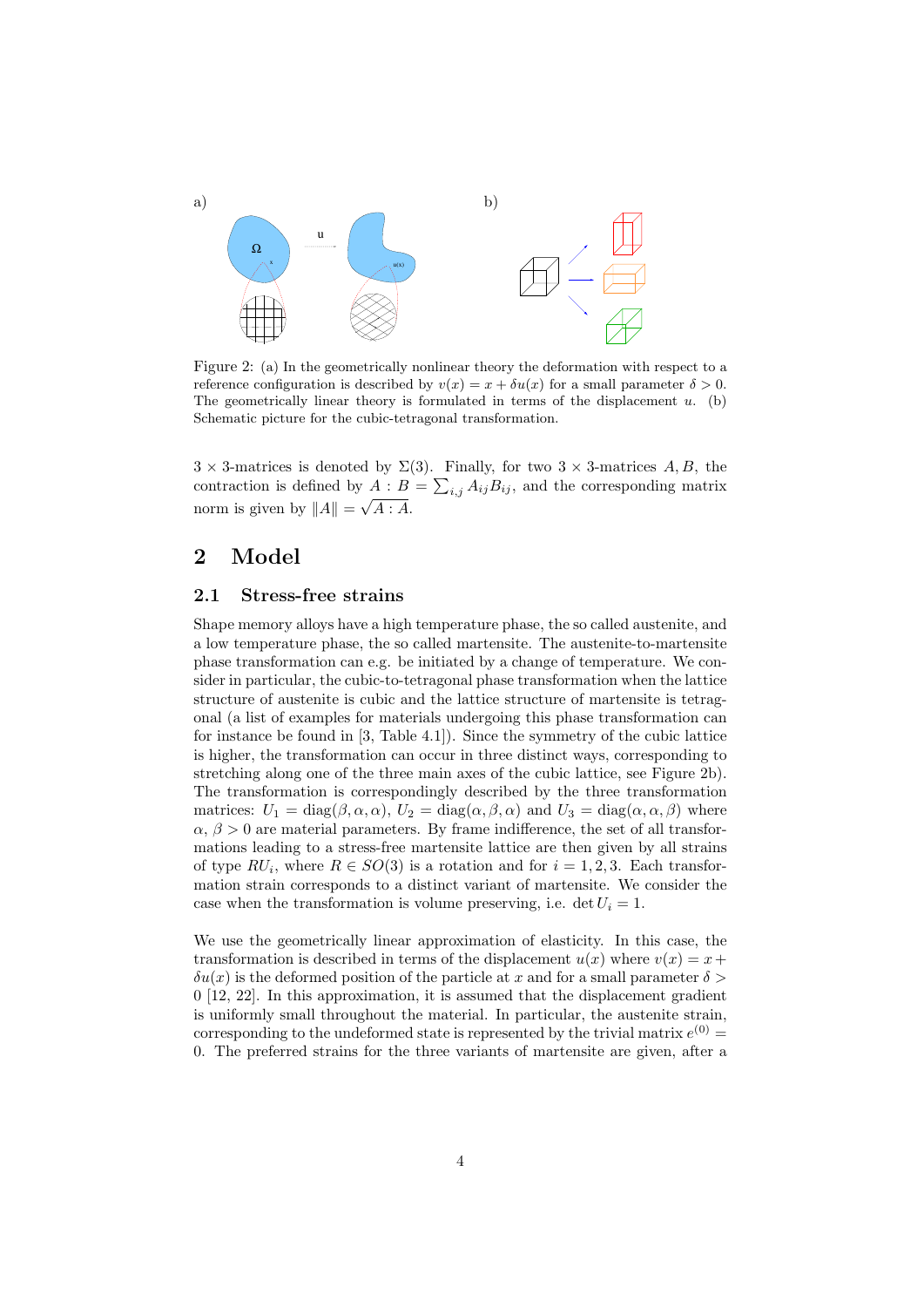a) b)

Figure 2: (a) In the geometrically nonlinear theory the deformation with respect to a reference configuration is described by $v(x) = x + \delta u(x)$ for a small parameter $\delta > 0$. The geometrically linear theory is formulated in terms of the displacement $u$. (b) Schematic picture for the cubic-tetragonal transformation.

$3 \times 3$-matrices is denoted by $\Sigma(3)$. Finally, for two $3 \times 3$-matrices $A, B$, the contraction is defined by $A : B = \sum_{i,j} A_{ij} B_{ij}$, and the corresponding matrix norm is given by $\|A\| = \sqrt{A : A}$.

## 2 Model

### 2.1 Stress-free strains

Shape memory alloys have a high temperature phase, the so called austenite, and a low temperature phase, the so called martensite. The austenite-to-martensite phase transformation can e.g. be initiated by a change of temperature. We consider in particular, the cubic-to-tetragonal phase transformation when the lattice structure of austenite is cubic and the lattice structure of martensite is tetragonal (a list of examples for materials undergoing this phase transformation can for instance be found in [3, Table 4.1]). Since the symmetry of the cubic lattice is higher, the transformation can occur in three distinct ways, corresponding to stretching along one of the three main axes of the cubic lattice, see Figure 2b). The transformation is correspondingly described by the three transformation matrices: $U_1 = \operatorname{diag}(\beta, \alpha, \alpha)$, $U_2 = \operatorname{diag}(\alpha, \beta, \alpha)$ and $U_3 = \operatorname{diag}(\alpha, \alpha, \beta)$ where $\alpha$, $\beta > 0$ are material parameters. By frame indifference, the set of all transformations leading to a stress-free martensite lattice are then given by all strains of type $RU_i$, where $R \in SO(3)$ is a rotation and for $i = 1, 2, 3$. Each transformation strain corresponds to a distinct variant of martensite. We consider the case when the transformation is volume preserving, i.e. $\det U_i = 1$.

We use the geometrically linear approximation of elasticity. In this case, the transformation is described in terms of the displacement $u(x)$ where $v(x) = x + \delta u(x)$ is the deformed position of the particle at $x$ and for a small parameter $\delta > 0$ [12, 22]. In this approximation, it is assumed that the displacement gradient is uniformly small throughout the material. In particular, the austenite strain, corresponding to the undeformed state is represented by the trivial matrix $e^{(0)} = 0$. The preferred strains for the three variants of martensite are given, after a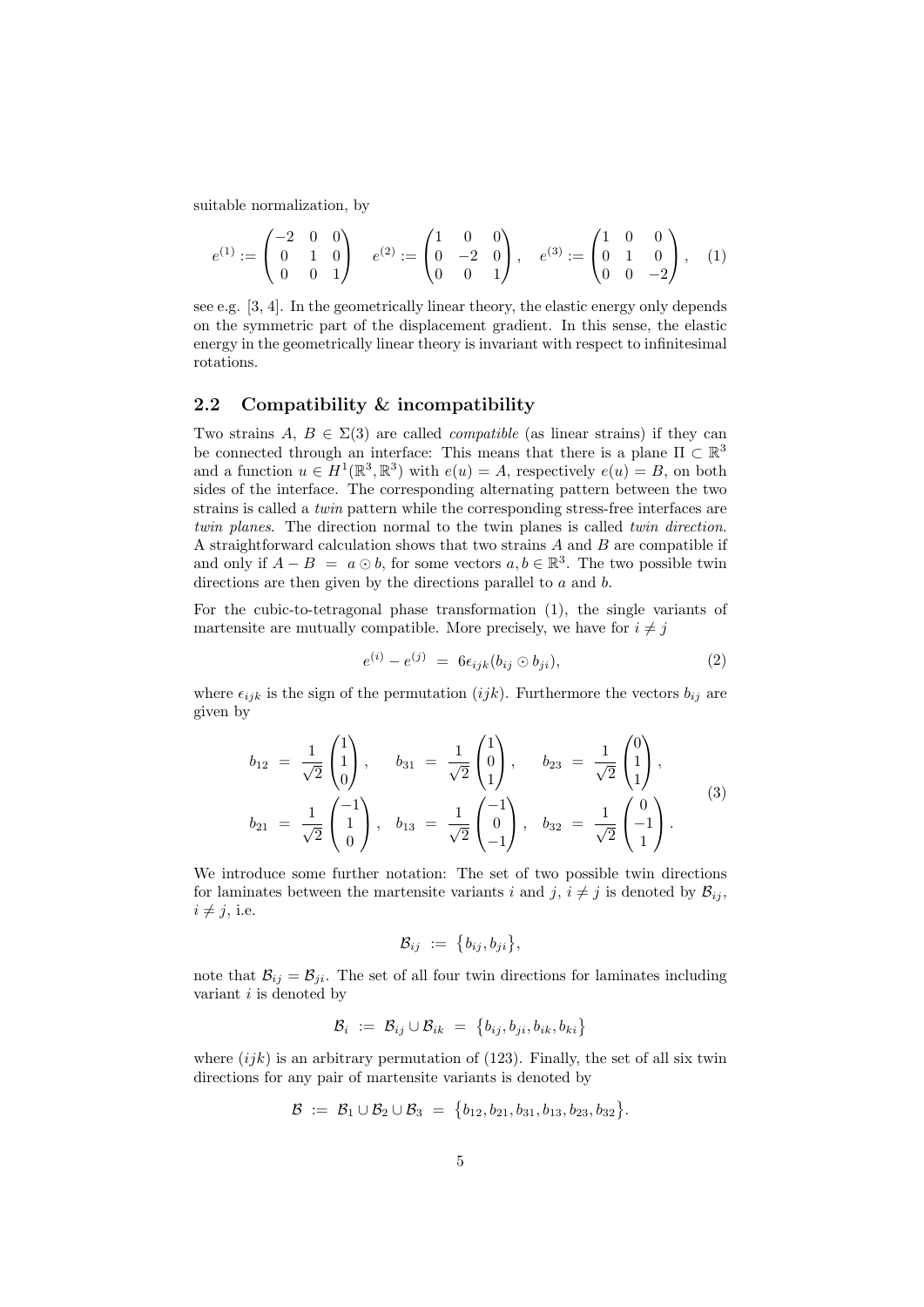suitable normalization, by

$$e^{(1)} := \begin{pmatrix} -2 & 0 & 0 \\ 0 & 1 & 0 \\ 0 & 0 & 1 \end{pmatrix} \quad e^{(2)} := \begin{pmatrix} 1 & 0 & 0 \\ 0 & -2 & 0 \\ 0 & 0 & 1 \end{pmatrix}, \quad e^{(3)} := \begin{pmatrix} 1 & 0 & 0 \\ 0 & 1 & 0 \\ 0 & 0 & -2 \end{pmatrix}, \tag{1}$$

see e.g. [3, 4]. In the geometrically linear theory, the elastic energy only depends on the symmetric part of the displacement gradient. In this sense, the elastic energy in the geometrically linear theory is invariant with respect to infinitesimal rotations.

### 2.2 Compatibility & incompatibility

Two strains $A$, $B \in \Sigma(3)$ are called *compatible* (as linear strains) if they can be connected through an interface: This means that there is a plane $\Pi \subset \mathbb{R}^3$ and a function $u \in H^1(\mathbb{R}^3, \mathbb{R}^3)$ with $e(u) = A$, respectively $e(u) = B$, on both sides of the interface. The corresponding alternating pattern between the two strains is called a *twin* pattern while the corresponding stress-free interfaces are *twin planes*. The direction normal to the twin planes is called *twin direction*. A straightforward calculation shows that two strains $A$ and $B$ are compatible if and only if $A - B = a \odot b$, for some vectors $a, b \in \mathbb{R}^3$. The two possible twin directions are then given by the directions parallel to $a$ and $b$.

For the cubic-to-tetragonal phase transformation (1), the single variants of martensite are mutually compatible. More precisely, we have for $i \neq j$

$$e^{(i)} - e^{(j)} = 6\epsilon_{ijk}(b_{ij} \odot b_{ji}), \tag{2}$$

where $\epsilon_{ijk}$ is the sign of the permutation $(ijk)$. Furthermore the vectors $b_{ij}$ are given by

$$\begin{aligned} b_{12} &= \frac{1}{\sqrt{2}} \begin{pmatrix} 1 \\ 1 \\ 0 \end{pmatrix}, \quad & b_{31} &= \frac{1}{\sqrt{2}} \begin{pmatrix} 1 \\ 0 \\ 1 \end{pmatrix}, \quad & b_{23} &= \frac{1}{\sqrt{2}} \begin{pmatrix} 0 \\ 1 \\ 1 \end{pmatrix}, \\ b_{21} &= \frac{1}{\sqrt{2}} \begin{pmatrix} -1 \\ 1 \\ 0 \end{pmatrix}, \quad & b_{13} &= \frac{1}{\sqrt{2}} \begin{pmatrix} -1 \\ 0 \\ -1 \end{pmatrix}, \quad & b_{32} &= \frac{1}{\sqrt{2}} \begin{pmatrix} 0 \\ -1 \\ 1 \end{pmatrix}. \end{aligned} \tag{3}$$

We introduce some further notation: The set of two possible twin directions for laminates between the martensite variants $i$ and $j$, $i \neq j$ is denoted by $\mathcal{B}_{ij}$, $i \neq j$, i.e.

$$\mathcal{B}_{ij} := \{b_{ij}, b_{ji}\},$$

note that $\mathcal{B}_{ij} = \mathcal{B}_{ji}$. The set of all four twin directions for laminates including variant $i$ is denoted by

$$\mathcal{B}_i := \mathcal{B}_{ij} \cup \mathcal{B}_{ik} = \{b_{ij}, b_{ji}, b_{ik}, b_{ki}\}$$

where $(ijk)$ is an arbitrary permutation of (123). Finally, the set of all six twin directions for any pair of martensite variants is denoted by

$$\mathcal{B} := \mathcal{B}_1 \cup \mathcal{B}_2 \cup \mathcal{B}_3 = \{b_{12}, b_{21}, b_{31}, b_{13}, b_{23}, b_{32}\}.$$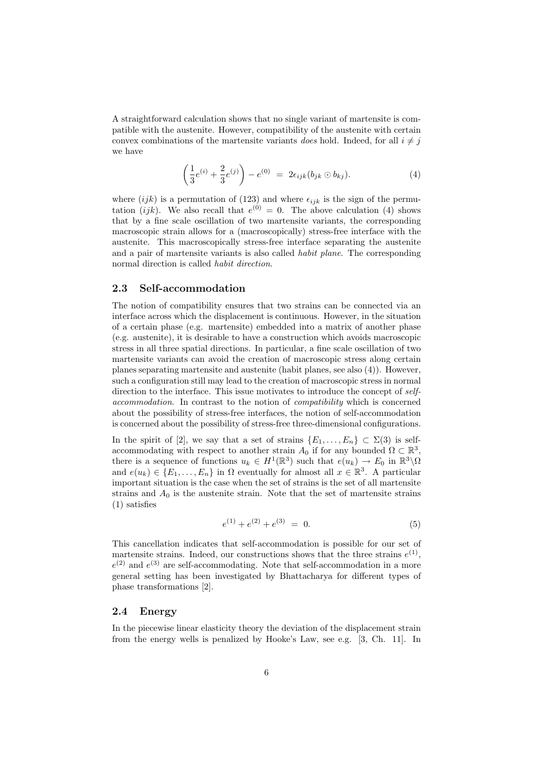A straightforward calculation shows that no single variant of martensite is compatible with the austenite. However, compatibility of the austenite with certain convex combinations of the martensite variants *does* hold. Indeed, for all $i \neq j$ we have

$$\left(\frac{1}{3}e^{(i)} + \frac{2}{3}e^{(j)}\right) - e^{(0)} \;=\; 2\epsilon_{ijk}(b_{jk} \odot b_{kj}). \tag{4}$$

where $(ijk)$ is a permutation of (123) and where $\epsilon_{ijk}$ is the sign of the permutation $(ijk)$. We also recall that $e^{(0)} = 0$. The above calculation (4) shows that by a fine scale oscillation of two martensite variants, the corresponding macroscopic strain allows for a (macroscopically) stress-free interface with the austenite. This macroscopically stress-free interface separating the austenite and a pair of martensite variants is also called *habit plane*. The corresponding normal direction is called *habit direction*.

## 2.3 Self-accommodation

The notion of compatibility ensures that two strains can be connected via an interface across which the displacement is continuous. However, in the situation of a certain phase (e.g. martensite) embedded into a matrix of another phase (e.g. austenite), it is desirable to have a construction which avoids macroscopic stress in all three spatial directions. In particular, a fine scale oscillation of two martensite variants can avoid the creation of macroscopic stress along certain planes separating martensite and austenite (habit planes, see also (4)). However, such a configuration still may lead to the creation of macroscopic stress in normal direction to the interface. This issue motivates to introduce the concept of *self-accommodation*. In contrast to the notion of *compatibility* which is concerned about the possibility of stress-free interfaces, the notion of self-accommodation is concerned about the possibility of stress-free three-dimensional configurations.

In the spirit of [2], we say that a set of strains $\{E_1, \ldots, E_n\} \subset \Sigma(3)$ is self-accommodating with respect to another strain $A_0$ if for any bounded $\Omega \subset \mathbb{R}^3$, there is a sequence of functions $u_k \in H^1(\mathbb{R}^3)$ such that $e(u_k) \to E_0$ in $\mathbb{R}^3 \backslash \Omega$ and $e(u_k) \in \{E_1, \ldots, E_n\}$ in $\Omega$ eventually for almost all $x \in \mathbb{R}^3$. A particular important situation is the case when the set of strains is the set of all martensite strains and $A_0$ is the austenite strain. Note that the set of martensite strains (1) satisfies

$$e^{(1)} + e^{(2)} + e^{(3)} \;=\; 0. \tag{5}$$

This cancellation indicates that self-accommodation is possible for our set of martensite strains. Indeed, our constructions shows that the three strains $e^{(1)}$, $e^{(2)}$ and $e^{(3)}$ are self-accommodating. Note that self-accommodation in a more general setting has been investigated by Bhattacharya for different types of phase transformations [2].

## 2.4 Energy

In the piecewise linear elasticity theory the deviation of the displacement strain from the energy wells is penalized by Hooke's Law, see e.g. [3, Ch. 11]. In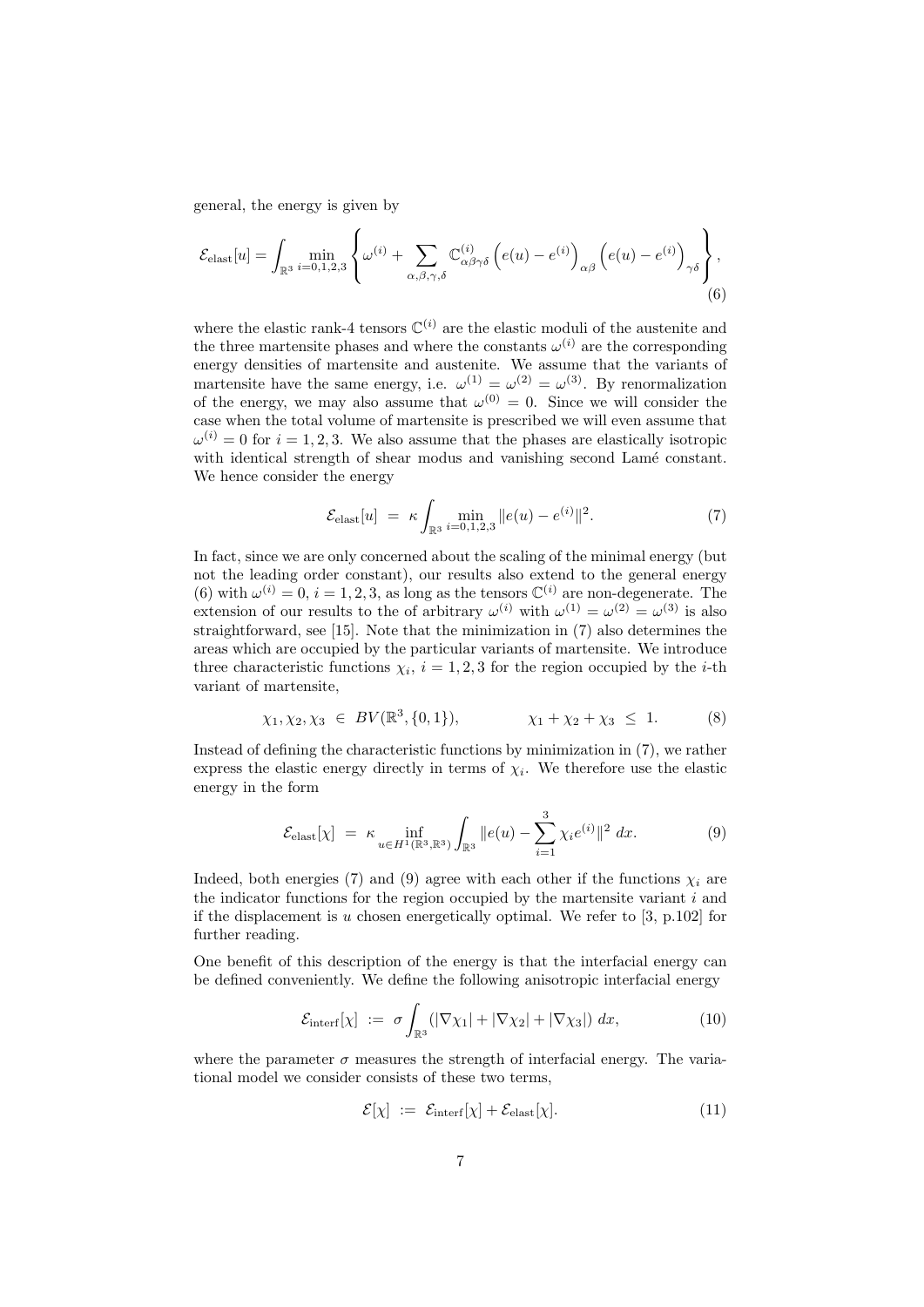general, the energy is given by

$$\mathcal{E}_{\text{elast}}[u] = \int_{\mathbb{R}^3} \min_{i=0,1,2,3} \left\{ \omega^{(i)} + \sum_{\alpha,\beta,\gamma,\delta} \mathbb{C}^{(i)}_{\alpha\beta\gamma\delta} \left(e(u) - e^{(i)}\right)_{\alpha\beta} \left(e(u) - e^{(i)}\right)_{\gamma\delta} \right\}, \tag{6}$$

where the elastic rank-4 tensors $\mathbb{C}^{(i)}$ are the elastic moduli of the austenite and the three martensite phases and where the constants $\omega^{(i)}$ are the corresponding energy densities of martensite and austenite. We assume that the variants of martensite have the same energy, i.e. $\omega^{(1)} = \omega^{(2)} = \omega^{(3)}$. By renormalization of the energy, we may also assume that $\omega^{(0)} = 0$. Since we will consider the case when the total volume of martensite is prescribed we will even assume that $\omega^{(i)} = 0$ for $i = 1, 2, 3$. We also assume that the phases are elastically isotropic with identical strength of shear modus and vanishing second Lamé constant. We hence consider the energy

$$\mathcal{E}_{\text{elast}}[u] \ = \ \kappa \int_{\mathbb{R}^3} \min_{i=0,1,2,3} \|e(u) - e^{(i)}\|^2. \tag{7}$$

In fact, since we are only concerned about the scaling of the minimal energy (but not the leading order constant), our results also extend to the general energy (6) with $\omega^{(i)} = 0$, $i = 1, 2, 3$, as long as the tensors $\mathbb{C}^{(i)}$ are non-degenerate. The extension of our results to the of arbitrary $\omega^{(i)}$ with $\omega^{(1)} = \omega^{(2)} = \omega^{(3)}$ is also straightforward, see [15]. Note that the minimization in (7) also determines the areas which are occupied by the particular variants of martensite. We introduce three characteristic functions $\chi_i$, $i = 1, 2, 3$ for the region occupied by the $i$-th variant of martensite,

$$\chi_1, \chi_2, \chi_3 \ \in \ BV(\mathbb{R}^3, \{0, 1\}), \qquad\qquad \chi_1 + \chi_2 + \chi_3 \ \leq \ 1. \tag{8}$$

Instead of defining the characteristic functions by minimization in (7), we rather express the elastic energy directly in terms of $\chi_i$. We therefore use the elastic energy in the form

$$\mathcal{E}_{\text{elast}}[\chi] \ = \ \kappa \inf_{u \in H^1(\mathbb{R}^3, \mathbb{R}^3)} \int_{\mathbb{R}^3} \|e(u) - \sum_{i=1}^{3} \chi_i e^{(i)}\|^2 \ dx. \tag{9}$$

Indeed, both energies (7) and (9) agree with each other if the functions $\chi_i$ are the indicator functions for the region occupied by the martensite variant $i$ and if the displacement is $u$ chosen energetically optimal. We refer to [3, p.102] for further reading.

One benefit of this description of the energy is that the interfacial energy can be defined conveniently. We define the following anisotropic interfacial energy

$$\mathcal{E}_{\text{interf}}[\chi] \ := \ \sigma \int_{\mathbb{R}^3} \left(|\nabla \chi_1| + |\nabla \chi_2| + |\nabla \chi_3|\right) \ dx, \tag{10}$$

where the parameter $\sigma$ measures the strength of interfacial energy. The variational model we consider consists of these two terms,

$$\mathcal{E}[\chi] \ := \ \mathcal{E}_{\text{interf}}[\chi] + \mathcal{E}_{\text{elast}}[\chi]. \tag{11}$$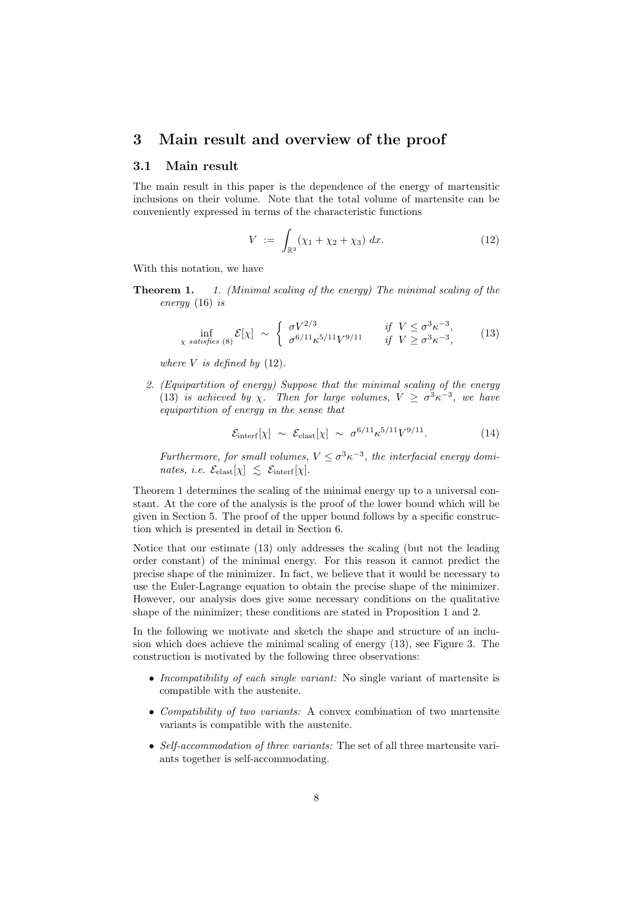# 3 Main result and overview of the proof

## 3.1 Main result

The main result in this paper is the dependence of the energy of martensitic inclusions on their volume. Note that the total volume of martensite can be conveniently expressed in terms of the characteristic functions

$$V \ := \ \int_{\mathbb{R}^3} (\chi_1 + \chi_2 + \chi_3) \ dx. \tag{12}$$

With this notation, we have

**Theorem 1.** *1. (Minimal scaling of the energy) The minimal scaling of the energy* (16) *is*

$$\inf_{\chi \text{ satisfies } (8)} \mathcal{E}[\chi] \ \sim \ \begin{cases} \sigma V^{2/3} & \text{if } \ V \leq \sigma^3 \kappa^{-3}, \\ \sigma^{6/11} \kappa^{5/11} V^{9/11} & \text{if } \ V \geq \sigma^3 \kappa^{-3}, \end{cases} \tag{13}$$

*where $V$ is defined by* (12).

*2. (Equipartition of energy) Suppose that the minimal scaling of the energy* (13) *is achieved by $\chi$. Then for large volumes, $V \geq \sigma^3 \kappa^{-3}$, we have equipartition of energy in the sense that*

$$\mathcal{E}_{\text{interf}}[\chi] \ \sim \ \mathcal{E}_{\text{elast}}[\chi] \ \sim \ \sigma^{6/11} \kappa^{5/11} V^{9/11}. \tag{14}$$

*Furthermore, for small volumes, $V \leq \sigma^3 \kappa^{-3}$, the interfacial energy dominates, i.e. $\mathcal{E}_{\text{elast}}[\chi] \ \lesssim \ \mathcal{E}_{\text{interf}}[\chi]$.*

Theorem 1 determines the scaling of the minimal energy up to a universal constant. At the core of the analysis is the proof of the lower bound which will be given in Section 5. The proof of the upper bound follows by a specific construction which is presented in detail in Section 6.

Notice that our estimate (13) only addresses the scaling (but not the leading order constant) of the minimal energy. For this reason it cannot predict the precise shape of the minimizer. In fact, we believe that it would be necessary to use the Euler-Lagrange equation to obtain the precise shape of the minimizer. However, our analysis does give some necessary conditions on the qualitative shape of the minimizer; these conditions are stated in Proposition 1 and 2.

In the following we motivate and sketch the shape and structure of an inclusion which does achieve the minimal scaling of energy (13), see Figure 3. The construction is motivated by the following three observations:

- *Incompatibility of each single variant:* No single variant of martensite is compatible with the austenite.
- *Compatibility of two variants:* A convex combination of two martensite variants is compatible with the austenite.
- *Self-accommodation of three variants:* The set of all three martensite variants together is self-accommodating.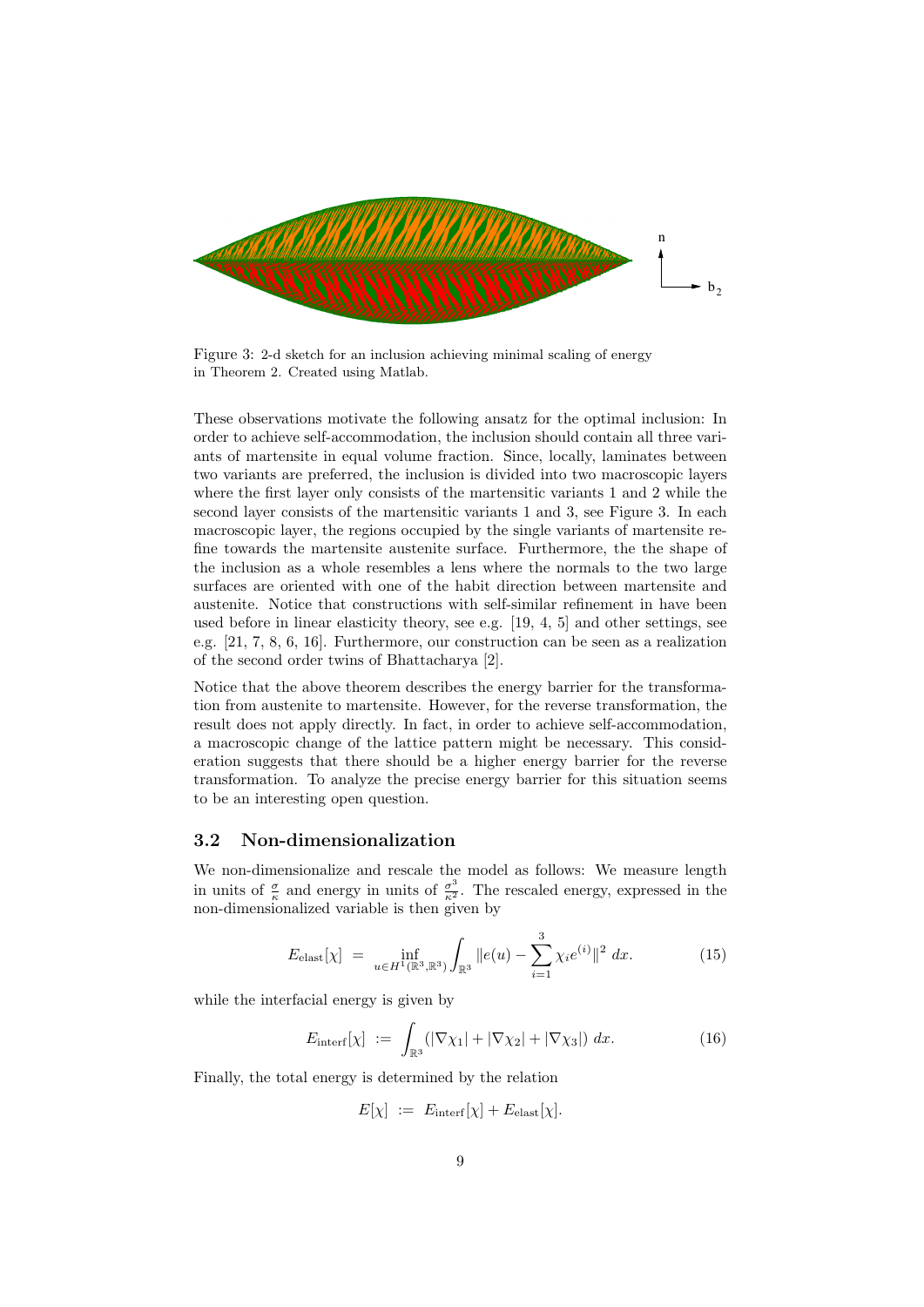Figure 3: 2-d sketch for an inclusion achieving minimal scaling of energy in Theorem 2. Created using Matlab.

These observations motivate the following ansatz for the optimal inclusion: In order to achieve self-accommodation, the inclusion should contain all three variants of martensite in equal volume fraction. Since, locally, laminates between two variants are preferred, the inclusion is divided into two macroscopic layers where the first layer only consists of the martensitic variants 1 and 2 while the second layer consists of the martensitic variants 1 and 3, see Figure 3. In each macroscopic layer, the regions occupied by the single variants of martensite refine towards the martensite austenite surface. Furthermore, the the shape of the inclusion as a whole resembles a lens where the normals to the two large surfaces are oriented with one of the habit direction between martensite and austenite. Notice that constructions with self-similar refinement in have been used before in linear elasticity theory, see e.g. [19, 4, 5] and other settings, see e.g. [21, 7, 8, 6, 16]. Furthermore, our construction can be seen as a realization of the second order twins of Bhattacharya [2].

Notice that the above theorem describes the energy barrier for the transformation from austenite to martensite. However, for the reverse transformation, the result does not apply directly. In fact, in order to achieve self-accommodation, a macroscopic change of the lattice pattern might be necessary. This consideration suggests that there should be a higher energy barrier for the reverse transformation. To analyze the precise energy barrier for this situation seems to be an interesting open question.

## 3.2 Non-dimensionalization

We non-dimensionalize and rescale the model as follows: We measure length in units of $\frac{\sigma}{\kappa}$ and energy in units of $\frac{\sigma^3}{\kappa^2}$. The rescaled energy, expressed in the non-dimensionalized variable is then given by

$$E_{\mathrm{elast}}[\chi] \;=\; \inf_{u \in H^1(\mathbb{R}^3,\mathbb{R}^3)} \int_{\mathbb{R}^3} \|e(u) - \sum_{i=1}^{3} \chi_i e^{(i)}\|^2 \; dx. \tag{15}$$

while the interfacial energy is given by

$$E_{\mathrm{interf}}[\chi] \;:=\; \int_{\mathbb{R}^3} \left(|\nabla \chi_1| + |\nabla \chi_2| + |\nabla \chi_3|\right) \, dx. \tag{16}$$

Finally, the total energy is determined by the relation

$$E[\chi] \;:=\; E_{\mathrm{interf}}[\chi] + E_{\mathrm{elast}}[\chi].$$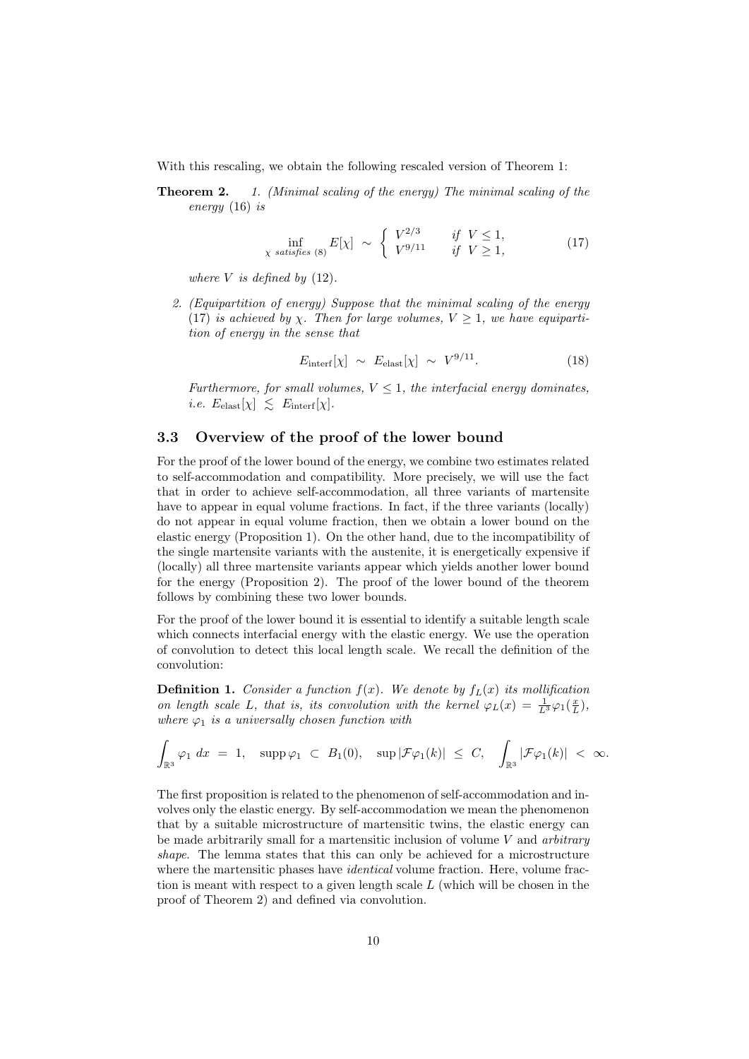With this rescaling, we obtain the following rescaled version of Theorem 1:

**Theorem 2.** *1. (Minimal scaling of the energy) The minimal scaling of the energy* (16) *is*

$$\inf_{\chi \text{ satisfies (8)}} E[\chi] \;\sim\; \begin{cases} V^{2/3} & \text{if } V \le 1, \\ V^{9/11} & \text{if } V \ge 1, \end{cases} \tag{17}$$

*where $V$ is defined by* (12).

*2. (Equipartition of energy) Suppose that the minimal scaling of the energy* (17) *is achieved by $\chi$. Then for large volumes, $V \ge 1$, we have equipartition of energy in the sense that*

$$E_{\text{interf}}[\chi] \;\sim\; E_{\text{elast}}[\chi] \;\sim\; V^{9/11}. \tag{18}$$

*Furthermore, for small volumes, $V \le 1$, the interfacial energy dominates, i.e. $E_{\text{elast}}[\chi] \;\lesssim\; E_{\text{interf}}[\chi]$.*

### 3.3 Overview of the proof of the lower bound

For the proof of the lower bound of the energy, we combine two estimates related to self-accommodation and compatibility. More precisely, we will use the fact that in order to achieve self-accommodation, all three variants of martensite have to appear in equal volume fractions. In fact, if the three variants (locally) do not appear in equal volume fraction, then we obtain a lower bound on the elastic energy (Proposition 1). On the other hand, due to the incompatibility of the single martensite variants with the austenite, it is energetically expensive if (locally) all three martensite variants appear which yields another lower bound for the energy (Proposition 2). The proof of the lower bound of the theorem follows by combining these two lower bounds.

For the proof of the lower bound it is essential to identify a suitable length scale which connects interfacial energy with the elastic energy. We use the operation of convolution to detect this local length scale. We recall the definition of the convolution:

**Definition 1.** *Consider a function $f(x)$. We denote by $f_L(x)$ its mollification on length scale $L$, that is, its convolution with the kernel $\varphi_L(x) = \frac{1}{L^3}\varphi_1(\frac{x}{L})$, where $\varphi_1$ is a universally chosen function with*

$$\int_{\mathbb{R}^3} \varphi_1 \, dx \;=\; 1, \quad \operatorname{supp} \varphi_1 \;\subset\; B_1(0), \quad \sup |\mathcal{F}\varphi_1(k)| \;\le\; C, \quad \int_{\mathbb{R}^3} |\mathcal{F}\varphi_1(k)| \;<\; \infty.$$

The first proposition is related to the phenomenon of self-accommodation and involves only the elastic energy. By self-accommodation we mean the phenomenon that by a suitable microstructure of martensitic twins, the elastic energy can be made arbitrarily small for a martensitic inclusion of volume $V$ and *arbitrary shape*. The lemma states that this can only be achieved for a microstructure where the martensitic phases have *identical* volume fraction. Here, volume fraction is meant with respect to a given length scale $L$ (which will be chosen in the proof of Theorem 2) and defined via convolution.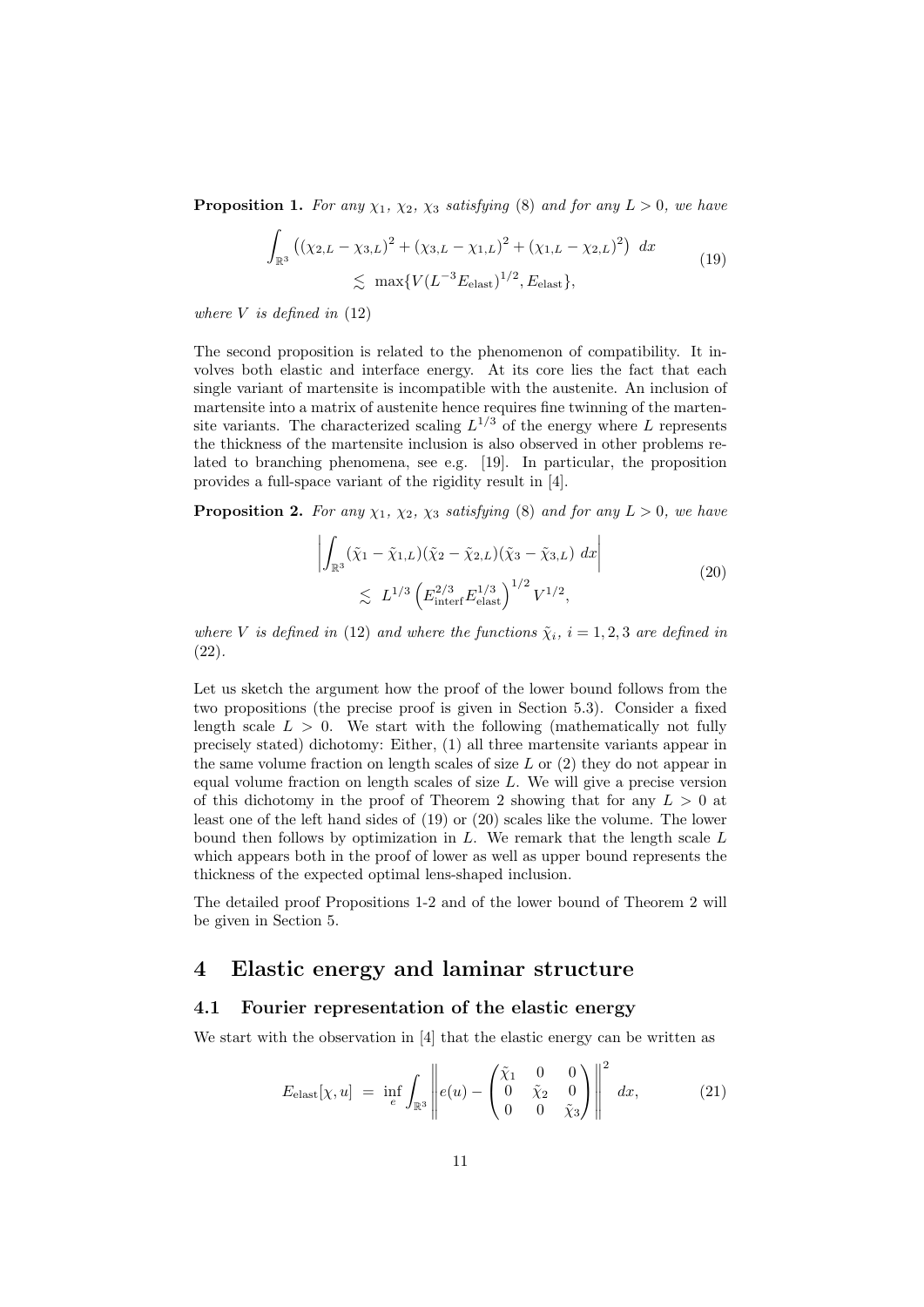**Proposition 1.** *For any $\chi_1$, $\chi_2$, $\chi_3$ satisfying* (8) *and for any $L > 0$, we have*

$$\int_{\mathbb{R}^3} \left( (\chi_{2,L} - \chi_{3,L})^2 + (\chi_{3,L} - \chi_{1,L})^2 + (\chi_{1,L} - \chi_{2,L})^2 \right) \, dx \\ \lesssim \max\{V(L^{-3}E_{\text{elast}})^{1/2}, E_{\text{elast}}\}, \tag{19}$$

*where $V$ is defined in* (12)

The second proposition is related to the phenomenon of compatibility. It involves both elastic and interface energy. At its core lies the fact that each single variant of martensite is incompatible with the austenite. An inclusion of martensite into a matrix of austenite hence requires fine twinning of the martensite variants. The characterized scaling $L^{1/3}$ of the energy where $L$ represents the thickness of the martensite inclusion is also observed in other problems related to branching phenomena, see e.g. [19]. In particular, the proposition provides a full-space variant of the rigidity result in [4].

**Proposition 2.** *For any $\chi_1$, $\chi_2$, $\chi_3$ satisfying* (8) *and for any $L > 0$, we have*

$$\left| \int_{\mathbb{R}^3} (\tilde{\chi}_1 - \tilde{\chi}_{1,L})(\tilde{\chi}_2 - \tilde{\chi}_{2,L})(\tilde{\chi}_3 - \tilde{\chi}_{3,L}) \, dx \right| \\ \lesssim L^{1/3} \left( E_{\text{interf}}^{2/3} E_{\text{elast}}^{1/3} \right)^{1/2} V^{1/2}, \tag{20}$$

*where $V$ is defined in* (12) *and where the functions $\tilde{\chi}_i$, $i = 1, 2, 3$ are defined in* (22).

Let us sketch the argument how the proof of the lower bound follows from the two propositions (the precise proof is given in Section 5.3). Consider a fixed length scale $L > 0$. We start with the following (mathematically not fully precisely stated) dichotomy: Either, (1) all three martensite variants appear in the same volume fraction on length scales of size $L$ or (2) they do not appear in equal volume fraction on length scales of size $L$. We will give a precise version of this dichotomy in the proof of Theorem 2 showing that for any $L > 0$ at least one of the left hand sides of (19) or (20) scales like the volume. The lower bound then follows by optimization in $L$. We remark that the length scale $L$ which appears both in the proof of lower as well as upper bound represents the thickness of the expected optimal lens-shaped inclusion.

The detailed proof Propositions 1-2 and of the lower bound of Theorem 2 will be given in Section 5.

# 4 Elastic energy and laminar structure

## 4.1 Fourier representation of the elastic energy

We start with the observation in [4] that the elastic energy can be written as

$$E_{\text{elast}}[\chi, u] \ = \ \inf_{e} \int_{\mathbb{R}^3} \left\| e(u) - \begin{pmatrix} \tilde{\chi}_1 & 0 & 0 \\ 0 & \tilde{\chi}_2 & 0 \\ 0 & 0 & \tilde{\chi}_3 \end{pmatrix} \right\|^2 \, dx, \tag{21}$$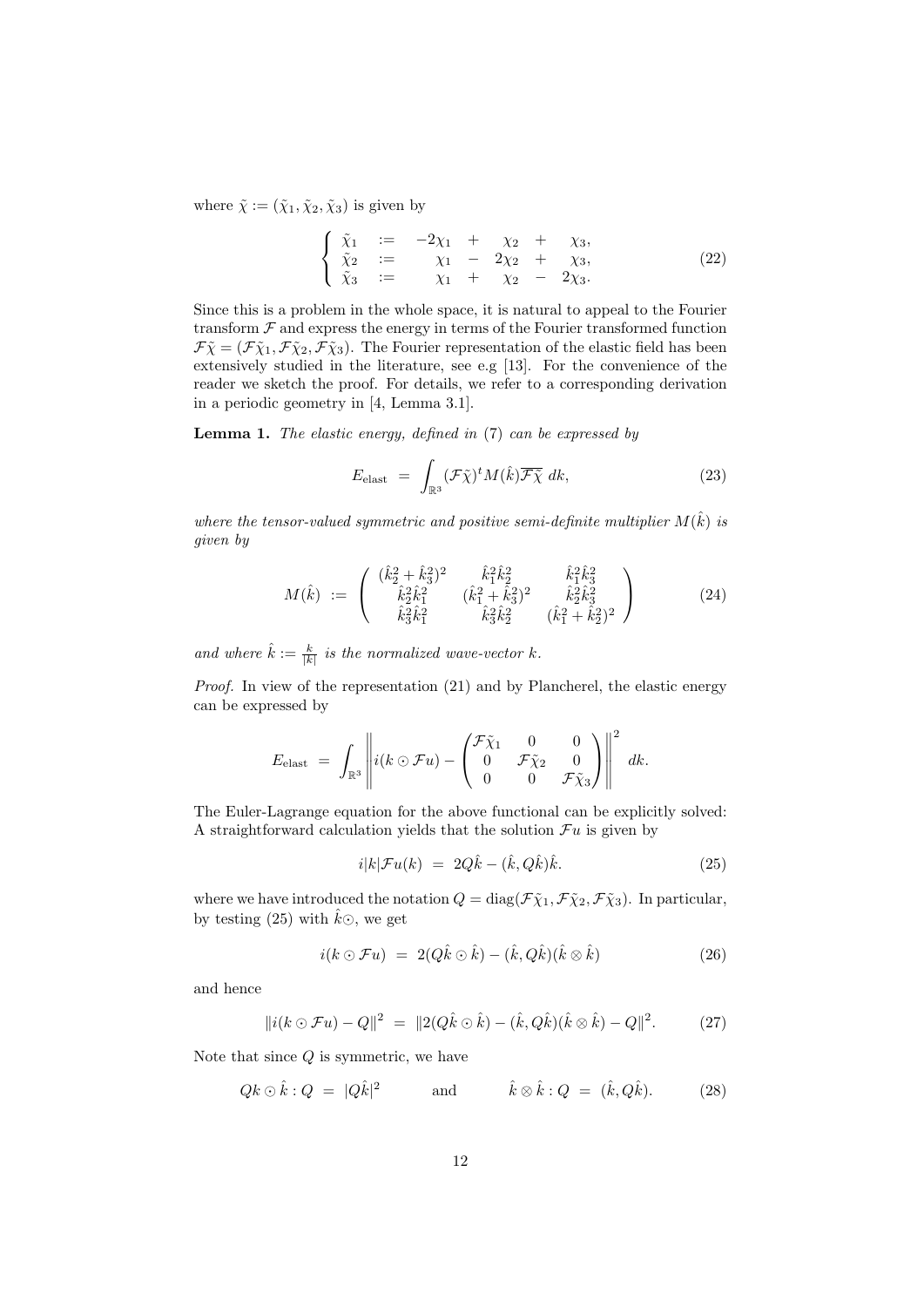where $\tilde{\chi} := (\tilde{\chi}_1, \tilde{\chi}_2, \tilde{\chi}_3)$ is given by

$$\left\{ \begin{array}{lcrcrcr} \tilde{\chi}_1 & := & -2\chi_1 & + & \chi_2 & + & \chi_3, \\ \tilde{\chi}_2 & := & \chi_1 & - & 2\chi_2 & + & \chi_3, \\ \tilde{\chi}_3 & := & \chi_1 & + & \chi_2 & - & 2\chi_3. \end{array} \right. \tag{22}$$

Since this is a problem in the whole space, it is natural to appeal to the Fourier transform $\mathcal{F}$ and express the energy in terms of the Fourier transformed function $\mathcal{F}\tilde{\chi} = (\mathcal{F}\tilde{\chi}_1, \mathcal{F}\tilde{\chi}_2, \mathcal{F}\tilde{\chi}_3)$. The Fourier representation of the elastic field has been extensively studied in the literature, see e.g [13]. For the convenience of the reader we sketch the proof. For details, we refer to a corresponding derivation in a periodic geometry in [4, Lemma 3.1].

**Lemma 1.** *The elastic energy, defined in* (7) *can be expressed by*

$$E_{\text{elast}} \;=\; \int_{\mathbb{R}^3} (\mathcal{F}\tilde{\chi})^t M(\hat{k}) \overline{\mathcal{F}\tilde{\chi}} \; dk, \tag{23}$$

*where the tensor-valued symmetric and positive semi-definite multiplier $M(\hat{k})$ is given by*

$$M(\hat{k}) \;:=\; \left( \begin{array}{ccc} (\hat{k}_2^2 + \hat{k}_3^2)^2 & \hat{k}_1^2 \hat{k}_2^2 & \hat{k}_1^2 \hat{k}_3^2 \\ \hat{k}_2^2 \hat{k}_1^2 & (\hat{k}_1^2 + \hat{k}_3^2)^2 & \hat{k}_2^2 \hat{k}_3^2 \\ \hat{k}_3^2 \hat{k}_1^2 & \hat{k}_3^2 \hat{k}_2^2 & (\hat{k}_1^2 + \hat{k}_2^2)^2 \end{array} \right) \tag{24}$$

*and where $\hat{k} := \frac{k}{|k|}$ is the normalized wave-vector $k$.*

*Proof.* In view of the representation (21) and by Plancherel, the elastic energy can be expressed by

$$E_{\text{elast}} \;=\; \int_{\mathbb{R}^3} \left\| i(k \odot \mathcal{F}u) - \begin{pmatrix} \mathcal{F}\tilde{\chi}_1 & 0 & 0 \\ 0 & \mathcal{F}\tilde{\chi}_2 & 0 \\ 0 & 0 & \mathcal{F}\tilde{\chi}_3 \end{pmatrix} \right\|^2 \; dk.$$

The Euler-Lagrange equation for the above functional can be explicitly solved: A straightforward calculation yields that the solution $\mathcal{F}u$ is given by

$$i|k|\mathcal{F}u(k) \;=\; 2Q\hat{k} - (\hat{k}, Q\hat{k})\hat{k}. \tag{25}$$

where we have introduced the notation $Q = \text{diag}(\mathcal{F}\tilde{\chi}_1, \mathcal{F}\tilde{\chi}_2, \mathcal{F}\tilde{\chi}_3)$. In particular, by testing (25) with $\hat{k}\odot$, we get

$$i(k \odot \mathcal{F}u) \;=\; 2(Q\hat{k} \odot \hat{k}) - (\hat{k}, Q\hat{k})(\hat{k} \otimes \hat{k}) \tag{26}$$

and hence

$$\|i(k \odot \mathcal{F}u) - Q\|^2 \;=\; \|2(Q\hat{k} \odot \hat{k}) - (\hat{k}, Q\hat{k})(\hat{k} \otimes \hat{k}) - Q\|^2. \tag{27}$$

Note that since $Q$ is symmetric, we have

$$Qk \odot \hat{k} : Q \;=\; |Q\hat{k}|^2 \qquad \text{and} \qquad \hat{k} \otimes \hat{k} : Q \;=\; (\hat{k}, Q\hat{k}). \tag{28}$$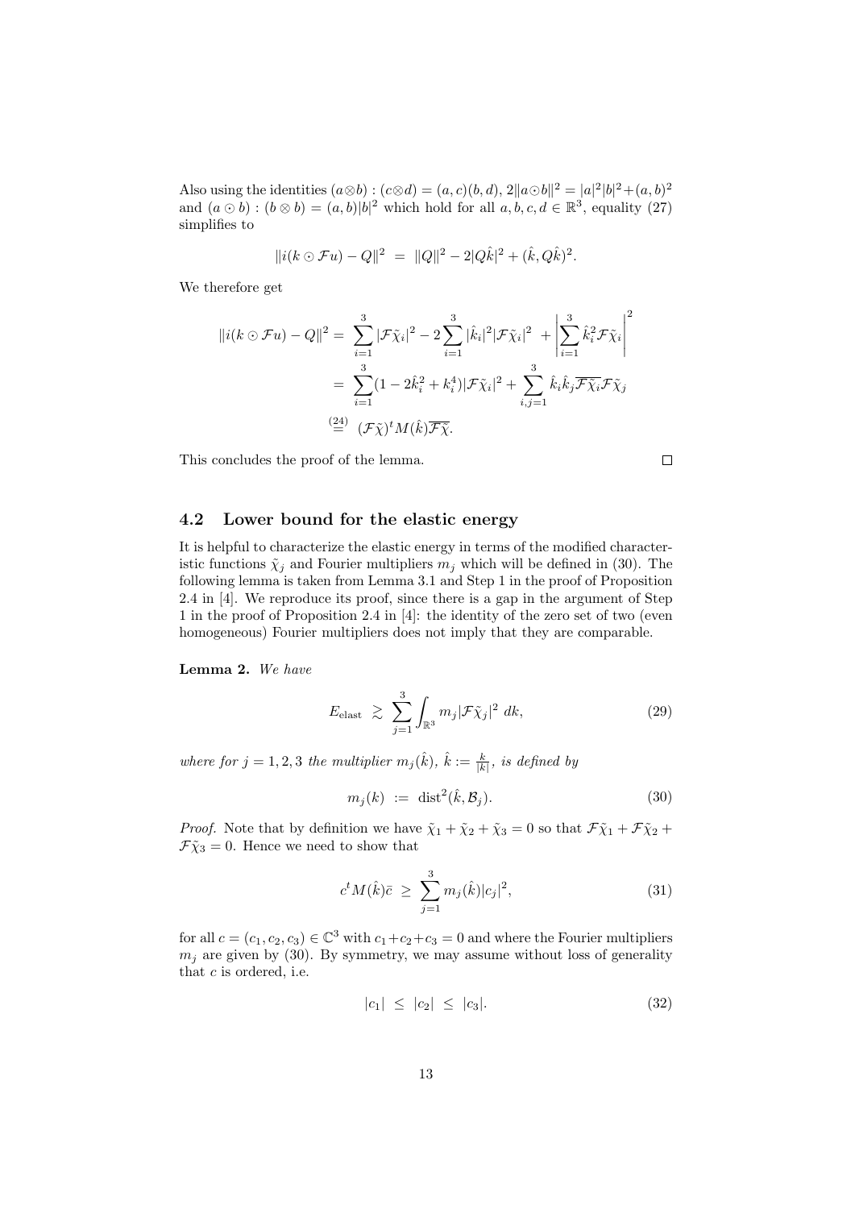Also using the identities $(a\otimes b):(c\otimes d) = (a,c)(b,d)$, $2\|a\odot b\|^2 = |a|^2|b|^2+(a,b)^2$ and $(a\odot b):(b\otimes b) = (a,b)|b|^2$ which hold for all $a,b,c,d\in\mathbb{R}^3$, equality (27) simplifies to

$$\|i(k\odot \mathcal{F}u) - Q\|^2 \ = \ \|Q\|^2 - 2|Q\hat{k}|^2 + (\hat{k}, Q\hat{k})^2.$$

We therefore get

$$\begin{aligned}
\|i(k\odot \mathcal{F}u) - Q\|^2 &= \ \sum_{i=1}^{3} |\mathcal{F}\tilde{\chi}_i|^2 - 2\sum_{i=1}^{3}|\hat{k}_i|^2|\mathcal{F}\tilde{\chi}_i|^2 \ + \left|\sum_{i=1}^{3}\hat{k}_i^2\mathcal{F}\tilde{\chi}_i\right|^2 \\
&= \ \sum_{i=1}^{3}(1-2\hat{k}_i^2+k_i^4)|\mathcal{F}\tilde{\chi}_i|^2 + \sum_{i,j=1}^{3}\hat{k}_i\hat{k}_j\overline{\mathcal{F}\tilde{\chi}_i}\mathcal{F}\tilde{\chi}_j \\
&\overset{(24)}{=} \ (\mathcal{F}\tilde{\chi})^t M(\hat{k})\overline{\mathcal{F}\tilde{\chi}}.
\end{aligned}$$

This concludes the proof of the lemma. $\square$

## 4.2 Lower bound for the elastic energy

It is helpful to characterize the elastic energy in terms of the modified characteristic functions $\tilde{\chi}_j$ and Fourier multipliers $m_j$ which will be defined in (30). The following lemma is taken from Lemma 3.1 and Step 1 in the proof of Proposition 2.4 in [4]. We reproduce its proof, since there is a gap in the argument of Step 1 in the proof of Proposition 2.4 in [4]: the identity of the zero set of two (even homogeneous) Fourier multipliers does not imply that they are comparable.

**Lemma 2.** *We have*

$$E_{\mathrm{elast}} \ \gtrsim \ \sum_{j=1}^{3}\int_{\mathbb{R}^3} m_j|\mathcal{F}\tilde{\chi}_j|^2 \ dk, \tag{29}$$

*where for $j=1,2,3$ the multiplier $m_j(\hat{k})$, $\hat{k} := \frac{k}{|k|}$, is defined by*

$$m_j(k) \ := \ \mathrm{dist}^2(\hat{k}, \mathcal{B}_j). \tag{30}$$

*Proof.* Note that by definition we have $\tilde{\chi}_1+\tilde{\chi}_2+\tilde{\chi}_3 = 0$ so that $\mathcal{F}\tilde{\chi}_1+\mathcal{F}\tilde{\chi}_2+\mathcal{F}\tilde{\chi}_3 = 0$. Hence we need to show that

$$c^t M(\hat{k})\bar{c} \ \geq \ \sum_{j=1}^{3} m_j(\hat{k})|c_j|^2, \tag{31}$$

for all $c=(c_1,c_2,c_3)\in\mathbb{C}^3$ with $c_1+c_2+c_3=0$ and where the Fourier multipliers $m_j$ are given by (30). By symmetry, we may assume without loss of generality that $c$ is ordered, i.e.

$$|c_1| \ \leq \ |c_2| \ \leq \ |c_3|. \tag{32}$$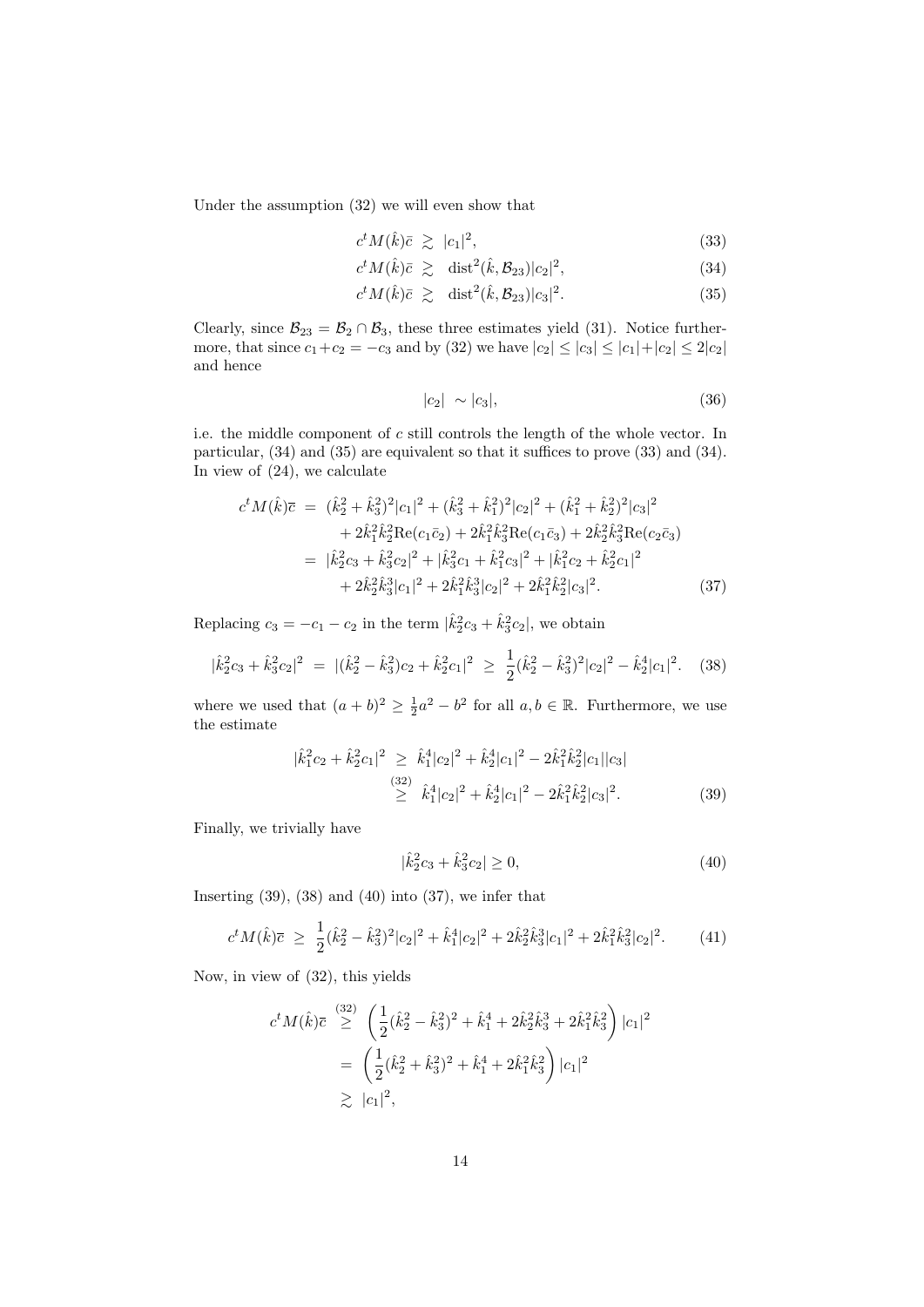Under the assumption (32) we will even show that

$$c^t M(\hat{k})\bar{c} \;\gtrsim\; |c_1|^2, \tag{33}$$

$$c^t M(\hat{k})\bar{c} \;\gtrsim\; \operatorname{dist}^2(\hat{k}, \mathcal{B}_{23})|c_2|^2, \tag{34}$$

$$c^t M(\hat{k})\bar{c} \;\gtrsim\; \operatorname{dist}^2(\hat{k}, \mathcal{B}_{23})|c_3|^2. \tag{35}$$

Clearly, since $\mathcal{B}_{23} = \mathcal{B}_2 \cap \mathcal{B}_3$, these three estimates yield (31). Notice furthermore, that since $c_1 + c_2 = -c_3$ and by (32) we have $|c_2| \le |c_3| \le |c_1| + |c_2| \le 2|c_2|$ and hence

$$|c_2| \;\sim |c_3|, \tag{36}$$

i.e. the middle component of $c$ still controls the length of the whole vector. In particular, (34) and (35) are equivalent so that it suffices to prove (33) and (34). In view of (24), we calculate

$$\begin{aligned}
c^t M(\hat{k})\bar{c} \;&=\; (\hat{k}_2^2 + \hat{k}_3^2)^2|c_1|^2 + (\hat{k}_3^2 + \hat{k}_1^2)^2|c_2|^2 + (\hat{k}_1^2 + \hat{k}_2^2)^2|c_3|^2 \\
&\quad + 2\hat{k}_1^2\hat{k}_2^2 \mathrm{Re}(c_1\bar{c}_2) + 2\hat{k}_1^2\hat{k}_3^2 \mathrm{Re}(c_1\bar{c}_3) + 2\hat{k}_2^2\hat{k}_3^2 \mathrm{Re}(c_2\bar{c}_3) \\
&=\; |\hat{k}_2^2 c_3 + \hat{k}_3^2 c_2|^2 + |\hat{k}_3^2 c_1 + \hat{k}_1^2 c_3|^2 + |\hat{k}_1^2 c_2 + \hat{k}_2^2 c_1|^2 \\
&\quad + 2\hat{k}_2^2\hat{k}_3^3|c_1|^2 + 2\hat{k}_1^2\hat{k}_3^3|c_2|^2 + 2\hat{k}_1^2\hat{k}_2^2|c_3|^2.
\end{aligned} \tag{37}$$

Replacing $c_3 = -c_1 - c_2$ in the term $|\hat{k}_2^2 c_3 + \hat{k}_3^2 c_2|$, we obtain

$$|\hat{k}_2^2 c_3 + \hat{k}_3^2 c_2|^2 \;=\; |(\hat{k}_2^2 - \hat{k}_3^2)c_2 + \hat{k}_2^2 c_1|^2 \;\ge\; \frac{1}{2}(\hat{k}_2^2 - \hat{k}_3^2)^2|c_2|^2 - \hat{k}_2^4|c_1|^2. \tag{38}$$

where we used that $(a+b)^2 \ge \frac{1}{2}a^2 - b^2$ for all $a, b \in \mathbb{R}$. Furthermore, we use the estimate

$$\begin{aligned}
|\hat{k}_1^2 c_2 + \hat{k}_2^2 c_1|^2 \;&\ge\; \hat{k}_1^4|c_2|^2 + \hat{k}_2^4|c_1|^2 - 2\hat{k}_1^2\hat{k}_2^2|c_1||c_3| \\
&\overset{(32)}{\ge}\; \hat{k}_1^4|c_2|^2 + \hat{k}_2^4|c_1|^2 - 2\hat{k}_1^2\hat{k}_2^2|c_3|^2.
\end{aligned} \tag{39}$$

Finally, we trivially have

$$|\hat{k}_2^2 c_3 + \hat{k}_3^2 c_2| \ge 0, \tag{40}$$

Inserting (39), (38) and (40) into (37), we infer that

$$c^t M(\hat{k})\bar{c} \;\ge\; \frac{1}{2}(\hat{k}_2^2 - \hat{k}_3^2)^2|c_2|^2 + \hat{k}_1^4|c_2|^2 + 2\hat{k}_2^2\hat{k}_3^3|c_1|^2 + 2\hat{k}_1^2\hat{k}_3^2|c_2|^2. \tag{41}$$

Now, in view of (32), this yields

$$\begin{aligned}
c^t M(\hat{k})\bar{c} \;&\overset{(32)}{\ge}\; \left(\frac{1}{2}(\hat{k}_2^2 - \hat{k}_3^2)^2 + \hat{k}_1^4 + 2\hat{k}_2^2\hat{k}_3^3 + 2\hat{k}_1^2\hat{k}_3^2\right)|c_1|^2 \\
&=\; \left(\frac{1}{2}(\hat{k}_2^2 + \hat{k}_3^2)^2 + \hat{k}_1^4 + 2\hat{k}_1^2\hat{k}_3^2\right)|c_1|^2 \\
&\gtrsim\; |c_1|^2,
\end{aligned}$$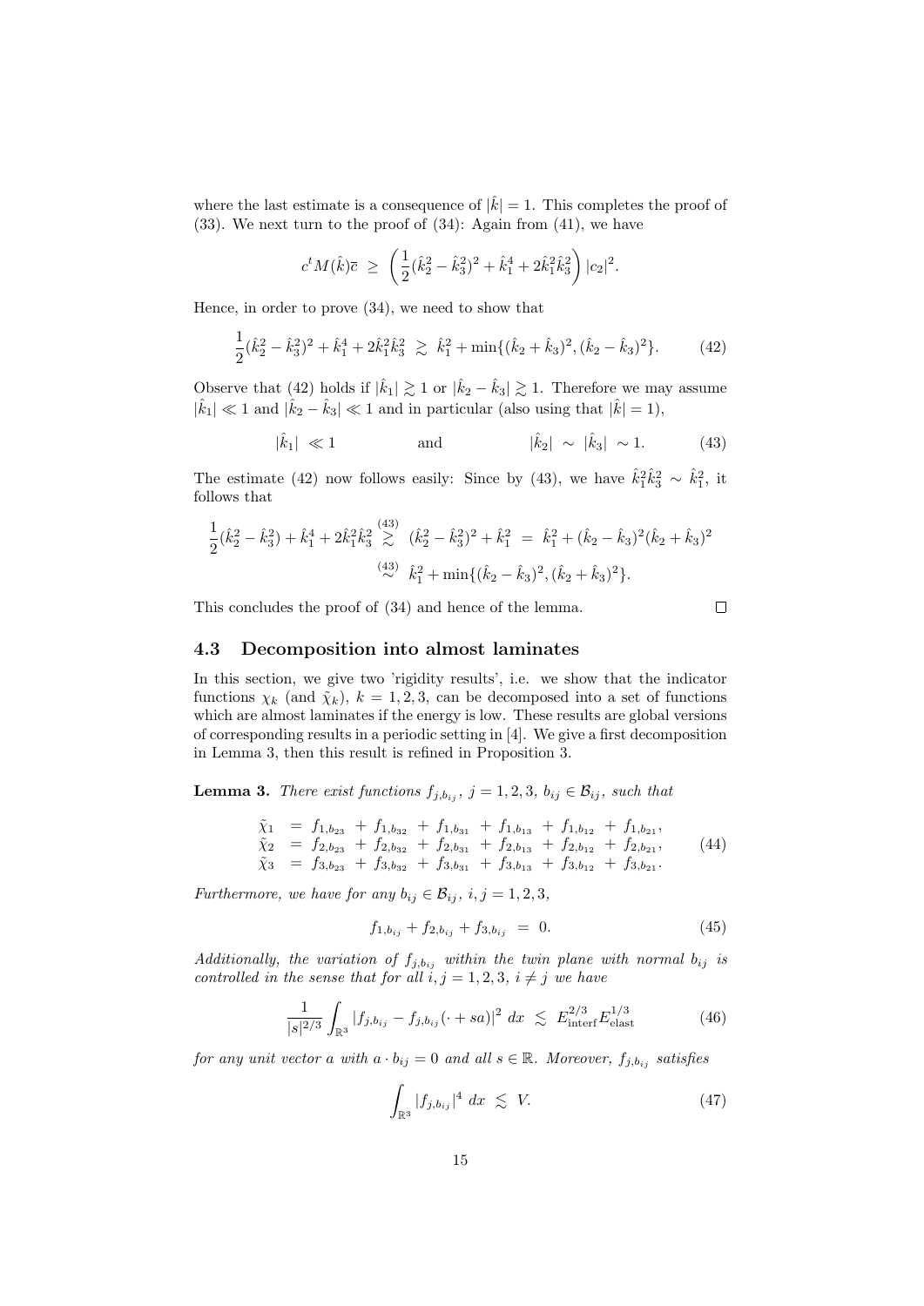where the last estimate is a consequence of $|\hat{k}| = 1$. This completes the proof of (33). We next turn to the proof of (34): Again from (41), we have

$$c^t M(\hat{k})\bar{c} \;\geq\; \left(\frac{1}{2}(\hat{k}_2^2 - \hat{k}_3^2)^2 + \hat{k}_1^4 + 2\hat{k}_1^2\hat{k}_3^2\right)|c_2|^2.$$

Hence, in order to prove (34), we need to show that

$$\frac{1}{2}(\hat{k}_2^2 - \hat{k}_3^2)^2 + \hat{k}_1^4 + 2\hat{k}_1^2\hat{k}_3^2 \;\gtrsim\; \hat{k}_1^2 + \min\{(\hat{k}_2 + \hat{k}_3)^2, (\hat{k}_2 - \hat{k}_3)^2\}. \tag{42}$$

Observe that (42) holds if $|\hat{k}_1| \gtrsim 1$ or $|\hat{k}_2 - \hat{k}_3| \gtrsim 1$. Therefore we may assume $|\hat{k}_1| \ll 1$ and $|\hat{k}_2 - \hat{k}_3| \ll 1$ and in particular (also using that $|\hat{k}| = 1$),

$$|\hat{k}_1| \;\ll 1 \qquad\qquad \text{and} \qquad\qquad |\hat{k}_2| \;\sim\; |\hat{k}_3| \;\sim 1. \tag{43}$$

The estimate (42) now follows easily: Since by (43), we have $\hat{k}_1^2\hat{k}_3^2 \sim \hat{k}_1^2$, it follows that

$$\begin{aligned}
\frac{1}{2}(\hat{k}_2^2 - \hat{k}_3^2) + \hat{k}_1^4 + 2\hat{k}_1^2\hat{k}_3^2 &\overset{(43)}{\gtrsim} (\hat{k}_2^2 - \hat{k}_3^2)^2 + \hat{k}_1^2 \;=\; \hat{k}_1^2 + (\hat{k}_2 - \hat{k}_3)^2(\hat{k}_2 + \hat{k}_3)^2 \\
&\overset{(43)}{\sim} \hat{k}_1^2 + \min\{(\hat{k}_2 - \hat{k}_3)^2, (\hat{k}_2 + \hat{k}_3)^2\}.
\end{aligned}$$

This concludes the proof of (34) and hence of the lemma. $\square$

### 4.3 Decomposition into almost laminates

In this section, we give two 'rigidity results', i.e. we show that the indicator functions $\chi_k$ (and $\tilde{\chi}_k$), $k = 1, 2, 3$, can be decomposed into a set of functions which are almost laminates if the energy is low. These results are global versions of corresponding results in a periodic setting in [4]. We give a first decomposition in Lemma 3, then this result is refined in Proposition 3.

**Lemma 3.** *There exist functions $f_{j,b_{ij}}$, $j = 1, 2, 3$, $b_{ij} \in \mathcal{B}_{ij}$, such that*

$$\begin{aligned}
\tilde{\chi}_1 &= f_{1,b_{23}} + f_{1,b_{32}} + f_{1,b_{31}} + f_{1,b_{13}} + f_{1,b_{12}} + f_{1,b_{21}}, \\
\tilde{\chi}_2 &= f_{2,b_{23}} + f_{2,b_{32}} + f_{2,b_{31}} + f_{2,b_{13}} + f_{2,b_{12}} + f_{2,b_{21}}, \\
\tilde{\chi}_3 &= f_{3,b_{23}} + f_{3,b_{32}} + f_{3,b_{31}} + f_{3,b_{13}} + f_{3,b_{12}} + f_{3,b_{21}}.
\end{aligned} \tag{44}$$

*Furthermore, we have for any $b_{ij} \in \mathcal{B}_{ij}$, $i, j = 1, 2, 3$,*

$$f_{1,b_{ij}} + f_{2,b_{ij}} + f_{3,b_{ij}} \;=\; 0. \tag{45}$$

*Additionally, the variation of $f_{j,b_{ij}}$ within the twin plane with normal $b_{ij}$ is controlled in the sense that for all $i, j = 1, 2, 3$, $i \neq j$ we have*

$$\frac{1}{|s|^{2/3}} \int_{\mathbb{R}^3} |f_{j,b_{ij}} - f_{j,b_{ij}}(\cdot + sa)|^2 \, dx \;\lesssim\; E_{\text{interf}}^{2/3} E_{\text{elast}}^{1/3} \tag{46}$$

*for any unit vector $a$ with $a \cdot b_{ij} = 0$ and all $s \in \mathbb{R}$. Moreover, $f_{j,b_{ij}}$ satisfies*

$$\int_{\mathbb{R}^3} |f_{j,b_{ij}}|^4 \, dx \;\lesssim\; V. \tag{47}$$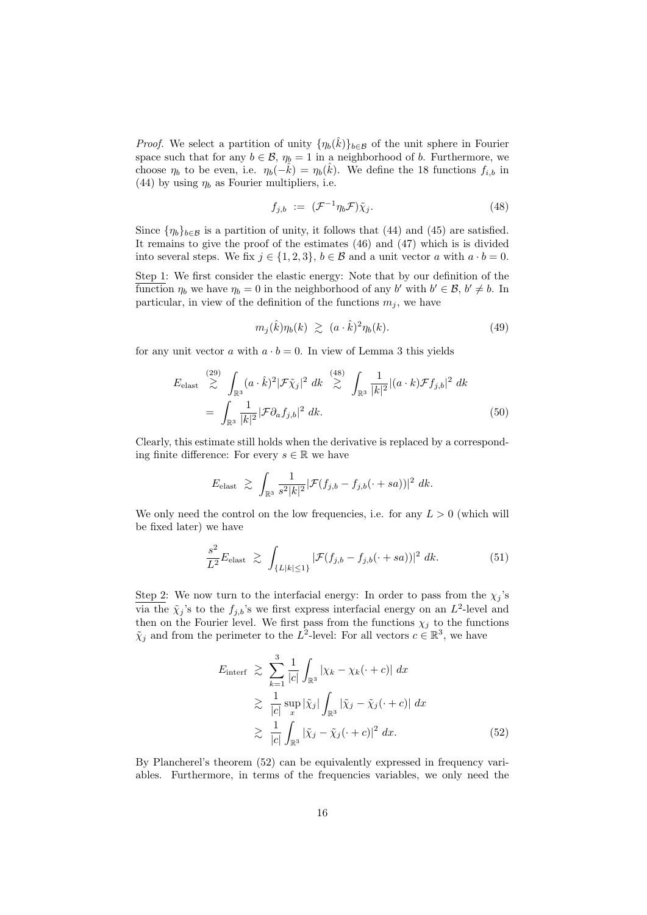*Proof.* We select a partition of unity $\{\eta_b(\hat{k})\}_{b\in\mathcal{B}}$ of the unit sphere in Fourier space such that for any $b \in \mathcal{B}$, $\eta_b = 1$ in a neighborhood of $b$. Furthermore, we choose $\eta_b$ to be even, i.e. $\eta_b(-\hat{k}) = \eta_b(\hat{k})$. We define the 18 functions $f_{i,b}$ in (44) by using $\eta_b$ as Fourier multipliers, i.e.

$$f_{j,b} \;:=\; (\mathcal{F}^{-1}\eta_b\mathcal{F})\tilde{\chi}_j. \tag{48}$$

Since $\{\eta_b\}_{b\in\mathcal{B}}$ is a partition of unity, it follows that (44) and (45) are satisfied. It remains to give the proof of the estimates (46) and (47) which is is divided into several steps. We fix $j \in \{1,2,3\}$, $b \in \mathcal{B}$ and a unit vector $a$ with $a \cdot b = 0$.

Step 1: We first consider the elastic energy: Note that by our definition of the function $\eta_b$ we have $\eta_b = 0$ in the neighborhood of any $b'$ with $b' \in \mathcal{B}$, $b' \neq b$. In particular, in view of the definition of the functions $m_j$, we have

$$m_j(\hat{k})\eta_b(k) \;\gtrsim\; (a\cdot\hat{k})^2\eta_b(k). \tag{49}$$

for any unit vector $a$ with $a \cdot b = 0$. In view of Lemma 3 this yields

$$\begin{aligned}
E_{\mathrm{elast}} \;&\overset{(29)}{\gtrsim}\; \int_{\mathbb{R}^3} (a\cdot\hat{k})^2|\mathcal{F}\tilde{\chi}_j|^2\;dk \;\overset{(48)}{\gtrsim}\; \int_{\mathbb{R}^3} \frac{1}{|k|^2}|(a\cdot k)\mathcal{F}f_{j,b}|^2\;dk \\
&=\; \int_{\mathbb{R}^3} \frac{1}{|k|^2}|\mathcal{F}\partial_a f_{j,b}|^2\;dk.
\end{aligned} \tag{50}$$

Clearly, this estimate still holds when the derivative is replaced by a corresponding finite difference: For every $s \in \mathbb{R}$ we have

$$E_{\mathrm{elast}} \;\gtrsim\; \int_{\mathbb{R}^3} \frac{1}{s^2|k|^2}|\mathcal{F}(f_{j,b} - f_{j,b}(\cdot + sa))|^2\;dk.$$

We only need the control on the low frequencies, i.e. for any $L > 0$ (which will be fixed later) we have

$$\frac{s^2}{L^2}E_{\mathrm{elast}} \;\gtrsim\; \int_{\{L|k|\leq 1\}} |\mathcal{F}(f_{j,b} - f_{j,b}(\cdot + sa))|^2\;dk. \tag{51}$$

Step 2: We now turn to the interfacial energy: In order to pass from the $\chi_j$'s via the $\tilde{\chi}_j$'s to the $f_{j,b}$'s we first express interfacial energy on an $L^2$-level and then on the Fourier level. We first pass from the functions $\chi_j$ to the functions $\tilde{\chi}_j$ and from the perimeter to the $L^2$-level: For all vectors $c \in \mathbb{R}^3$, we have

$$\begin{aligned}
E_{\mathrm{interf}} \;&\gtrsim\; \sum_{k=1}^{3} \frac{1}{|c|}\int_{\mathbb{R}^3} |\chi_k - \chi_k(\cdot + c)|\;dx \\
&\gtrsim\; \frac{1}{|c|}\sup_x|\tilde{\chi}_j|\int_{\mathbb{R}^3} |\tilde{\chi}_j - \tilde{\chi}_j(\cdot + c)|\;dx \\
&\gtrsim\; \frac{1}{|c|}\int_{\mathbb{R}^3} |\tilde{\chi}_j - \tilde{\chi}_j(\cdot + c)|^2\;dx.
\end{aligned} \tag{52}$$

By Plancherel's theorem (52) can be equivalently expressed in frequency variables. Furthermore, in terms of the frequencies variables, we only need the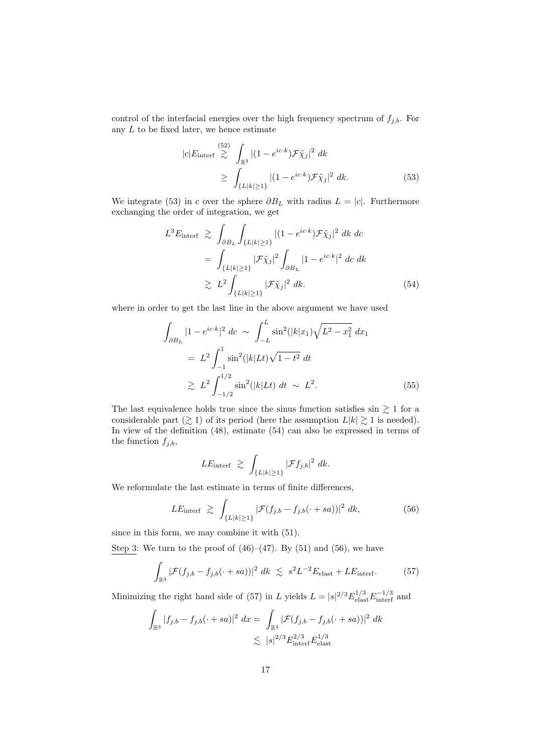control of the interfacial energies over the high frequency spectrum of $f_{j,b}$. For any $L$ to be fixed later, we hence estimate

$$
\begin{aligned}
|c|E_{\text{interf}} &\overset{(52)}{\gtrsim} \int_{\mathbb{R}^3} |(1-e^{ic\cdot k})\mathcal{F}\tilde{\chi}_j|^2 \, dk \\
&\geq \int_{\{L|k|\geq 1\}} |(1-e^{ic\cdot k})\mathcal{F}\tilde{\chi}_j|^2 \, dk. \qquad (53)
\end{aligned}
$$

We integrate (53) in $c$ over the sphere $\partial B_L$ with radius $L = |c|$. Furthermore exchanging the order of integration, we get

$$
\begin{aligned}
L^3 E_{\text{interf}} &\gtrsim \int_{\partial B_L} \int_{\{L|k|\geq 1\}} |(1-e^{ic\cdot k})\mathcal{F}\tilde{\chi}_j|^2 \, dk \, dc \\
&= \int_{\{L|k|\geq 1\}} |\mathcal{F}\tilde{\chi}_j|^2 \int_{\partial B_L} |1-e^{ic\cdot k}|^2 \, dc \, dk \\
&\gtrsim L^2 \int_{\{L|k|\geq 1\}} |\mathcal{F}\tilde{\chi}_j|^2 \, dk. \qquad (54)
\end{aligned}
$$

where in order to get the last line in the above argument we have used

$$
\begin{aligned}
\int_{\partial B_L} |1-e^{ic\cdot k}|^2 \, dc &\sim \int_{-L}^{L} \sin^2(|k|x_1)\sqrt{L^2-x_1^2} \, dx_1 \\
&= L^2 \int_{-1}^{1} \sin^2(|k|Lt)\sqrt{1-t^2} \, dt \\
&\gtrsim L^2 \int_{-1/2}^{1/2} \sin^2(|k|Lt) \, dt \sim L^2. \qquad (55)
\end{aligned}
$$

The last equivalence holds true since the sinus function satisfies $\sin \gtrsim 1$ for a considerable part ($\gtrsim 1$) of its period (here the assumption $L|k| \gtrsim 1$ is needed). In view of the definition (48), estimate (54) can also be expressed in terms of the function $f_{j,b}$,

$$
L E_{\text{interf}} \gtrsim \int_{\{L|k|\geq 1\}} |\mathcal{F} f_{j,b}|^2 \, dk.
$$

We reformulate the last estimate in terms of finite differences,

$$
L E_{\text{interf}} \gtrsim \int_{\{L|k|\geq 1\}} |\mathcal{F}(f_{j,b} - f_{j,b}(\cdot + sa))|^2 \, dk, \qquad (56)
$$

since in this form, we may combine it with (51).

Step 3: We turn to the proof of (46)–(47). By (51) and (56), we have

$$
\int_{\mathbb{R}^3} |\mathcal{F}(f_{j,b} - f_{j,b}(\cdot + sa))|^2 \, dk \lesssim s^2 L^{-2} E_{\text{elast}} + L E_{\text{interf}}. \qquad (57)
$$

Minimizing the right hand side of (57) in $L$ yields $L = |s|^{2/3} E_{\text{elast}}^{1/3} E_{\text{interf}}^{-1/3}$ and

$$
\begin{aligned}
\int_{\mathbb{R}^3} |f_{j,b} - f_{j,b}(\cdot + sa)|^2 \, dx &= \int_{\mathbb{R}^3} |\mathcal{F}(f_{j,b} - f_{j,b}(\cdot + sa))|^2 \, dk \\
&\lesssim |s|^{2/3} E_{\text{interf}}^{2/3} E_{\text{elast}}^{1/3}
\end{aligned}
$$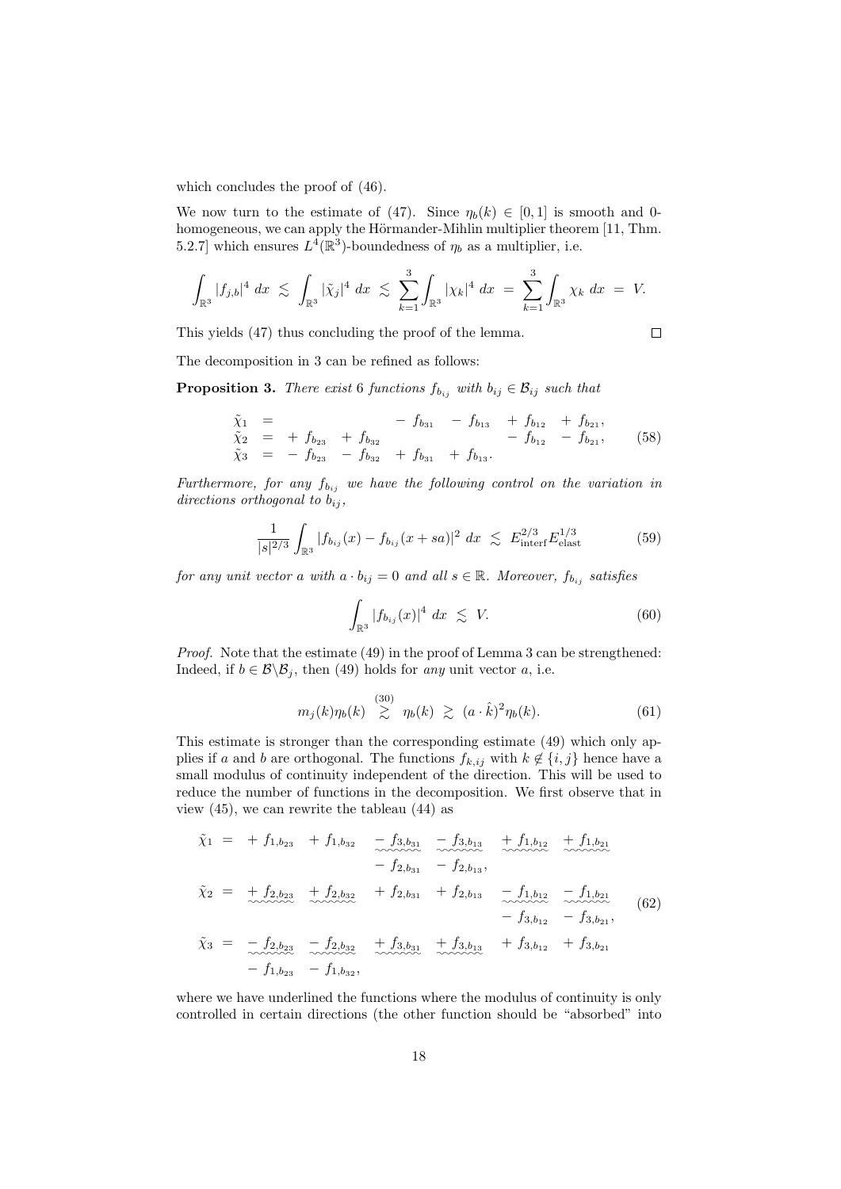which concludes the proof of (46).

We now turn to the estimate of (47). Since $\eta_b(k) \in [0,1]$ is smooth and 0-homogeneous, we can apply the Hörmander-Mihlin multiplier theorem [11, Thm. 5.2.7] which ensures $L^4(\mathbb{R}^3)$-boundedness of $\eta_b$ as a multiplier, i.e.

$$\int_{\mathbb{R}^3} |f_{j,b}|^4 \, dx \;\lesssim\; \int_{\mathbb{R}^3} |\tilde{\chi}_j|^4 \, dx \;\lesssim\; \sum_{k=1}^3 \int_{\mathbb{R}^3} |\chi_k|^4 \, dx \;=\; \sum_{k=1}^3 \int_{\mathbb{R}^3} \chi_k \, dx \;=\; V.$$

This yields (47) thus concluding the proof of the lemma. $\square$

The decomposition in 3 can be refined as follows:

**Proposition 3.** *There exist 6 functions $f_{b_{ij}}$ with $b_{ij} \in \mathcal{B}_{ij}$ such that*

$$\begin{array}{rclllllll}
\tilde{\chi}_1 & = & & & - f_{b_{31}} & - f_{b_{13}} & + f_{b_{12}} & + f_{b_{21}}, \\
\tilde{\chi}_2 & = & + f_{b_{23}} & + f_{b_{32}} & & & - f_{b_{12}} & - f_{b_{21}}, \\
\tilde{\chi}_3 & = & - f_{b_{23}} & - f_{b_{32}} & + f_{b_{31}} & + f_{b_{13}}. & &
\end{array} \tag{58}$$

*Furthermore, for any $f_{b_{ij}}$ we have the following control on the variation in directions orthogonal to $b_{ij}$,*

$$\frac{1}{|s|^{2/3}} \int_{\mathbb{R}^3} |f_{b_{ij}}(x) - f_{b_{ij}}(x + sa)|^2 \, dx \;\lesssim\; E_{\text{interf}}^{2/3} E_{\text{elast}}^{1/3} \tag{59}$$

*for any unit vector $a$ with $a \cdot b_{ij} = 0$ and all $s \in \mathbb{R}$. Moreover, $f_{b_{ij}}$ satisfies*

$$\int_{\mathbb{R}^3} |f_{b_{ij}}(x)|^4 \, dx \;\lesssim\; V. \tag{60}$$

*Proof.* Note that the estimate (49) in the proof of Lemma 3 can be strengthened: Indeed, if $b \in \mathcal{B} \backslash \mathcal{B}_j$, then (49) holds for *any* unit vector $a$, i.e.

$$m_j(k)\eta_b(k) \;\overset{(30)}{\gtrsim}\; \eta_b(k) \;\gtrsim\; (a \cdot \hat{k})^2 \eta_b(k). \tag{61}$$

This estimate is stronger than the corresponding estimate (49) which only applies if $a$ and $b$ are orthogonal. The functions $f_{k,ij}$ with $k \notin \{i,j\}$ hence have a small modulus of continuity independent of the direction. This will be used to reduce the number of functions in the decomposition. We first observe that in view (45), we can rewrite the tableau (44) as

$$\begin{array}{rclllllll}
\tilde{\chi}_1 & = & + f_{1,b_{23}} & + f_{1,b_{32}} & \underset{\sim\sim\sim}{- f_{3,b_{31}}} & \underset{\sim\sim\sim}{- f_{3,b_{13}}} & \underset{\sim\sim\sim}{+ f_{1,b_{12}}} & \underset{\sim\sim\sim}{+ f_{1,b_{21}}} \\
& & & & - f_{2,b_{31}} & - f_{2,b_{13}}, & & \\
\tilde{\chi}_2 & = & \underset{\sim\sim\sim}{+ f_{2,b_{23}}} & \underset{\sim\sim\sim}{+ f_{2,b_{32}}} & + f_{2,b_{31}} & + f_{2,b_{13}} & \underset{\sim\sim\sim}{- f_{1,b_{12}}} & \underset{\sim\sim\sim}{- f_{1,b_{21}}} \\
& & & & & & - f_{3,b_{12}} & - f_{3,b_{21}}, \\
\tilde{\chi}_3 & = & \underset{\sim\sim\sim}{- f_{2,b_{23}}} & \underset{\sim\sim\sim}{- f_{2,b_{32}}} & \underset{\sim\sim\sim}{+ f_{3,b_{31}}} & \underset{\sim\sim\sim}{+ f_{3,b_{13}}} & + f_{3,b_{12}} & + f_{3,b_{21}} \\
& & - f_{1,b_{23}} & - f_{1,b_{32}}, & & & &
\end{array} \tag{62}$$

where we have underlined the functions where the modulus of continuity is only controlled in certain directions (the other function should be "absorbed" into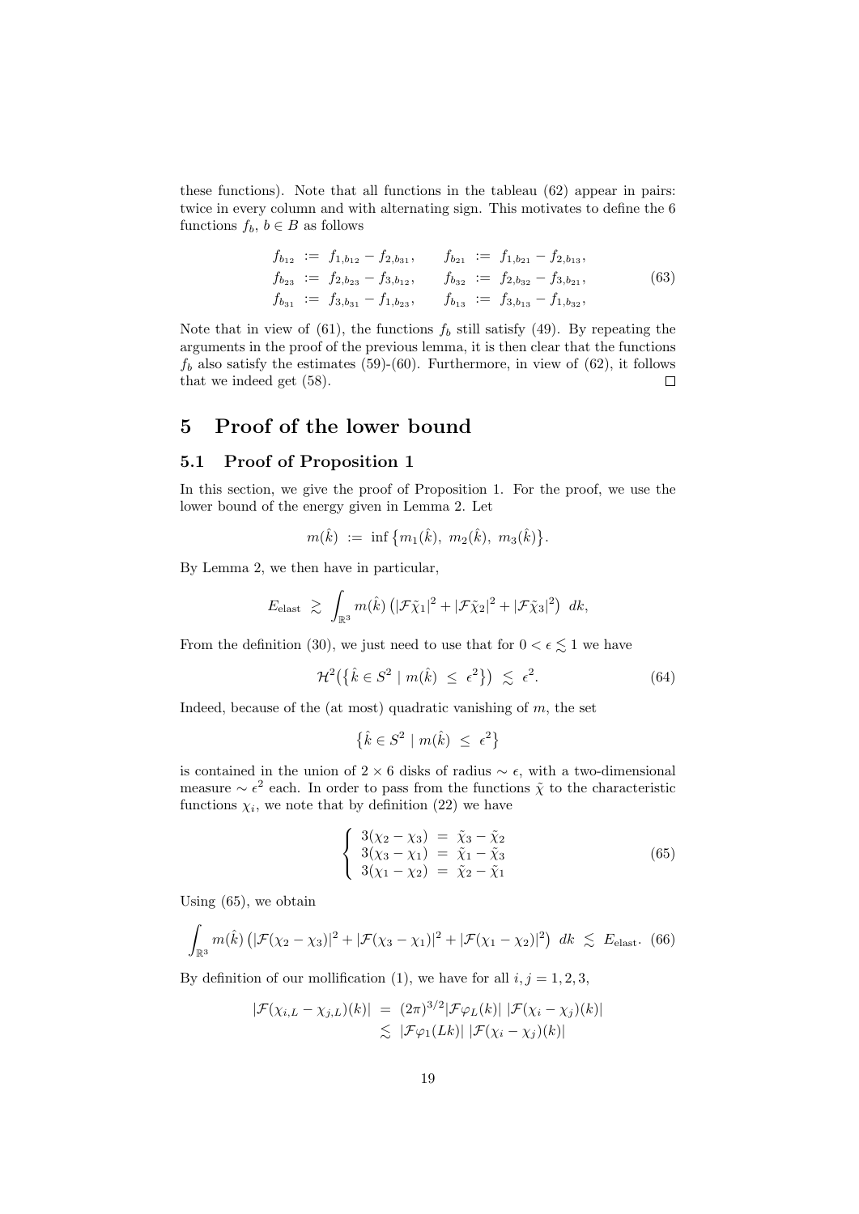these functions). Note that all functions in the tableau (62) appear in pairs: twice in every column and with alternating sign. This motivates to define the 6 functions $f_b$, $b \in B$ as follows

$$
\begin{aligned}
f_{b_{12}} &:= f_{1,b_{12}} - f_{2,b_{31}}, \qquad & f_{b_{21}} &:= f_{1,b_{21}} - f_{2,b_{13}}, \\
f_{b_{23}} &:= f_{2,b_{23}} - f_{3,b_{12}}, \qquad & f_{b_{32}} &:= f_{2,b_{32}} - f_{3,b_{21}}, \\
f_{b_{31}} &:= f_{3,b_{31}} - f_{1,b_{23}}, \qquad & f_{b_{13}} &:= f_{3,b_{13}} - f_{1,b_{32}},
\end{aligned} \tag{63}
$$

Note that in view of (61), the functions $f_b$ still satisfy (49). By repeating the arguments in the proof of the previous lemma, it is then clear that the functions $f_b$ also satisfy the estimates (59)-(60). Furthermore, in view of (62), it follows that we indeed get (58). □

# 5 Proof of the lower bound

## 5.1 Proof of Proposition 1

In this section, we give the proof of Proposition 1. For the proof, we use the lower bound of the energy given in Lemma 2. Let

$$
m(\hat{k}) \;:=\; \inf\left\{ m_1(\hat{k}),\ m_2(\hat{k}),\ m_3(\hat{k}) \right\}.
$$

By Lemma 2, we then have in particular,

$$
E_{\text{elast}} \;\gtrsim\; \int_{\mathbb{R}^3} m(\hat{k}) \left( |\mathcal{F}\tilde{\chi}_1|^2 + |\mathcal{F}\tilde{\chi}_2|^2 + |\mathcal{F}\tilde{\chi}_3|^2 \right) \, dk,
$$

From the definition (30), we just need to use that for $0 < \epsilon \lesssim 1$ we have

$$
\mathcal{H}^2\left( \left\{ \hat{k} \in S^2 \mid m(\hat{k}) \;\leq\; \epsilon^2 \right\} \right) \;\lesssim\; \epsilon^2. \tag{64}
$$

Indeed, because of the (at most) quadratic vanishing of $m$, the set

$$
\left\{ \hat{k} \in S^2 \mid m(\hat{k}) \;\leq\; \epsilon^2 \right\}
$$

is contained in the union of $2 \times 6$ disks of radius $\sim \epsilon$, with a two-dimensional measure $\sim \epsilon^2$ each. In order to pass from the functions $\tilde{\chi}$ to the characteristic functions $\chi_i$, we note that by definition (22) we have

$$
\left\{
\begin{array}{lcl}
3(\chi_2 - \chi_3) &=& \tilde{\chi}_3 - \tilde{\chi}_2 \\
3(\chi_3 - \chi_1) &=& \tilde{\chi}_1 - \tilde{\chi}_3 \\
3(\chi_1 - \chi_2) &=& \tilde{\chi}_2 - \tilde{\chi}_1
\end{array}
\right. \tag{65}
$$

Using (65), we obtain

$$
\int_{\mathbb{R}^3} m(\hat{k}) \left( |\mathcal{F}(\chi_2 - \chi_3)|^2 + |\mathcal{F}(\chi_3 - \chi_1)|^2 + |\mathcal{F}(\chi_1 - \chi_2)|^2 \right) \, dk \;\lesssim\; E_{\text{elast}}. \tag{66}
$$

By definition of our mollification (1), we have for all $i, j = 1, 2, 3$,

$$
\begin{aligned}
|\mathcal{F}(\chi_{i,L} - \chi_{j,L})(k)| &= (2\pi)^{3/2} |\mathcal{F}\varphi_L(k)| \, |\mathcal{F}(\chi_i - \chi_j)(k)| \\
&\lesssim |\mathcal{F}\varphi_1(Lk)| \, |\mathcal{F}(\chi_i - \chi_j)(k)|
\end{aligned}
$$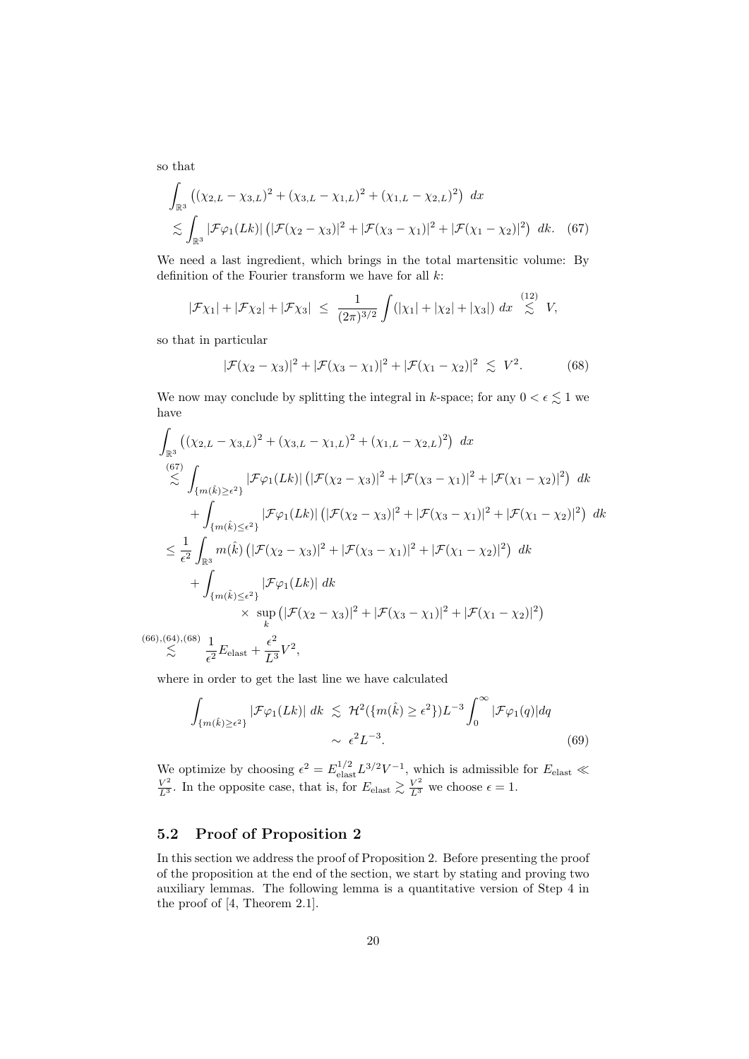so that

$$
\begin{aligned}
&\int_{\mathbb{R}^3} \left( (\chi_{2,L} - \chi_{3,L})^2 + (\chi_{3,L} - \chi_{1,L})^2 + (\chi_{1,L} - \chi_{2,L})^2 \right) \, dx \\
&\lesssim \int_{\mathbb{R}^3} |\mathcal{F}\varphi_1(Lk)| \left( |\mathcal{F}(\chi_2 - \chi_3)|^2 + |\mathcal{F}(\chi_3 - \chi_1)|^2 + |\mathcal{F}(\chi_1 - \chi_2)|^2 \right) \, dk. \quad (67)
\end{aligned}
$$

We need a last ingredient, which brings in the total martensitic volume: By definition of the Fourier transform we have for all $k$:

$$
|\mathcal{F}\chi_1| + |\mathcal{F}\chi_2| + |\mathcal{F}\chi_3| \ \leq \ \frac{1}{(2\pi)^{3/2}} \int (|\chi_1| + |\chi_2| + |\chi_3|) \, dx \ \overset{(12)}{\lesssim} \ V,
$$

so that in particular

$$
|\mathcal{F}(\chi_2 - \chi_3)|^2 + |\mathcal{F}(\chi_3 - \chi_1)|^2 + |\mathcal{F}(\chi_1 - \chi_2)|^2 \ \lesssim \ V^2. \quad (68)
$$

We now may conclude by splitting the integral in $k$-space; for any $0 < \epsilon \lesssim 1$ we have

$$
\begin{aligned}
&\int_{\mathbb{R}^3} \left( (\chi_{2,L} - \chi_{3,L})^2 + (\chi_{3,L} - \chi_{1,L})^2 + (\chi_{1,L} - \chi_{2,L})^2 \right) \, dx \\
&\overset{(67)}{\lesssim} \int_{\{m(\hat{k}) \geq \epsilon^2\}} |\mathcal{F}\varphi_1(Lk)| \left( |\mathcal{F}(\chi_2 - \chi_3)|^2 + |\mathcal{F}(\chi_3 - \chi_1)|^2 + |\mathcal{F}(\chi_1 - \chi_2)|^2 \right) \, dk \\
&\quad + \int_{\{m(\hat{k}) \leq \epsilon^2\}} |\mathcal{F}\varphi_1(Lk)| \left( |\mathcal{F}(\chi_2 - \chi_3)|^2 + |\mathcal{F}(\chi_3 - \chi_1)|^2 + |\mathcal{F}(\chi_1 - \chi_2)|^2 \right) \, dk \\
&\leq \frac{1}{\epsilon^2} \int_{\mathbb{R}^3} m(\hat{k}) \left( |\mathcal{F}(\chi_2 - \chi_3)|^2 + |\mathcal{F}(\chi_3 - \chi_1)|^2 + |\mathcal{F}(\chi_1 - \chi_2)|^2 \right) \, dk \\
&\quad + \int_{\{m(\hat{k}) \leq \epsilon^2\}} |\mathcal{F}\varphi_1(Lk)| \, dk \\
&\qquad \times \sup_k \left( |\mathcal{F}(\chi_2 - \chi_3)|^2 + |\mathcal{F}(\chi_3 - \chi_1)|^2 + |\mathcal{F}(\chi_1 - \chi_2)|^2 \right) \\
&\overset{(66),(64),(68)}{\lesssim} \frac{1}{\epsilon^2} E_{\text{elast}} + \frac{\epsilon^2}{L^3} V^2,
\end{aligned}
$$

where in order to get the last line we have calculated

$$
\begin{aligned}
\int_{\{m(\hat{k}) \geq \epsilon^2\}} |\mathcal{F}\varphi_1(Lk)| \, dk \ &\lesssim \ \mathcal{H}^2(\{m(\hat{k}) \geq \epsilon^2\}) L^{-3} \int_0^\infty |\mathcal{F}\varphi_1(q)| dq \\
&\sim \ \epsilon^2 L^{-3}. \quad (69)
\end{aligned}
$$

We optimize by choosing $\epsilon^2 = E_{\text{elast}}^{1/2} L^{3/2} V^{-1}$, which is admissible for $E_{\text{elast}} \ll \frac{V^2}{L^3}$. In the opposite case, that is, for $E_{\text{elast}} \gtrsim \frac{V^2}{L^3}$ we choose $\epsilon = 1$.

## 5.2 Proof of Proposition 2

In this section we address the proof of Proposition 2. Before presenting the proof of the proposition at the end of the section, we start by stating and proving two auxiliary lemmas. The following lemma is a quantitative version of Step 4 in the proof of [4, Theorem 2.1].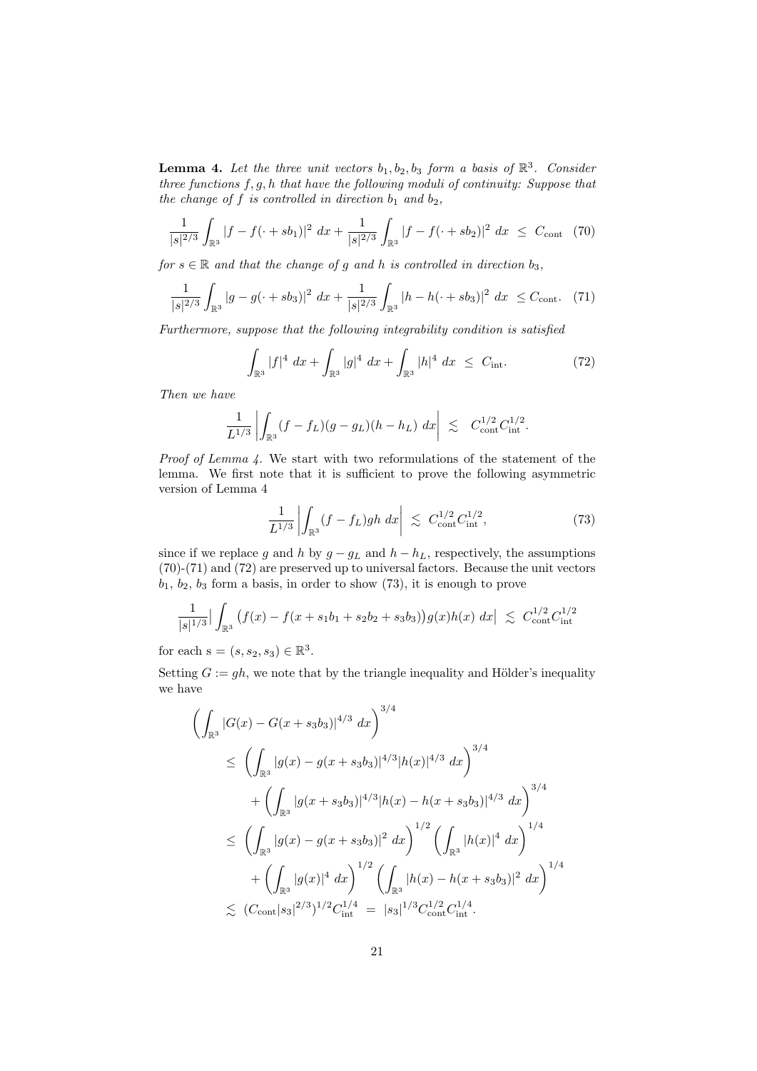**Lemma 4.** *Let the three unit vectors $b_1, b_2, b_3$ form a basis of $\mathbb{R}^3$. Consider three functions $f, g, h$ that have the following moduli of continuity: Suppose that the change of $f$ is controlled in direction $b_1$ and $b_2$,*

$$\frac{1}{|s|^{2/3}} \int_{\mathbb{R}^3} |f - f(\cdot + sb_1)|^2 \, dx + \frac{1}{|s|^{2/3}} \int_{\mathbb{R}^3} |f - f(\cdot + sb_2)|^2 \, dx \;\leq\; C_{\mathrm{cont}} \quad (70)$$

*for $s \in \mathbb{R}$ and that the change of $g$ and $h$ is controlled in direction $b_3$,*

$$\frac{1}{|s|^{2/3}} \int_{\mathbb{R}^3} |g - g(\cdot + sb_3)|^2 \, dx + \frac{1}{|s|^{2/3}} \int_{\mathbb{R}^3} |h - h(\cdot + sb_3)|^2 \, dx \;\leq C_{\mathrm{cont}}. \quad (71)$$

*Furthermore, suppose that the following integrability condition is satisfied*

$$\int_{\mathbb{R}^3} |f|^4 \, dx + \int_{\mathbb{R}^3} |g|^4 \, dx + \int_{\mathbb{R}^3} |h|^4 \, dx \;\leq\; C_{\mathrm{int}}. \quad (72)$$

*Then we have*

$$\frac{1}{L^{1/3}} \left| \int_{\mathbb{R}^3} (f - f_L)(g - g_L)(h - h_L) \, dx \right| \;\lesssim\; C_{\mathrm{cont}}^{1/2} C_{\mathrm{int}}^{1/2}.$$

*Proof of Lemma 4.* We start with two reformulations of the statement of the lemma. We first note that it is sufficient to prove the following asymmetric version of Lemma 4

$$\frac{1}{L^{1/3}} \left| \int_{\mathbb{R}^3} (f - f_L) gh \, dx \right| \;\lesssim\; C_{\mathrm{cont}}^{1/2} C_{\mathrm{int}}^{1/2}, \quad (73)$$

since if we replace $g$ and $h$ by $g - g_L$ and $h - h_L$, respectively, the assumptions (70)-(71) and (72) are preserved up to universal factors. Because the unit vectors $b_1$, $b_2$, $b_3$ form a basis, in order to show (73), it is enough to prove

$$\frac{1}{|s|^{1/3}} \Big| \int_{\mathbb{R}^3} \big(f(x) - f(x + s_1 b_1 + s_2 b_2 + s_3 b_3)\big) g(x) h(x) \, dx \Big| \;\lesssim\; C_{\mathrm{cont}}^{1/2} C_{\mathrm{int}}^{1/2}$$

for each $\mathrm{s} = (s, s_2, s_3) \in \mathbb{R}^3$.

Setting $G := gh$, we note that by the triangle inequality and Hölder's inequality we have

$$\begin{aligned}
&\left( \int_{\mathbb{R}^3} |G(x) - G(x + s_3 b_3)|^{4/3} \, dx \right)^{3/4} \\
&\quad\leq \left( \int_{\mathbb{R}^3} |g(x) - g(x + s_3 b_3)|^{4/3} |h(x)|^{4/3} \, dx \right)^{3/4} \\
&\qquad + \left( \int_{\mathbb{R}^3} |g(x + s_3 b_3)|^{4/3} |h(x) - h(x + s_3 b_3)|^{4/3} \, dx \right)^{3/4} \\
&\quad\leq \left( \int_{\mathbb{R}^3} |g(x) - g(x + s_3 b_3)|^2 \, dx \right)^{1/2} \left( \int_{\mathbb{R}^3} |h(x)|^4 \, dx \right)^{1/4} \\
&\qquad + \left( \int_{\mathbb{R}^3} |g(x)|^4 \, dx \right)^{1/2} \left( \int_{\mathbb{R}^3} |h(x) - h(x + s_3 b_3)|^2 \, dx \right)^{1/4} \\
&\quad\lesssim (C_{\mathrm{cont}} |s_3|^{2/3})^{1/2} C_{\mathrm{int}}^{1/4} \;=\; |s_3|^{1/3} C_{\mathrm{cont}}^{1/2} C_{\mathrm{int}}^{1/4}.
\end{aligned}$$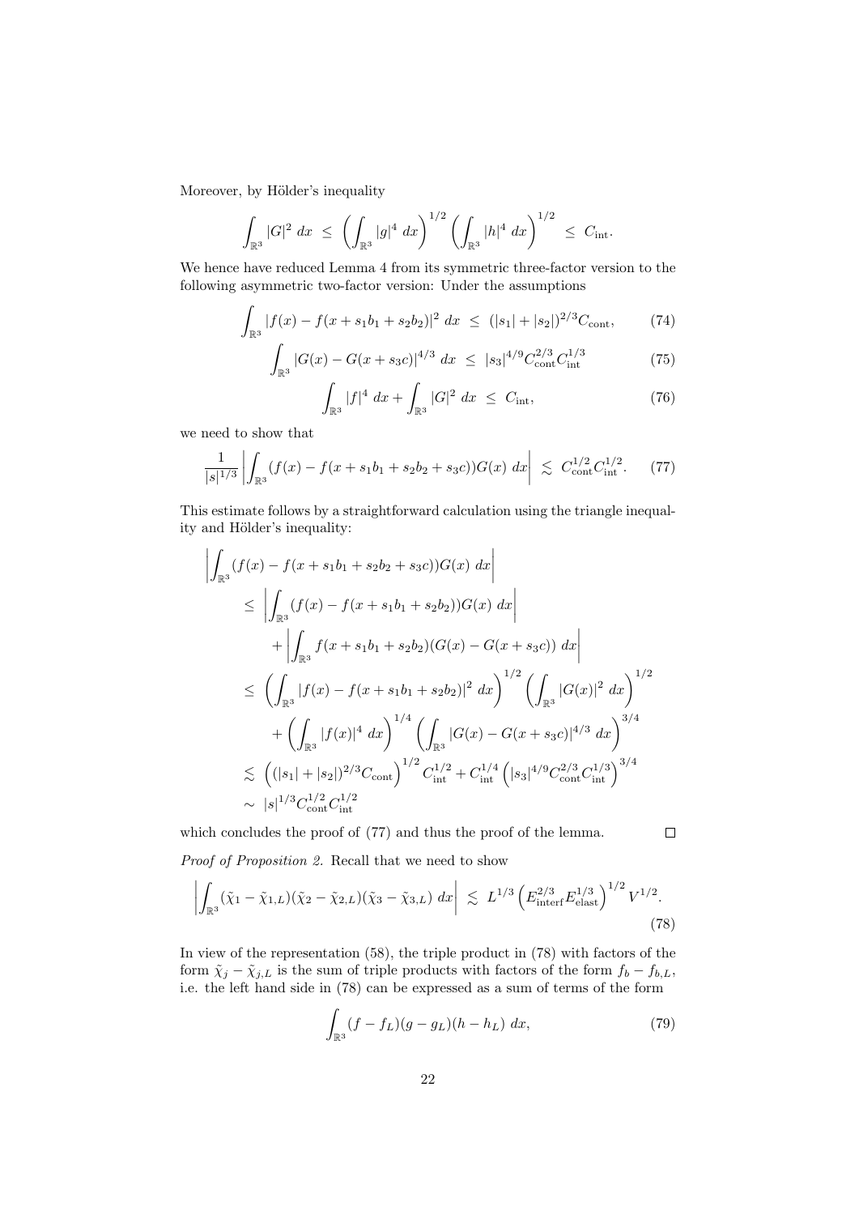Moreover, by Hölder's inequality

$$\int_{\mathbb{R}^3} |G|^2 \; dx \;\le\; \left( \int_{\mathbb{R}^3} |g|^4 \; dx \right)^{1/2} \left( \int_{\mathbb{R}^3} |h|^4 \; dx \right)^{1/2} \;\le\; C_{\mathrm{int}}.$$

We hence have reduced Lemma 4 from its symmetric three-factor version to the following asymmetric two-factor version: Under the assumptions

$$\int_{\mathbb{R}^3} |f(x) - f(x + s_1 b_1 + s_2 b_2)|^2 \; dx \;\le\; (|s_1| + |s_2|)^{2/3} C_{\mathrm{cont}}, \tag{74}$$

$$\int_{\mathbb{R}^3} |G(x) - G(x + s_3 c)|^{4/3} \; dx \;\le\; |s_3|^{4/9} C_{\mathrm{cont}}^{2/3} C_{\mathrm{int}}^{1/3} \tag{75}$$

$$\int_{\mathbb{R}^3} |f|^4 \; dx + \int_{\mathbb{R}^3} |G|^2 \; dx \;\le\; C_{\mathrm{int}}, \tag{76}$$

we need to show that

$$\frac{1}{|s|^{1/3}} \left| \int_{\mathbb{R}^3} (f(x) - f(x + s_1 b_1 + s_2 b_2 + s_3 c)) G(x) \; dx \right| \;\lesssim\; C_{\mathrm{cont}}^{1/2} C_{\mathrm{int}}^{1/2}. \tag{77}$$

This estimate follows by a straightforward calculation using the triangle inequality and Hölder's inequality:

$$\begin{aligned}
&\left| \int_{\mathbb{R}^3} (f(x) - f(x + s_1 b_1 + s_2 b_2 + s_3 c)) G(x) \; dx \right| \\
&\quad\le\; \left| \int_{\mathbb{R}^3} (f(x) - f(x + s_1 b_1 + s_2 b_2)) G(x) \; dx \right| \\
&\qquad + \left| \int_{\mathbb{R}^3} f(x + s_1 b_1 + s_2 b_2)(G(x) - G(x + s_3 c)) \; dx \right| \\
&\quad\le\; \left( \int_{\mathbb{R}^3} |f(x) - f(x + s_1 b_1 + s_2 b_2)|^2 \; dx \right)^{1/2} \left( \int_{\mathbb{R}^3} |G(x)|^2 \; dx \right)^{1/2} \\
&\qquad + \left( \int_{\mathbb{R}^3} |f(x)|^4 \; dx \right)^{1/4} \left( \int_{\mathbb{R}^3} |G(x) - G(x + s_3 c)|^{4/3} \; dx \right)^{3/4} \\
&\quad\lesssim\; \left( (|s_1| + |s_2|)^{2/3} C_{\mathrm{cont}} \right)^{1/2} C_{\mathrm{int}}^{1/2} + C_{\mathrm{int}}^{1/4} \left( |s_3|^{4/9} C_{\mathrm{cont}}^{2/3} C_{\mathrm{int}}^{1/3} \right)^{3/4} \\
&\quad\sim\; |s|^{1/3} C_{\mathrm{cont}}^{1/2} C_{\mathrm{int}}^{1/2}
\end{aligned}$$

which concludes the proof of (77) and thus the proof of the lemma. □

*Proof of Proposition 2.* Recall that we need to show

$$\left| \int_{\mathbb{R}^3} (\tilde{\chi}_1 - \tilde{\chi}_{1,L})(\tilde{\chi}_2 - \tilde{\chi}_{2,L})(\tilde{\chi}_3 - \tilde{\chi}_{3,L}) \; dx \right| \;\lesssim\; L^{1/3} \left( E_{\mathrm{interf}}^{2/3} E_{\mathrm{elast}}^{1/3} \right)^{1/2} V^{1/2}. \tag{78}$$

In view of the representation (58), the triple product in (78) with factors of the form $\tilde{\chi}_j - \tilde{\chi}_{j,L}$ is the sum of triple products with factors of the form $f_b - f_{b,L}$, i.e. the left hand side in (78) can be expressed as a sum of terms of the form

$$\int_{\mathbb{R}^3} (f - f_L)(g - g_L)(h - h_L) \; dx, \tag{79}$$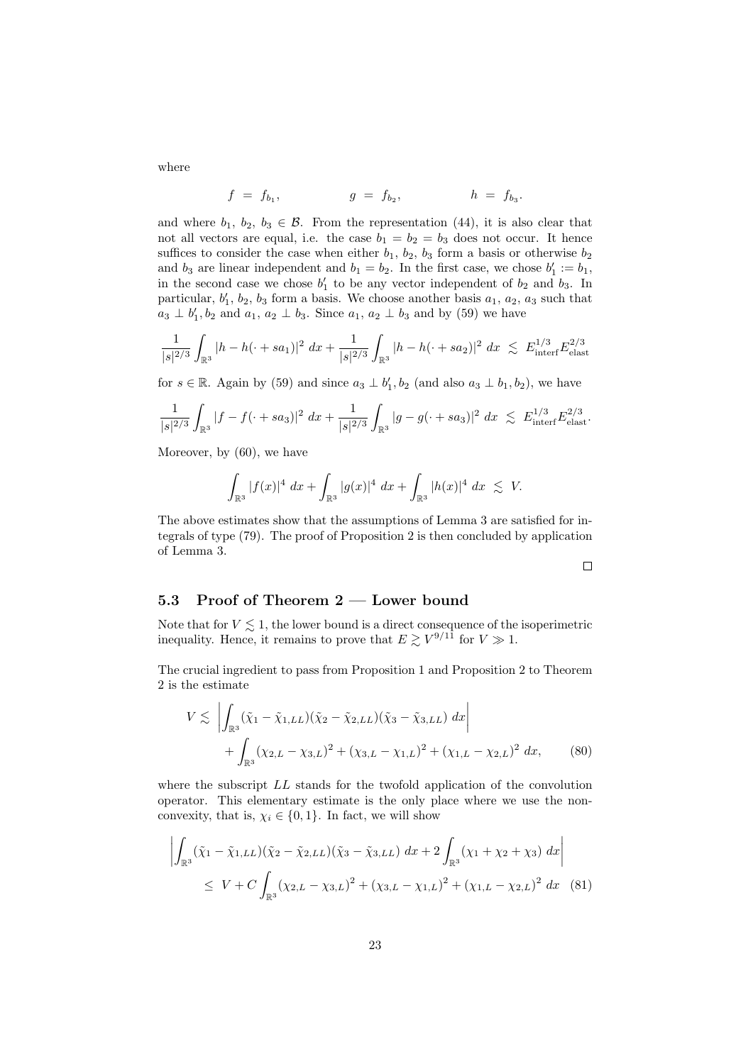where

$$f \;=\; f_{b_1}, \qquad\qquad g \;=\; f_{b_2}, \qquad\qquad h \;=\; f_{b_3}.$$

and where $b_1$, $b_2$, $b_3 \in \mathcal{B}$. From the representation (44), it is also clear that not all vectors are equal, i.e. the case $b_1 = b_2 = b_3$ does not occur. It hence suffices to consider the case when either $b_1$, $b_2$, $b_3$ form a basis or otherwise $b_2$ and $b_3$ are linear independent and $b_1 = b_2$. In the first case, we chose $b_1' := b_1$, in the second case we chose $b_1'$ to be any vector independent of $b_2$ and $b_3$. In particular, $b_1'$, $b_2$, $b_3$ form a basis. We choose another basis $a_1$, $a_2$, $a_3$ such that $a_3 \perp b_1', b_2$ and $a_1$, $a_2 \perp b_3$. Since $a_1$, $a_2 \perp b_3$ and by (59) we have

$$\frac{1}{|s|^{2/3}} \int_{\mathbb{R}^3} |h - h(\cdot + sa_1)|^2 \, dx + \frac{1}{|s|^{2/3}} \int_{\mathbb{R}^3} |h - h(\cdot + sa_2)|^2 \, dx \;\lesssim\; E_{\text{interf}}^{1/3} E_{\text{elast}}^{2/3}$$

for $s \in \mathbb{R}$. Again by (59) and since $a_3 \perp b_1', b_2$ (and also $a_3 \perp b_1, b_2$), we have

$$\frac{1}{|s|^{2/3}} \int_{\mathbb{R}^3} |f - f(\cdot + sa_3)|^2 \, dx + \frac{1}{|s|^{2/3}} \int_{\mathbb{R}^3} |g - g(\cdot + sa_3)|^2 \, dx \;\lesssim\; E_{\text{interf}}^{1/3} E_{\text{elast}}^{2/3}.$$

Moreover, by (60), we have

$$\int_{\mathbb{R}^3} |f(x)|^4 \, dx + \int_{\mathbb{R}^3} |g(x)|^4 \, dx + \int_{\mathbb{R}^3} |h(x)|^4 \, dx \;\lesssim\; V.$$

The above estimates show that the assumptions of Lemma 3 are satisfied for integrals of type (79). The proof of Proposition 2 is then concluded by application of Lemma 3.

$\square$

### 5.3 Proof of Theorem 2 — Lower bound

Note that for $V \lesssim 1$, the lower bound is a direct consequence of the isoperimetric inequality. Hence, it remains to prove that $E \gtrsim V^{9/11}$ for $V \gg 1$.

The crucial ingredient to pass from Proposition 1 and Proposition 2 to Theorem 2 is the estimate

$$\begin{aligned} V \lesssim \; & \left| \int_{\mathbb{R}^3} (\tilde{\chi}_1 - \tilde{\chi}_{1,LL})(\tilde{\chi}_2 - \tilde{\chi}_{2,LL})(\tilde{\chi}_3 - \tilde{\chi}_{3,LL}) \, dx \right| \\ & + \int_{\mathbb{R}^3} (\chi_{2,L} - \chi_{3,L})^2 + (\chi_{3,L} - \chi_{1,L})^2 + (\chi_{1,L} - \chi_{2,L})^2 \, dx, \end{aligned} \qquad (80)$$

where the subscript $LL$ stands for the twofold application of the convolution operator. This elementary estimate is the only place where we use the non-convexity, that is, $\chi_i \in \{0, 1\}$. In fact, we will show

$$\begin{aligned} & \left| \int_{\mathbb{R}^3} (\tilde{\chi}_1 - \tilde{\chi}_{1,LL})(\tilde{\chi}_2 - \tilde{\chi}_{2,LL})(\tilde{\chi}_3 - \tilde{\chi}_{3,LL}) \, dx + 2 \int_{\mathbb{R}^3} (\chi_1 + \chi_2 + \chi_3) \, dx \right| \\ & \quad \leq \; V + C \int_{\mathbb{R}^3} (\chi_{2,L} - \chi_{3,L})^2 + (\chi_{3,L} - \chi_{1,L})^2 + (\chi_{1,L} - \chi_{2,L})^2 \, dx \end{aligned} \qquad (81)$$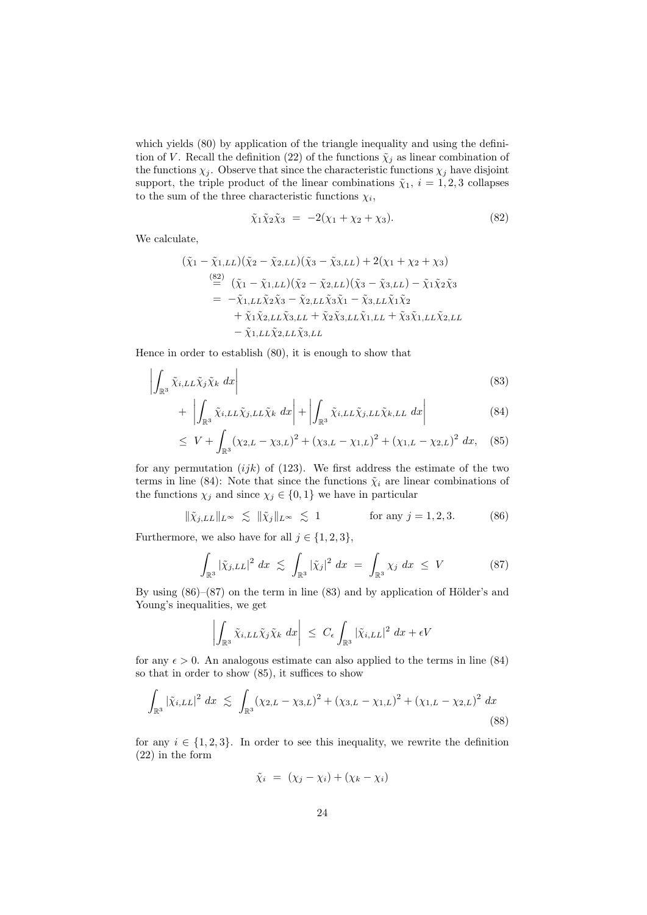which yields (80) by application of the triangle inequality and using the definition of $V$. Recall the definition (22) of the functions $\tilde\chi_j$ as linear combination of the functions $\chi_j$. Observe that since the characteristic functions $\chi_j$ have disjoint support, the triple product of the linear combinations $\tilde\chi_1$, $i = 1, 2, 3$ collapses to the sum of the three characteristic functions $\chi_i$,

$$\tilde\chi_1\tilde\chi_2\tilde\chi_3 \;=\; -2(\chi_1 + \chi_2 + \chi_3). \tag{82}$$

We calculate,

$$\begin{aligned}
&(\tilde\chi_1 - \tilde\chi_{1,LL})(\tilde\chi_2 - \tilde\chi_{2,LL})(\tilde\chi_3 - \tilde\chi_{3,LL}) + 2(\chi_1 + \chi_2 + \chi_3)\\
&\overset{(82)}{=} \;(\tilde\chi_1 - \tilde\chi_{1,LL})(\tilde\chi_2 - \tilde\chi_{2,LL})(\tilde\chi_3 - \tilde\chi_{3,LL}) - \tilde\chi_1\tilde\chi_2\tilde\chi_3\\
&= \;-\tilde\chi_{1,LL}\tilde\chi_2\tilde\chi_3 - \tilde\chi_{2,LL}\tilde\chi_3\tilde\chi_1 - \tilde\chi_{3,LL}\tilde\chi_1\tilde\chi_2\\
&\quad + \tilde\chi_1\tilde\chi_{2,LL}\tilde\chi_{3,LL} + \tilde\chi_2\tilde\chi_{3,LL}\tilde\chi_{1,LL} + \tilde\chi_3\tilde\chi_{1,LL}\tilde\chi_{2,LL}\\
&\quad - \tilde\chi_{1,LL}\tilde\chi_{2,LL}\tilde\chi_{3,LL}
\end{aligned}$$

Hence in order to establish (80), it is enough to show that

$$\left|\int_{\mathbb{R}^3} \tilde\chi_{i,LL}\tilde\chi_j\tilde\chi_k \; dx\right| \tag{83}$$

$$+ \;\left|\int_{\mathbb{R}^3} \tilde\chi_{i,LL}\tilde\chi_{j,LL}\tilde\chi_k \; dx\right| + \left|\int_{\mathbb{R}^3} \tilde\chi_{i,LL}\tilde\chi_{j,LL}\tilde\chi_{k,LL} \; dx\right| \tag{84}$$

$$\le \; V + \int_{\mathbb{R}^3} (\chi_{2,L} - \chi_{3,L})^2 + (\chi_{3,L} - \chi_{1,L})^2 + (\chi_{1,L} - \chi_{2,L})^2 \; dx, \tag{85}$$

for any permutation $(ijk)$ of $(123)$. We first address the estimate of the two terms in line (84): Note that since the functions $\tilde\chi_i$ are linear combinations of the functions $\chi_j$ and since $\chi_j \in \{0,1\}$ we have in particular

$$\|\tilde\chi_{j,LL}\|_{L^\infty} \;\lesssim\; \|\tilde\chi_j\|_{L^\infty} \;\lesssim\; 1 \qquad\qquad \text{for any } j = 1, 2, 3. \tag{86}$$

Furthermore, we also have for all $j \in \{1, 2, 3\}$,

$$\int_{\mathbb{R}^3} |\tilde\chi_{j,LL}|^2 \; dx \;\lesssim\; \int_{\mathbb{R}^3} |\tilde\chi_j|^2 \; dx \;=\; \int_{\mathbb{R}^3} \chi_j \; dx \;\le\; V \tag{87}$$

By using (86)–(87) on the term in line (83) and by application of Hölder's and Young's inequalities, we get

$$\left|\int_{\mathbb{R}^3} \tilde\chi_{i,LL}\tilde\chi_j\tilde\chi_k \; dx\right| \;\le\; C_\epsilon \int_{\mathbb{R}^3} |\tilde\chi_{i,LL}|^2 \; dx + \epsilon V$$

for any $\epsilon > 0$. An analogous estimate can also applied to the terms in line (84) so that in order to show (85), it suffices to show

$$\int_{\mathbb{R}^3} |\tilde\chi_{i,LL}|^2 \; dx \;\lesssim\; \int_{\mathbb{R}^3} (\chi_{2,L} - \chi_{3,L})^2 + (\chi_{3,L} - \chi_{1,L})^2 + (\chi_{1,L} - \chi_{2,L})^2 \; dx \tag{88}$$

for any $i \in \{1, 2, 3\}$. In order to see this inequality, we rewrite the definition (22) in the form

$$\tilde\chi_i \;=\; (\chi_j - \chi_i) + (\chi_k - \chi_i)$$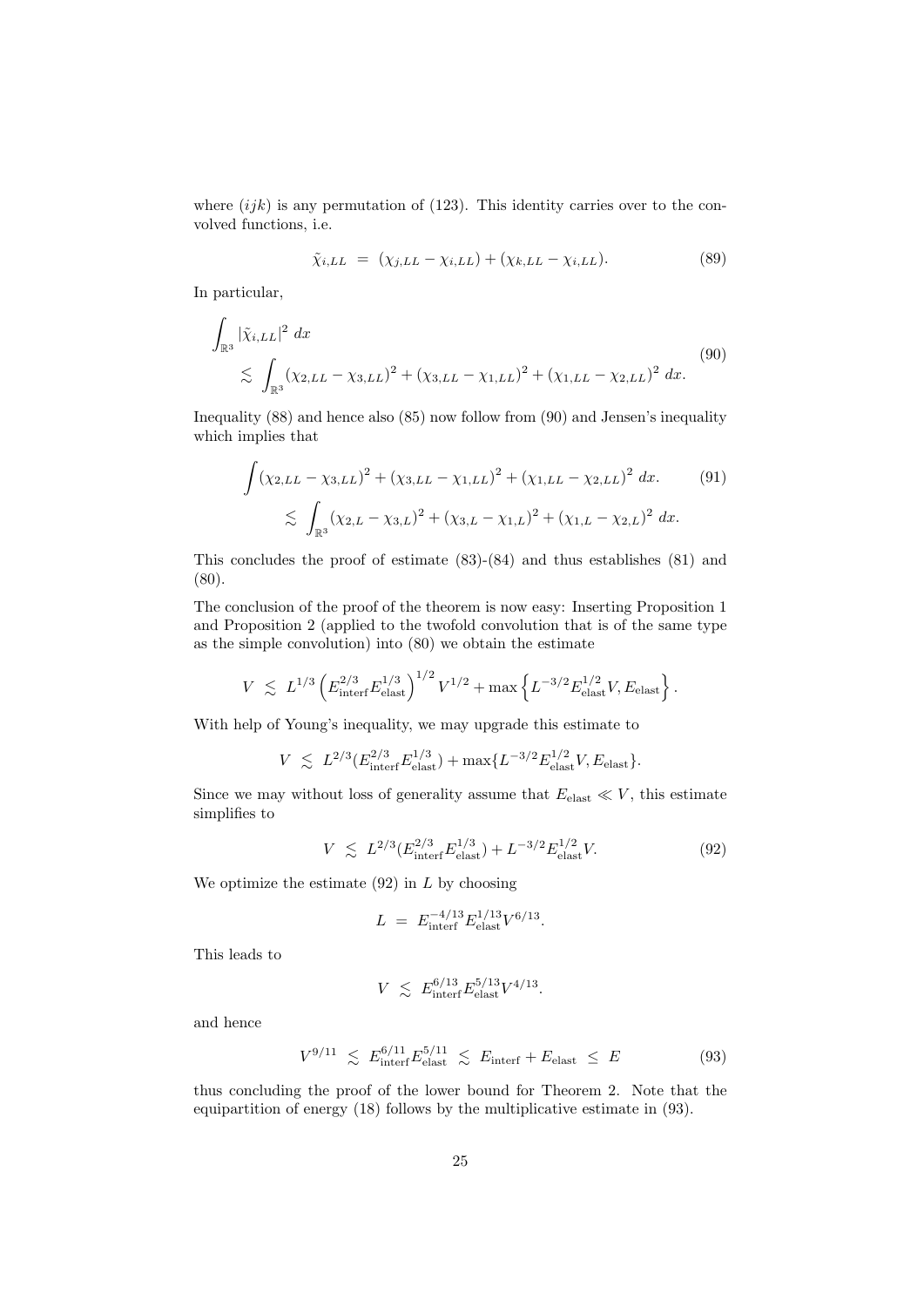where $(ijk)$ is any permutation of (123). This identity carries over to the convolved functions, i.e.

$$\tilde{\chi}_{i,LL} \;=\; (\chi_{j,LL} - \chi_{i,LL}) + (\chi_{k,LL} - \chi_{i,LL}). \tag{89}$$

In particular,

$$\begin{aligned} &\int_{\mathbb{R}^3} |\tilde{\chi}_{i,LL}|^2 \, dx \\ &\quad \lesssim \int_{\mathbb{R}^3} (\chi_{2,LL} - \chi_{3,LL})^2 + (\chi_{3,LL} - \chi_{1,LL})^2 + (\chi_{1,LL} - \chi_{2,LL})^2 \, dx. \end{aligned} \tag{90}$$

Inequality (88) and hence also (85) now follow from (90) and Jensen's inequality which implies that

$$\begin{aligned} &\int (\chi_{2,LL} - \chi_{3,LL})^2 + (\chi_{3,LL} - \chi_{1,LL})^2 + (\chi_{1,LL} - \chi_{2,LL})^2 \, dx. \\ &\quad \lesssim \int_{\mathbb{R}^3} (\chi_{2,L} - \chi_{3,L})^2 + (\chi_{3,L} - \chi_{1,L})^2 + (\chi_{1,L} - \chi_{2,L})^2 \, dx. \end{aligned} \tag{91}$$

This concludes the proof of estimate (83)-(84) and thus establishes (81) and (80).

The conclusion of the proof of the theorem is now easy: Inserting Proposition 1 and Proposition 2 (applied to the twofold convolution that is of the same type as the simple convolution) into (80) we obtain the estimate

$$V \;\lesssim\; L^{1/3} \left( E_{\text{interf}}^{2/3} E_{\text{elast}}^{1/3} \right)^{1/2} V^{1/2} + \max \left\{ L^{-3/2} E_{\text{elast}}^{1/2} V, E_{\text{elast}} \right\}.$$

With help of Young's inequality, we may upgrade this estimate to

$$V \;\lesssim\; L^{2/3} (E_{\text{interf}}^{2/3} E_{\text{elast}}^{1/3}) + \max\{ L^{-3/2} E_{\text{elast}}^{1/2} V, E_{\text{elast}} \}.$$

Since we may without loss of generality assume that $E_{\text{elast}} \ll V$, this estimate simplifies to

$$V \;\lesssim\; L^{2/3} (E_{\text{interf}}^{2/3} E_{\text{elast}}^{1/3}) + L^{-3/2} E_{\text{elast}}^{1/2} V. \tag{92}$$

We optimize the estimate (92) in $L$ by choosing

$$L \;=\; E_{\text{interf}}^{-4/13} E_{\text{elast}}^{1/13} V^{6/13}.$$

This leads to

$$V \;\lesssim\; E_{\text{interf}}^{6/13} E_{\text{elast}}^{5/13} V^{4/13}.$$

and hence

$$V^{9/11} \;\lesssim\; E_{\text{interf}}^{6/11} E_{\text{elast}}^{5/11} \;\lesssim\; E_{\text{interf}} + E_{\text{elast}} \;\leq\; E \tag{93}$$

thus concluding the proof of the lower bound for Theorem 2. Note that the equipartition of energy (18) follows by the multiplicative estimate in (93).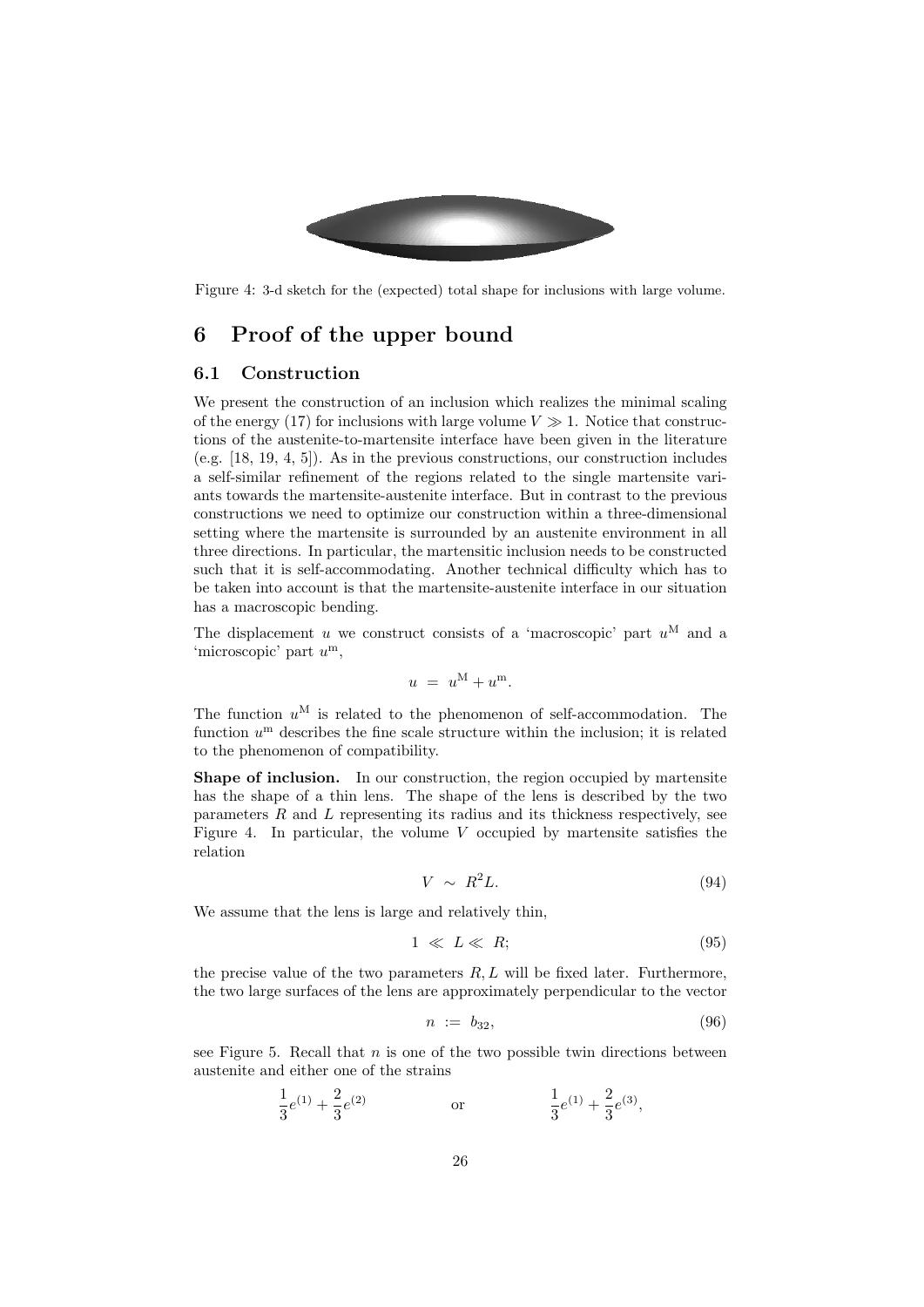Figure 4: 3-d sketch for the (expected) total shape for inclusions with large volume.

# 6 Proof of the upper bound

## 6.1 Construction

We present the construction of an inclusion which realizes the minimal scaling of the energy (17) for inclusions with large volume $V \gg 1$. Notice that constructions of the austenite-to-martensite interface have been given in the literature (e.g. [18, 19, 4, 5]). As in the previous constructions, our construction includes a self-similar refinement of the regions related to the single martensite variants towards the martensite-austenite interface. But in contrast to the previous constructions we need to optimize our construction within a three-dimensional setting where the martensite is surrounded by an austenite environment in all three directions. In particular, the martensitic inclusion needs to be constructed such that it is self-accommodating. Another technical difficulty which has to be taken into account is that the martensite-austenite interface in our situation has a macroscopic bending.

The displacement $u$ we construct consists of a 'macroscopic' part $u^{\mathrm{M}}$ and a 'microscopic' part $u^{\mathrm{m}}$,

$$u \;=\; u^{\mathrm{M}} + u^{\mathrm{m}}.$$

The function $u^{\mathrm{M}}$ is related to the phenomenon of self-accommodation. The function $u^{\mathrm{m}}$ describes the fine scale structure within the inclusion; it is related to the phenomenon of compatibility.

**Shape of inclusion.** In our construction, the region occupied by martensite has the shape of a thin lens. The shape of the lens is described by the two parameters $R$ and $L$ representing its radius and its thickness respectively, see Figure 4. In particular, the volume $V$ occupied by martensite satisfies the relation

$$V \;\sim\; R^2 L. \tag{94}$$

We assume that the lens is large and relatively thin,

$$1 \;\ll\; L \ll\; R; \tag{95}$$

the precise value of the two parameters $R, L$ will be fixed later. Furthermore, the two large surfaces of the lens are approximately perpendicular to the vector

$$n \;:=\; b_{32}, \tag{96}$$

see Figure 5. Recall that $n$ is one of the two possible twin directions between austenite and either one of the strains

$$\frac{1}{3}e^{(1)} + \frac{2}{3}e^{(2)} \qquad\qquad \text{or} \qquad\qquad \frac{1}{3}e^{(1)} + \frac{2}{3}e^{(3)},$$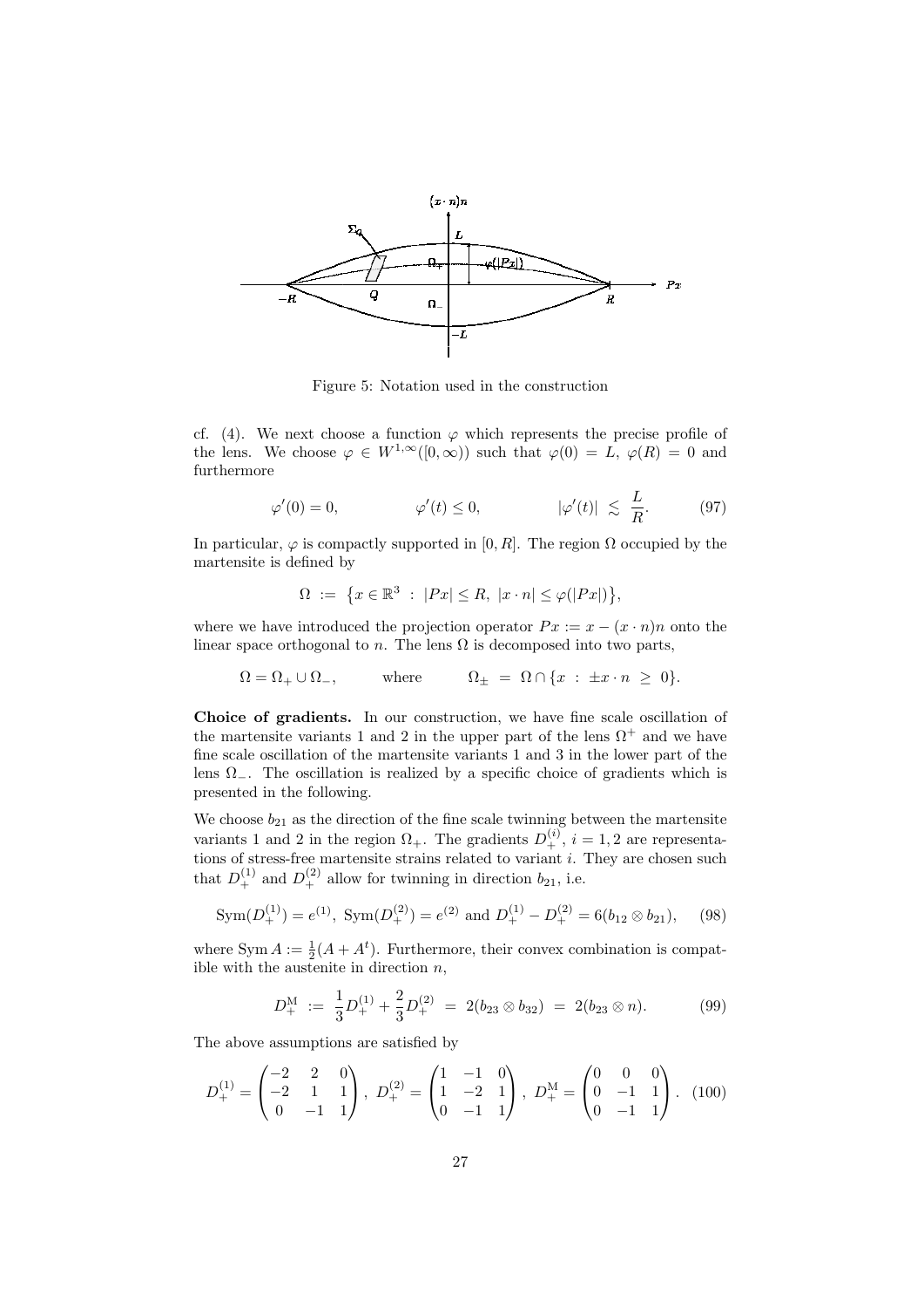Figure 5: Notation used in the construction

cf. (4). We next choose a function $\varphi$ which represents the precise profile of the lens. We choose $\varphi \in W^{1,\infty}([0,\infty))$ such that $\varphi(0) = L$, $\varphi(R) = 0$ and furthermore

$$\varphi'(0) = 0, \qquad \varphi'(t) \le 0, \qquad |\varphi'(t)| \lesssim \frac{L}{R}. \tag{97}$$

In particular, $\varphi$ is compactly supported in $[0, R]$. The region $\Omega$ occupied by the martensite is defined by

$$\Omega := \{x \in \mathbb{R}^3 : |Px| \le R, \ |x \cdot n| \le \varphi(|Px|)\},$$

where we have introduced the projection operator $Px := x - (x \cdot n)n$ onto the linear space orthogonal to $n$. The lens $\Omega$ is decomposed into two parts,

$$\Omega = \Omega_+ \cup \Omega_-, \qquad \text{where} \qquad \Omega_\pm = \Omega \cap \{x : \pm x \cdot n \ge 0\}.$$

**Choice of gradients.** In our construction, we have fine scale oscillation of the martensite variants 1 and 2 in the upper part of the lens $\Omega^+$ and we have fine scale oscillation of the martensite variants 1 and 3 in the lower part of the lens $\Omega_-$. The oscillation is realized by a specific choice of gradients which is presented in the following.

We choose $b_{21}$ as the direction of the fine scale twinning between the martensite variants 1 and 2 in the region $\Omega_+$. The gradients $D_+^{(i)}$, $i = 1, 2$ are representations of stress-free martensite strains related to variant $i$. They are chosen such that $D_+^{(1)}$ and $D_+^{(2)}$ allow for twinning in direction $b_{21}$, i.e.

$$\operatorname{Sym}(D_+^{(1)}) = e^{(1)}, \ \operatorname{Sym}(D_+^{(2)}) = e^{(2)} \text{ and } D_+^{(1)} - D_+^{(2)} = 6(b_{12} \otimes b_{21}), \tag{98}$$

where $\operatorname{Sym} A := \frac{1}{2}(A + A^t)$. Furthermore, their convex combination is compatible with the austenite in direction $n$,

$$D_+^{\mathrm{M}} := \frac{1}{3} D_+^{(1)} + \frac{2}{3} D_+^{(2)} = 2(b_{23} \otimes b_{32}) = 2(b_{23} \otimes n). \tag{99}$$

The above assumptions are satisfied by

$$D_+^{(1)} = \begin{pmatrix} -2 & 2 & 0 \\ -2 & 1 & 1 \\ 0 & -1 & 1 \end{pmatrix}, \ D_+^{(2)} = \begin{pmatrix} 1 & -1 & 0 \\ 1 & -2 & 1 \\ 0 & -1 & 1 \end{pmatrix}, \ D_+^{\mathrm{M}} = \begin{pmatrix} 0 & 0 & 0 \\ 0 & -1 & 1 \\ 0 & -1 & 1 \end{pmatrix}. \tag{100}$$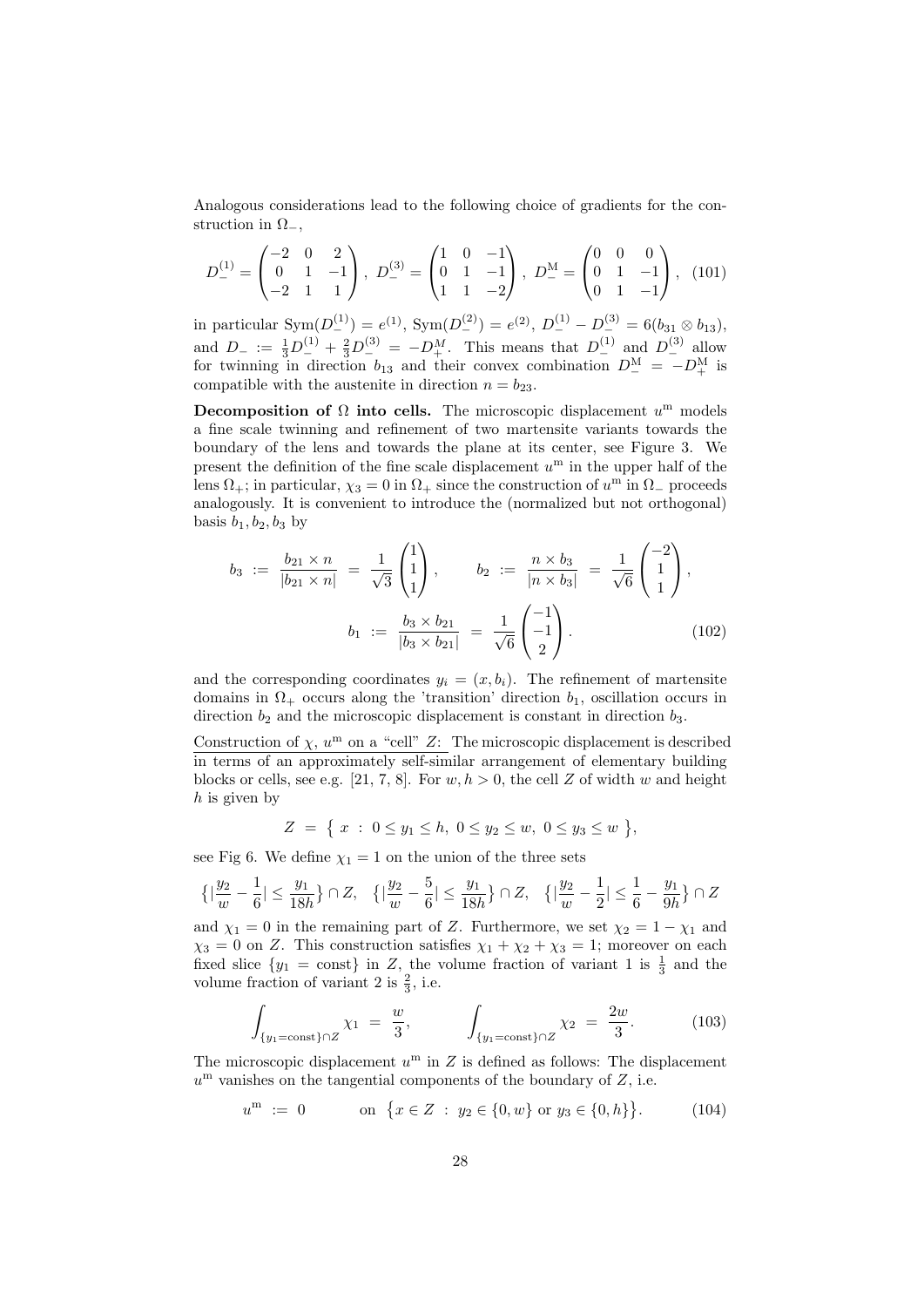Analogous considerations lead to the following choice of gradients for the construction in $\Omega_-$,

$$D_-^{(1)} = \begin{pmatrix} -2 & 0 & 2 \\ 0 & 1 & -1 \\ -2 & 1 & 1 \end{pmatrix}, \; D_-^{(3)} = \begin{pmatrix} 1 & 0 & -1 \\ 0 & 1 & -1 \\ 1 & 1 & -2 \end{pmatrix}, \; D_-^{\mathrm{M}} = \begin{pmatrix} 0 & 0 & 0 \\ 0 & 1 & -1 \\ 0 & 1 & -1 \end{pmatrix}, \quad (101)$$

in particular $\mathrm{Sym}(D_-^{(1)}) = e^{(1)}$, $\mathrm{Sym}(D_-^{(2)}) = e^{(2)}$, $D_-^{(1)} - D_-^{(3)} = 6(b_{31} \otimes b_{13})$, and $D_- := \frac{1}{3}D_-^{(1)} + \frac{2}{3}D_-^{(3)} = -D_+^M$. This means that $D_-^{(1)}$ and $D_-^{(3)}$ allow for twinning in direction $b_{13}$ and their convex combination $D_-^{\mathrm{M}} = -D_+^{\mathrm{M}}$ is compatible with the austenite in direction $n = b_{23}$.

**Decomposition of $\Omega$ into cells.** The microscopic displacement $u^{\mathrm{m}}$ models a fine scale twinning and refinement of two martensite variants towards the boundary of the lens and towards the plane at its center, see Figure 3. We present the definition of the fine scale displacement $u^{\mathrm{m}}$ in the upper half of the lens $\Omega_+$; in particular, $\chi_3 = 0$ in $\Omega_+$ since the construction of $u^{\mathrm{m}}$ in $\Omega_-$ proceeds analogously. It is convenient to introduce the (normalized but not orthogonal) basis $b_1, b_2, b_3$ by

$$b_3 \;:=\; \frac{b_{21} \times n}{|b_{21} \times n|} \;=\; \frac{1}{\sqrt{3}}\begin{pmatrix} 1 \\ 1 \\ 1 \end{pmatrix}, \qquad b_2 \;:=\; \frac{n \times b_3}{|n \times b_3|} \;=\; \frac{1}{\sqrt{6}}\begin{pmatrix} -2 \\ 1 \\ 1 \end{pmatrix},$$

$$b_1 \;:=\; \frac{b_3 \times b_{21}}{|b_3 \times b_{21}|} \;=\; \frac{1}{\sqrt{6}}\begin{pmatrix} -1 \\ -1 \\ 2 \end{pmatrix}. \qquad (102)$$

and the corresponding coordinates $y_i = (x, b_i)$. The refinement of martensite domains in $\Omega_+$ occurs along the 'transition' direction $b_1$, oscillation occurs in direction $b_2$ and the microscopic displacement is constant in direction $b_3$.

Construction of $\chi$, $u^{\mathrm{m}}$ on a "cell" $Z$: The microscopic displacement is described in terms of an approximately self-similar arrangement of elementary building blocks or cells, see e.g. [21, 7, 8]. For $w, h > 0$, the cell $Z$ of width $w$ and height $h$ is given by

$$Z \;=\; \big\{\; x \;:\; 0 \le y_1 \le h,\; 0 \le y_2 \le w,\; 0 \le y_3 \le w \;\big\},$$

see Fig 6. We define $\chi_1 = 1$ on the union of the three sets

$$\big\{|\frac{y_2}{w} - \frac{1}{6}| \le \frac{y_1}{18h}\big\} \cap Z, \quad \big\{|\frac{y_2}{w} - \frac{5}{6}| \le \frac{y_1}{18h}\big\} \cap Z, \quad \big\{|\frac{y_2}{w} - \frac{1}{2}| \le \frac{1}{6} - \frac{y_1}{9h}\big\} \cap Z$$

and $\chi_1 = 0$ in the remaining part of $Z$. Furthermore, we set $\chi_2 = 1 - \chi_1$ and $\chi_3 = 0$ on $Z$. This construction satisfies $\chi_1 + \chi_2 + \chi_3 = 1$; moreover on each fixed slice $\{y_1 = \mathrm{const}\}$ in $Z$, the volume fraction of variant 1 is $\frac{1}{3}$ and the volume fraction of variant 2 is $\frac{2}{3}$, i.e.

$$\int_{\{y_1=\mathrm{const}\}\cap Z} \chi_1 \;=\; \frac{w}{3}, \qquad \int_{\{y_1=\mathrm{const}\}\cap Z} \chi_2 \;=\; \frac{2w}{3}. \qquad (103)$$

The microscopic displacement $u^{\mathrm{m}}$ in $Z$ is defined as follows: The displacement $u^{\mathrm{m}}$ vanishes on the tangential components of the boundary of $Z$, i.e.

$$u^{\mathrm{m}} \;:=\; 0 \qquad\quad \text{on } \big\{x \in Z \;:\; y_2 \in \{0, w\} \text{ or } y_3 \in \{0, h\}\big\}. \qquad (104)$$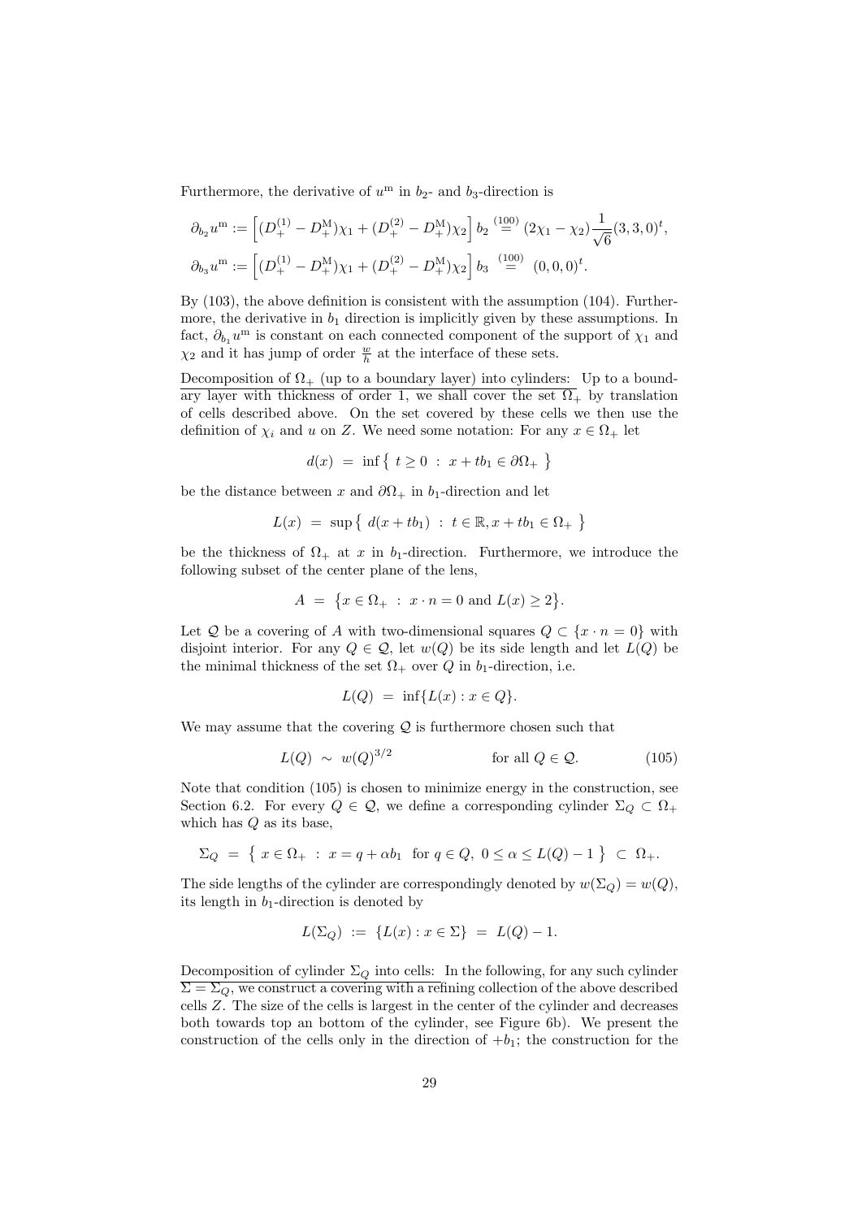Furthermore, the derivative of $u^{\mathrm{m}}$ in $b_2$- and $b_3$-direction is

$$\partial_{b_2} u^{\mathrm{m}} := \left[ (D_+^{(1)} - D_+^{\mathrm{M}})\chi_1 + (D_+^{(2)} - D_+^{\mathrm{M}})\chi_2 \right] b_2 \overset{(100)}{=} (2\chi_1 - \chi_2) \frac{1}{\sqrt{6}} (3, 3, 0)^t,$$

$$\partial_{b_3} u^{\mathrm{m}} := \left[ (D_+^{(1)} - D_+^{\mathrm{M}})\chi_1 + (D_+^{(2)} - D_+^{\mathrm{M}})\chi_2 \right] b_3 \overset{(100)}{=} (0, 0, 0)^t.$$

By (103), the above definition is consistent with the assumption (104). Furthermore, the derivative in $b_1$ direction is implicitly given by these assumptions. In fact, $\partial_{b_1} u^{\mathrm{m}}$ is constant on each connected component of the support of $\chi_1$ and $\chi_2$ and it has jump of order $\frac{w}{h}$ at the interface of these sets.

<u>Decomposition of $\Omega_+$ (up to a boundary layer) into cylinders:</u> Up to a boundary layer with thickness of order 1, we shall cover the set $\Omega_+$ by translation of cells described above. On the set covered by these cells we then use the definition of $\chi_i$ and $u$ on $Z$. We need some notation: For any $x \in \Omega_+$ let

$$d(x) \ = \ \inf \left\{ \ t \geq 0 \ : \ x + t b_1 \in \partial \Omega_+ \ \right\}$$

be the distance between $x$ and $\partial \Omega_+$ in $b_1$-direction and let

$$L(x) \ = \ \sup \left\{ \ d(x + t b_1) \ : \ t \in \mathbb{R}, x + t b_1 \in \Omega_+ \ \right\}$$

be the thickness of $\Omega_+$ at $x$ in $b_1$-direction. Furthermore, we introduce the following subset of the center plane of the lens,

$$A \ = \ \left\{ x \in \Omega_+ \ : \ x \cdot n = 0 \text{ and } L(x) \geq 2 \right\}.$$

Let $\mathcal{Q}$ be a covering of $A$ with two-dimensional squares $Q \subset \{x \cdot n = 0\}$ with disjoint interior. For any $Q \in \mathcal{Q}$, let $w(Q)$ be its side length and let $L(Q)$ be the minimal thickness of the set $\Omega_+$ over $Q$ in $b_1$-direction, i.e.

$$L(Q) \ = \ \inf \{ L(x) : x \in Q \}.$$

We may assume that the covering $\mathcal{Q}$ is furthermore chosen such that

$$L(Q) \ \sim \ w(Q)^{3/2} \qquad \qquad \text{for all } Q \in \mathcal{Q}. \qquad (105)$$

Note that condition (105) is chosen to minimize energy in the construction, see Section 6.2. For every $Q \in \mathcal{Q}$, we define a corresponding cylinder $\Sigma_Q \subset \Omega_+$ which has $Q$ as its base,

$$\Sigma_Q \ = \ \left\{ \ x \in \Omega_+ \ : \ x = q + \alpha b_1 \ \text{ for } q \in Q, \ 0 \leq \alpha \leq L(Q) - 1 \ \right\} \ \subset \ \Omega_+.$$

The side lengths of the cylinder are correspondingly denoted by $w(\Sigma_Q) = w(Q)$, its length in $b_1$-direction is denoted by

$$L(\Sigma_Q) \ := \ \{ L(x) : x \in \Sigma \} \ = \ L(Q) - 1.$$

<u>Decomposition of cylinder $\Sigma_Q$ into cells:</u> In the following, for any such cylinder $\Sigma = \Sigma_Q$, we construct a covering with a refining collection of the above described cells $Z$. The size of the cells is largest in the center of the cylinder and decreases both towards top an bottom of the cylinder, see Figure 6b). We present the construction of the cells only in the direction of $+b_1$; the construction for the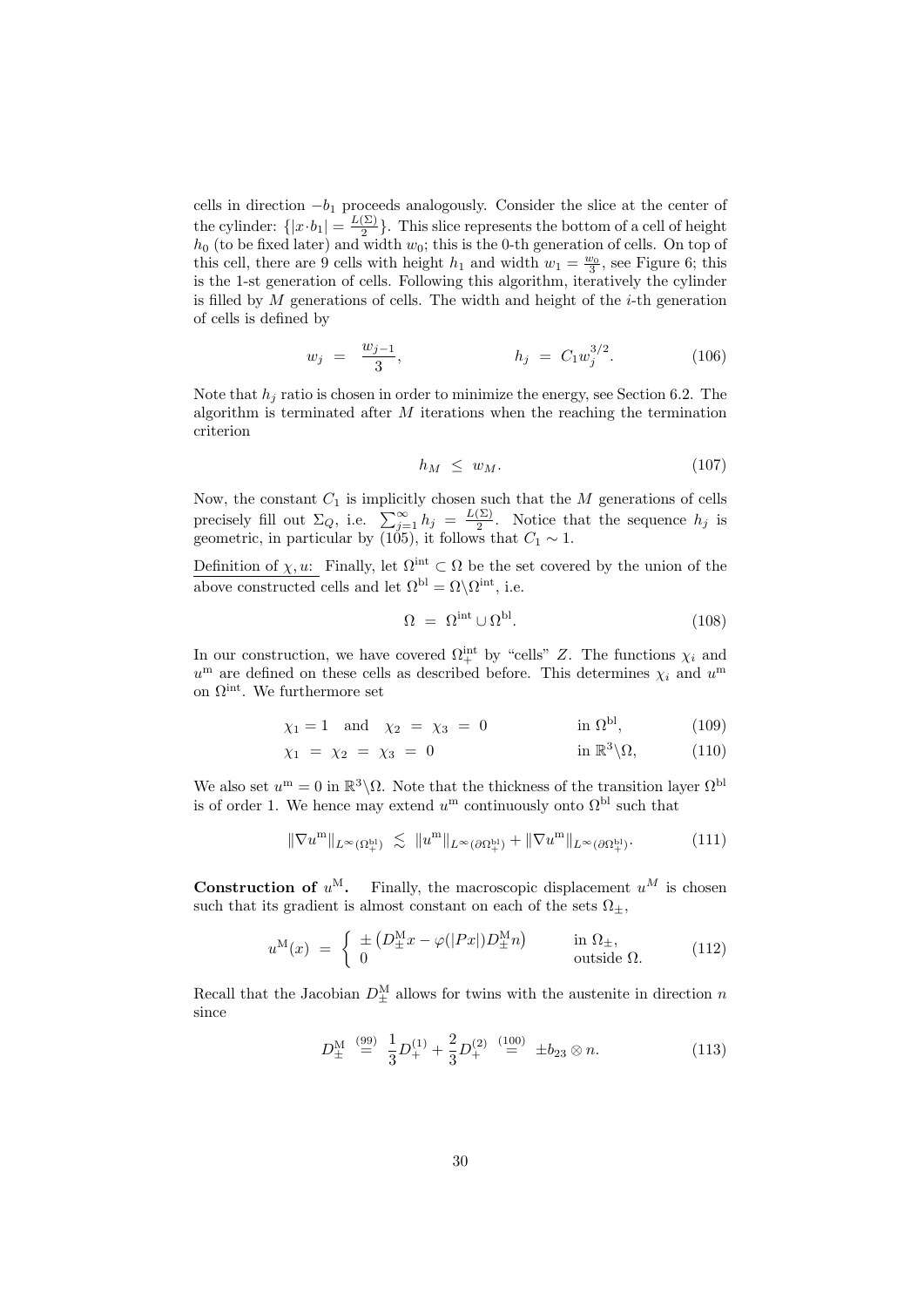cells in direction $-b_1$ proceeds analogously. Consider the slice at the center of the cylinder: $\{|x\cdot b_1| = \frac{L(\Sigma)}{2}\}$. This slice represents the bottom of a cell of height $h_0$ (to be fixed later) and width $w_0$; this is the 0-th generation of cells. On top of this cell, there are 9 cells with height $h_1$ and width $w_1 = \frac{w_0}{3}$, see Figure 6; this is the 1-st generation of cells. Following this algorithm, iteratively the cylinder is filled by $M$ generations of cells. The width and height of the $i$-th generation of cells is defined by

$$w_j \;=\; \frac{w_{j-1}}{3}, \qquad\qquad h_j \;=\; C_1 w_j^{3/2}. \tag{106}$$

Note that $h_j$ ratio is chosen in order to minimize the energy, see Section 6.2. The algorithm is terminated after $M$ iterations when the reaching the termination criterion

$$h_M \;\leq\; w_M. \tag{107}$$

Now, the constant $C_1$ is implicitly chosen such that the $M$ generations of cells precisely fill out $\Sigma_Q$, i.e. $\sum_{j=1}^{\infty} h_j = \frac{L(\Sigma)}{2}$. Notice that the sequence $h_j$ is geometric, in particular by (105), it follows that $C_1 \sim 1$.

Definition of $\chi, u$: Finally, let $\Omega^{\rm int} \subset \Omega$ be the set covered by the union of the above constructed cells and let $\Omega^{\rm bl} = \Omega\backslash\Omega^{\rm int}$, i.e.

$$\Omega \;=\; \Omega^{\rm int} \cup \Omega^{\rm bl}. \tag{108}$$

In our construction, we have covered $\Omega^{\rm int}_+$ by "cells" $Z$. The functions $\chi_i$ and $u^{\rm m}$ are defined on these cells as described before. This determines $\chi_i$ and $u^{\rm m}$ on $\Omega^{\rm int}$. We furthermore set

$$\chi_1 = 1 \quad\text{and}\quad \chi_2 \;=\; \chi_3 \;=\; 0 \qquad\qquad \text{in } \Omega^{\rm bl}, \tag{109}$$

$$\chi_1 \;=\; \chi_2 \;=\; \chi_3 \;=\; 0 \qquad\qquad \text{in } \mathbb{R}^3\backslash\Omega, \tag{110}$$

We also set $u^{\rm m} = 0$ in $\mathbb{R}^3\backslash\Omega$. Note that the thickness of the transition layer $\Omega^{\rm bl}$ is of order 1. We hence may extend $u^{\rm m}$ continuously onto $\Omega^{\rm bl}$ such that

$$\|\nabla u^{\rm m}\|_{L^\infty(\Omega^{\rm bl}_+)} \;\lesssim\; \|u^{\rm m}\|_{L^\infty(\partial\Omega^{\rm bl}_+)} + \|\nabla u^{\rm m}\|_{L^\infty(\partial\Omega^{\rm bl}_+)}. \tag{111}$$

**Construction of $u^{\rm M}$.** Finally, the macroscopic displacement $u^M$ is chosen such that its gradient is almost constant on each of the sets $\Omega_\pm$,

$$u^{\rm M}(x) \;=\; \begin{cases} \pm\left(D^{\rm M}_\pm x - \varphi(|Px|)D^{\rm M}_\pm n\right) & \text{in } \Omega_\pm, \\ 0 & \text{outside } \Omega. \end{cases} \tag{112}$$

Recall that the Jacobian $D^{\rm M}_\pm$ allows for twins with the austenite in direction $n$ since

$$D^{\rm M}_\pm \;\overset{(99)}{=}\; \frac{1}{3}D^{(1)}_+ + \frac{2}{3}D^{(2)}_+ \;\overset{(100)}{=}\; \pm b_{23}\otimes n. \tag{113}$$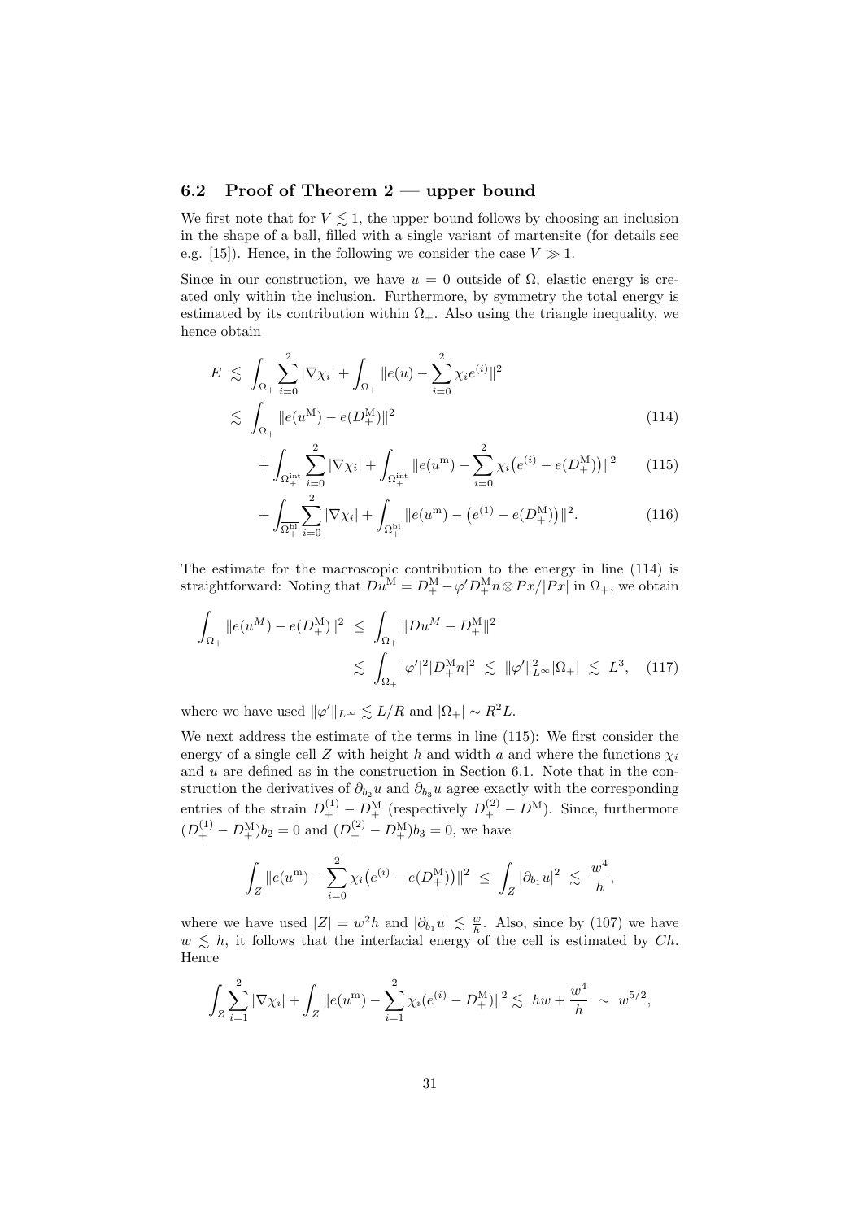### 6.2 Proof of Theorem 2 — upper bound

We first note that for $V \lesssim 1$, the upper bound follows by choosing an inclusion in the shape of a ball, filled with a single variant of martensite (for details see e.g. [15]). Hence, in the following we consider the case $V \gg 1$.

Since in our construction, we have $u = 0$ outside of $\Omega$, elastic energy is created only within the inclusion. Furthermore, by symmetry the total energy is estimated by its contribution within $\Omega_+$. Also using the triangle inequality, we hence obtain

$$
\begin{aligned}
E \;&\lesssim\; \int_{\Omega_+} \sum_{i=0}^{2} |\nabla \chi_i| + \int_{\Omega_+} \|e(u) - \sum_{i=0}^{2} \chi_i e^{(i)}\|^2 \\
&\lesssim\; \int_{\Omega_+} \|e(u^{\mathrm{M}}) - e(D^{\mathrm{M}}_+)\|^2 \qquad (114)\\
&\quad + \int_{\Omega_+^{\mathrm{int}}} \sum_{i=0}^{2} |\nabla \chi_i| + \int_{\Omega_+^{\mathrm{int}}} \|e(u^{\mathrm{m}}) - \sum_{i=0}^{2} \chi_i \big(e^{(i)} - e(D^{\mathrm{M}}_+)\big)\|^2 \qquad (115)\\
&\quad + \int_{\Omega_+^{\mathrm{bl}}} \sum_{i=0}^{2} |\nabla \chi_i| + \int_{\Omega_+^{\mathrm{bl}}} \|e(u^{\mathrm{m}}) - \big(e^{(1)} - e(D^{\mathrm{M}}_+)\big)\|^2. \qquad (116)
\end{aligned}
$$

The estimate for the macroscopic contribution to the energy in line (114) is straightforward: Noting that $Du^{\mathrm{M}} = D^{\mathrm{M}}_+ - \varphi' D^{\mathrm{M}}_+ n \otimes Px/|Px|$ in $\Omega_+$, we obtain

$$
\begin{aligned}
\int_{\Omega_+} \|e(u^M) - e(D^{\mathrm{M}}_+)\|^2 \;&\leq\; \int_{\Omega_+} \|Du^M - D^{\mathrm{M}}_+\|^2 \\
&\lesssim\; \int_{\Omega_+} |\varphi'|^2 |D^{\mathrm{M}}_+ n|^2 \;\lesssim\; \|\varphi'\|^2_{L^\infty} |\Omega_+| \;\lesssim\; L^3, \qquad (117)
\end{aligned}
$$

where we have used $\|\varphi'\|_{L^\infty} \lesssim L/R$ and $|\Omega_+| \sim R^2 L$.

We next address the estimate of the terms in line (115): We first consider the energy of a single cell $Z$ with height $h$ and width $a$ and where the functions $\chi_i$ and $u$ are defined as in the construction in Section 6.1. Note that in the construction the derivatives of $\partial_{b_2} u$ and $\partial_{b_3} u$ agree exactly with the corresponding entries of the strain $D^{(1)}_+ - D^{\mathrm{M}}_+$ (respectively $D^{(2)}_+ - D^{\mathrm{M}}$). Since, furthermore $(D^{(1)}_+ - D^{\mathrm{M}}_+) b_2 = 0$ and $(D^{(2)}_+ - D^{\mathrm{M}}_+) b_3 = 0$, we have

$$
\int_Z \|e(u^{\mathrm{m}}) - \sum_{i=0}^{2} \chi_i \big(e^{(i)} - e(D^{\mathrm{M}}_+)\big)\|^2 \;\leq\; \int_Z |\partial_{b_1} u|^2 \;\lesssim\; \frac{w^4}{h},
$$

where we have used $|Z| = w^2 h$ and $|\partial_{b_1} u| \lesssim \frac{w}{h}$. Also, since by (107) we have $w \lesssim h$, it follows that the interfacial energy of the cell is estimated by $Ch$. Hence

$$
\int_Z \sum_{i=1}^{2} |\nabla \chi_i| + \int_Z \|e(u^{\mathrm{m}}) - \sum_{i=1}^{2} \chi_i (e^{(i)} - D^{\mathrm{M}}_+)\|^2 \lesssim\; hw + \frac{w^4}{h} \;\sim\; w^{5/2},
$$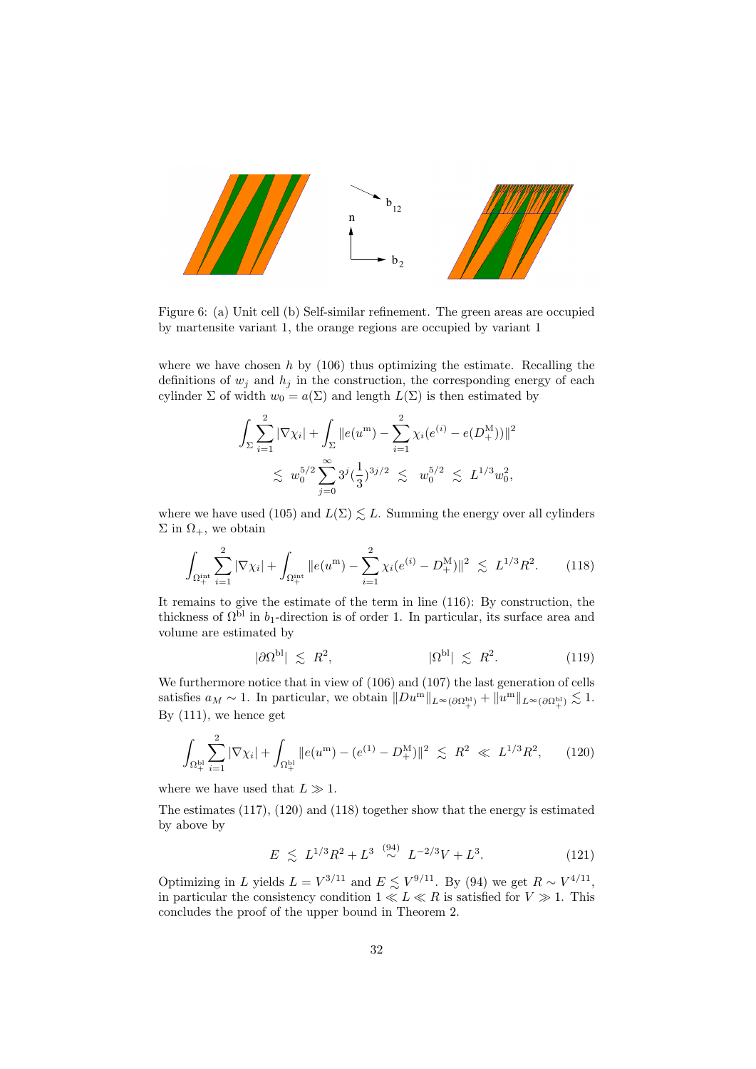Figure 6: (a) Unit cell (b) Self-similar refinement. The green areas are occupied by martensite variant 1, the orange regions are occupied by variant 1

where we have chosen $h$ by (106) thus optimizing the estimate. Recalling the definitions of $w_j$ and $h_j$ in the construction, the corresponding energy of each cylinder $\Sigma$ of width $w_0 = a(\Sigma)$ and length $L(\Sigma)$ is then estimated by

$$\int_\Sigma \sum_{i=1}^2 |\nabla \chi_i| + \int_\Sigma \|e(u^{\rm m}) - \sum_{i=1}^2 \chi_i (e^{(i)} - e(D_+^{\rm M}))\|^2$$
$$\lesssim \ w_0^{5/2} \sum_{j=0}^\infty 3^j (\frac{1}{3})^{3j/2} \ \lesssim \ w_0^{5/2} \ \lesssim \ L^{1/3} w_0^2,$$

where we have used (105) and $L(\Sigma) \lesssim L$. Summing the energy over all cylinders $\Sigma$ in $\Omega_+$, we obtain

$$\int_{\Omega_+^{\rm int}} \sum_{i=1}^2 |\nabla \chi_i| + \int_{\Omega_+^{\rm int}} \|e(u^{\rm m}) - \sum_{i=1}^2 \chi_i (e^{(i)} - D_+^{\rm M})\|^2 \ \lesssim \ L^{1/3} R^2. \tag{118}$$

It remains to give the estimate of the term in line (116): By construction, the thickness of $\Omega^{\rm bl}$ in $b_1$-direction is of order 1. In particular, its surface area and volume are estimated by

$$|\partial \Omega^{\rm bl}| \ \lesssim \ R^2, \qquad\qquad |\Omega^{\rm bl}| \ \lesssim \ R^2. \tag{119}$$

We furthermore notice that in view of (106) and (107) the last generation of cells satisfies $a_M \sim 1$. In particular, we obtain $\|Du^{\rm m}\|_{L^\infty(\partial \Omega_+^{\rm bl})} + \|u^{\rm m}\|_{L^\infty(\partial \Omega_+^{\rm bl})} \lesssim 1$. By (111), we hence get

$$\int_{\Omega_+^{\rm bl}} \sum_{i=1}^2 |\nabla \chi_i| + \int_{\Omega_+^{\rm bl}} \|e(u^{\rm m}) - (e^{(1)} - D_+^{\rm M})\|^2 \ \lesssim \ R^2 \ \ll \ L^{1/3} R^2, \tag{120}$$

where we have used that $L \gg 1$.

The estimates (117), (120) and (118) together show that the energy is estimated by above by

$$E \ \lesssim \ L^{1/3} R^2 + L^3 \ \overset{(94)}{\sim} \ L^{-2/3} V + L^3. \tag{121}$$

Optimizing in $L$ yields $L = V^{3/11}$ and $E \lesssim V^{9/11}$. By (94) we get $R \sim V^{4/11}$, in particular the consistency condition $1 \ll L \ll R$ is satisfied for $V \gg 1$. This concludes the proof of the upper bound in Theorem 2.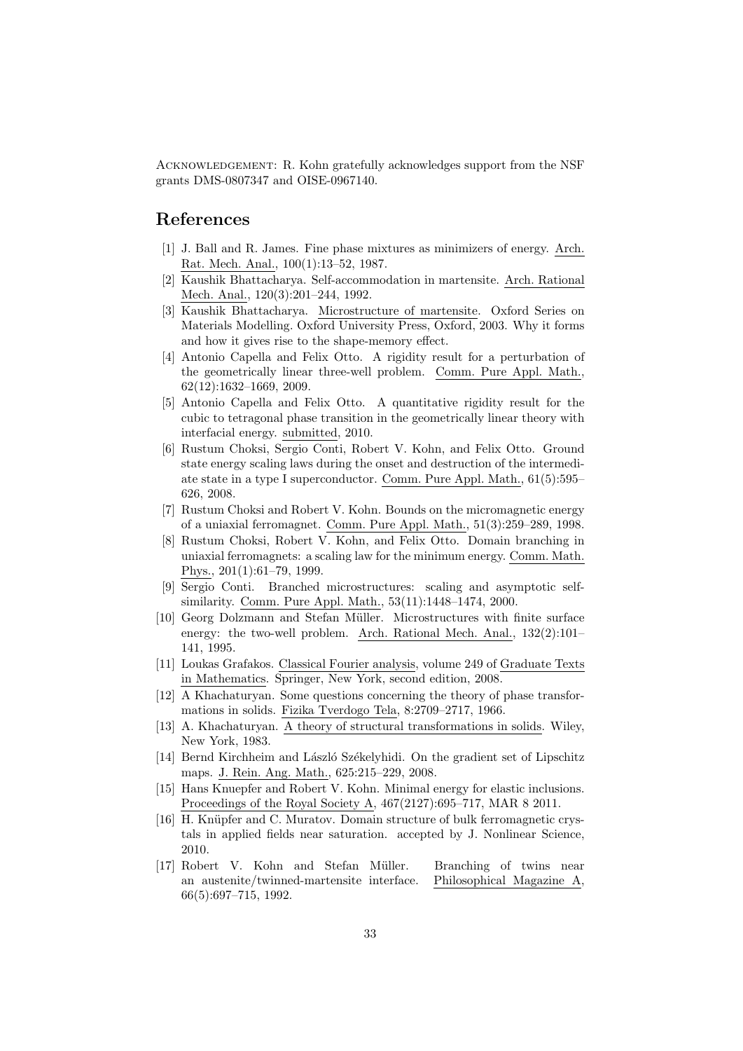ACKNOWLEDGEMENT: R. Kohn gratefully acknowledges support from the NSF grants DMS-0807347 and OISE-0967140.

# References

[1] J. Ball and R. James. Fine phase mixtures as minimizers of energy. Arch. Rat. Mech. Anal., 100(1):13–52, 1987.

[2] Kaushik Bhattacharya. Self-accommodation in martensite. Arch. Rational Mech. Anal., 120(3):201–244, 1992.

[3] Kaushik Bhattacharya. Microstructure of martensite. Oxford Series on Materials Modelling. Oxford University Press, Oxford, 2003. Why it forms and how it gives rise to the shape-memory effect.

[4] Antonio Capella and Felix Otto. A rigidity result for a perturbation of the geometrically linear three-well problem. Comm. Pure Appl. Math., 62(12):1632–1669, 2009.

[5] Antonio Capella and Felix Otto. A quantitative rigidity result for the cubic to tetragonal phase transition in the geometrically linear theory with interfacial energy. submitted, 2010.

[6] Rustum Choksi, Sergio Conti, Robert V. Kohn, and Felix Otto. Ground state energy scaling laws during the onset and destruction of the intermediate state in a type I superconductor. Comm. Pure Appl. Math., 61(5):595–626, 2008.

[7] Rustum Choksi and Robert V. Kohn. Bounds on the micromagnetic energy of a uniaxial ferromagnet. Comm. Pure Appl. Math., 51(3):259–289, 1998.

[8] Rustum Choksi, Robert V. Kohn, and Felix Otto. Domain branching in uniaxial ferromagnets: a scaling law for the minimum energy. Comm. Math. Phys., 201(1):61–79, 1999.

[9] Sergio Conti. Branched microstructures: scaling and asymptotic self-similarity. Comm. Pure Appl. Math., 53(11):1448–1474, 2000.

[10] Georg Dolzmann and Stefan Müller. Microstructures with finite surface energy: the two-well problem. Arch. Rational Mech. Anal., 132(2):101–141, 1995.

[11] Loukas Grafakos. Classical Fourier analysis, volume 249 of Graduate Texts in Mathematics. Springer, New York, second edition, 2008.

[12] A Khachaturyan. Some questions concerning the theory of phase transformations in solids. Fizika Tverdogo Tela, 8:2709–2717, 1966.

[13] A. Khachaturyan. A theory of structural transformations in solids. Wiley, New York, 1983.

[14] Bernd Kirchheim and László Székelyhidi. On the gradient set of Lipschitz maps. J. Rein. Ang. Math., 625:215–229, 2008.

[15] Hans Knuepfer and Robert V. Kohn. Minimal energy for elastic inclusions. Proceedings of the Royal Society A, 467(2127):695–717, MAR 8 2011.

[16] H. Knüpfer and C. Muratov. Domain structure of bulk ferromagnetic crystals in applied fields near saturation. accepted by J. Nonlinear Science, 2010.

[17] Robert V. Kohn and Stefan Müller. Branching of twins near an austenite/twinned-martensite interface. Philosophical Magazine A, 66(5):697–715, 1992.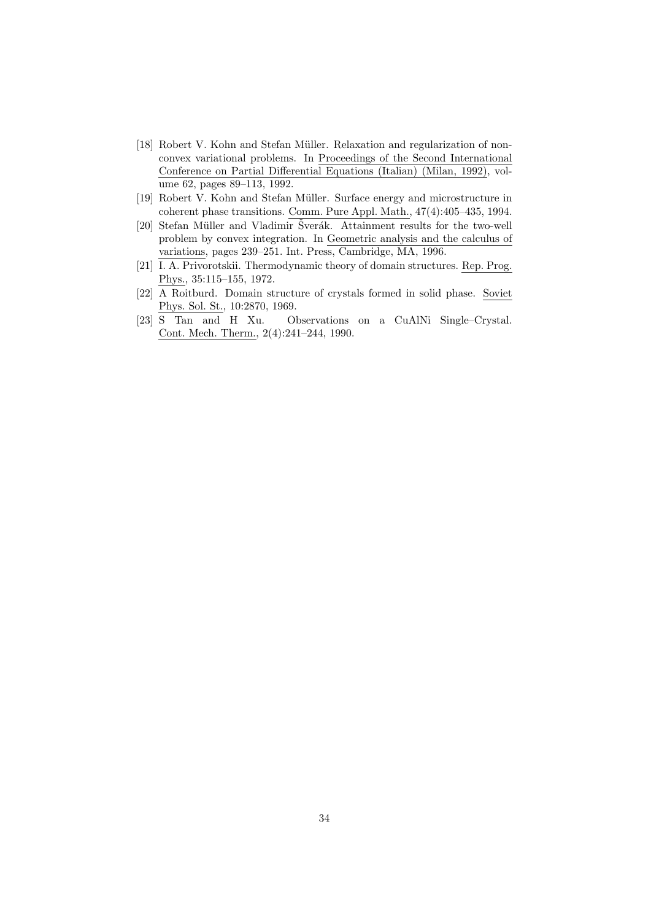[18] Robert V. Kohn and Stefan Müller. Relaxation and regularization of nonconvex variational problems. In Proceedings of the Second International Conference on Partial Differential Equations (Italian) (Milan, 1992), volume 62, pages 89–113, 1992.

[19] Robert V. Kohn and Stefan Müller. Surface energy and microstructure in coherent phase transitions. Comm. Pure Appl. Math., 47(4):405–435, 1994.

[20] Stefan Müller and Vladimir Šverák. Attainment results for the two-well problem by convex integration. In Geometric analysis and the calculus of variations, pages 239–251. Int. Press, Cambridge, MA, 1996.

[21] I. A. Privorotskii. Thermodynamic theory of domain structures. Rep. Prog. Phys., 35:115–155, 1972.

[22] A Roitburd. Domain structure of crystals formed in solid phase. Soviet Phys. Sol. St., 10:2870, 1969.

[23] S Tan and H Xu. Observations on a CuAlNi Single–Crystal. Cont. Mech. Therm., 2(4):241–244, 1990.